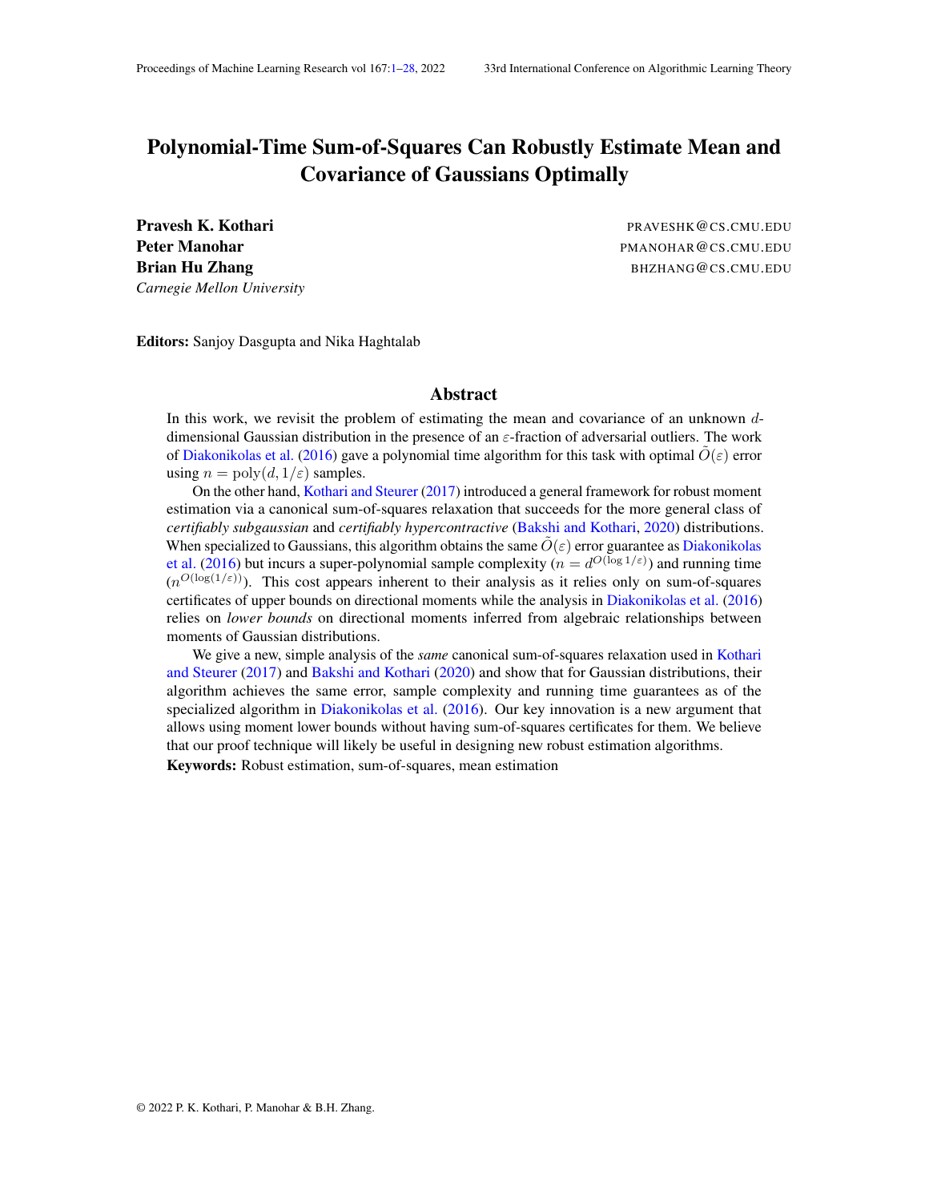# Polynomial-Time Sum-of-Squares Can Robustly Estimate Mean and Covariance of Gaussians Optimally

**Pravesh K. Kothari** PRAVESHK@CS.CMU.EDU
**Peter Manohar** PMANOHAR@CS.CMU.EDU
**Brian Hu Zhang** BHZHANG@CS.CMU.EDU
*Carnegie Mellon University*

**Editors:** Sanjoy Dasgupta and Nika Haghtalab

## Abstract

In this work, we revisit the problem of estimating the mean and covariance of an unknown $d$-dimensional Gaussian distribution in the presence of an $\varepsilon$-fraction of adversarial outliers. The work of Diakonikolas et al. (2016) gave a polynomial time algorithm for this task with optimal $\tilde{O}(\varepsilon)$ error using $n = \mathrm{poly}(d, 1/\varepsilon)$ samples.

On the other hand, Kothari and Steurer (2017) introduced a general framework for robust moment estimation via a canonical sum-of-squares relaxation that succeeds for the more general class of *certifiably subgaussian* and *certifiably hypercontractive* (Bakshi and Kothari, 2020) distributions. When specialized to Gaussians, this algorithm obtains the same $\tilde{O}(\varepsilon)$ error guarantee as Diakonikolas et al. (2016) but incurs a super-polynomial sample complexity ($n = d^{O(\log 1/\varepsilon)}$) and running time ($n^{O(\log(1/\varepsilon))}$). This cost appears inherent to their analysis as it relies only on sum-of-squares certificates of upper bounds on directional moments while the analysis in Diakonikolas et al. (2016) relies on *lower bounds* on directional moments inferred from algebraic relationships between moments of Gaussian distributions.

We give a new, simple analysis of the *same* canonical sum-of-squares relaxation used in Kothari and Steurer (2017) and Bakshi and Kothari (2020) and show that for Gaussian distributions, their algorithm achieves the same error, sample complexity and running time guarantees as of the specialized algorithm in Diakonikolas et al. (2016). Our key innovation is a new argument that allows using moment lower bounds without having sum-of-squares certificates for them. We believe that our proof technique will likely be useful in designing new robust estimation algorithms.

**Keywords:** Robust estimation, sum-of-squares, mean estimation

© 2022 P. K. Kothari, P. Manohar & B.H. Zhang.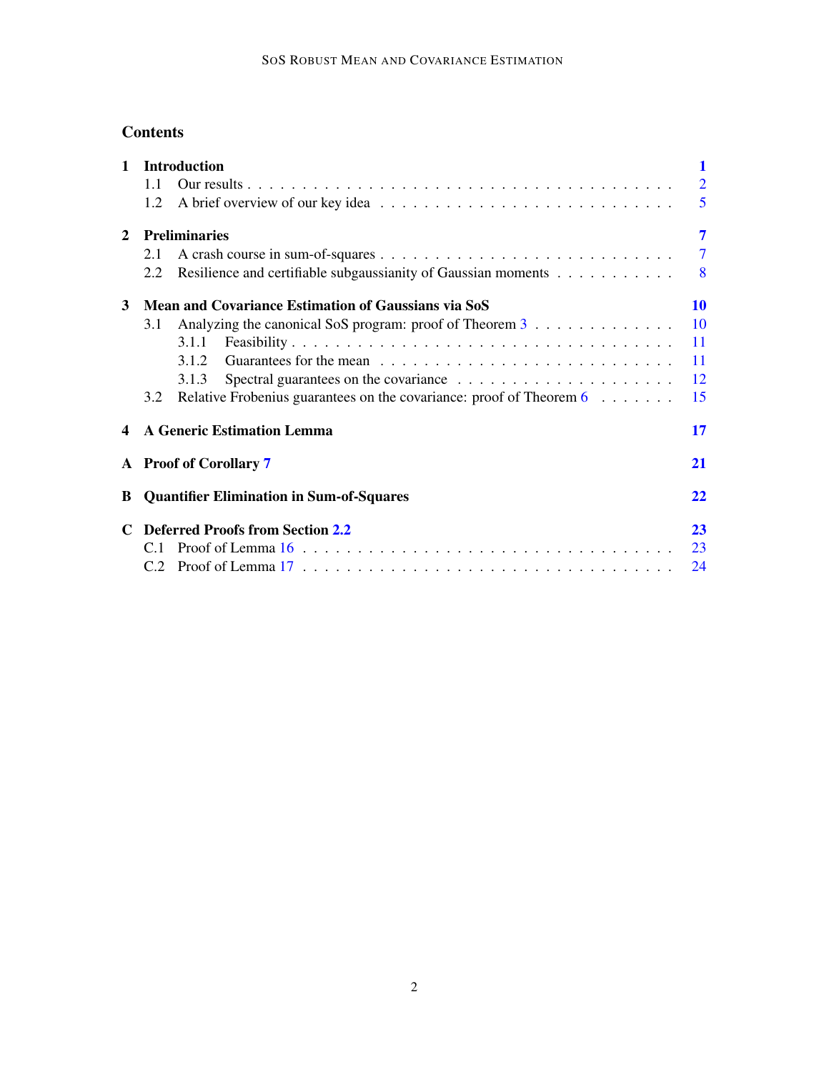## Contents

**1 Introduction** — **1**
- 1.1 Our results — 2
- 1.2 A brief overview of our key idea — 5

**2 Preliminaries** — **7**
- 2.1 A crash course in sum-of-squares — 7
- 2.2 Resilience and certifiable subgaussianity of Gaussian moments — 8

**3 Mean and Covariance Estimation of Gaussians via SoS** — **10**
- 3.1 Analyzing the canonical SoS program: proof of Theorem 3 — 10
  - 3.1.1 Feasibility — 11
  - 3.1.2 Guarantees for the mean — 11
  - 3.1.3 Spectral guarantees on the covariance — 12
- 3.2 Relative Frobenius guarantees on the covariance: proof of Theorem 6 — 15

**4 A Generic Estimation Lemma** — **17**

**A Proof of Corollary 7** — **21**

**B Quantifier Elimination in Sum-of-Squares** — **22**

**C Deferred Proofs from Section 2.2** — **23**
- C.1 Proof of Lemma 16 — 23
- C.2 Proof of Lemma 17 — 24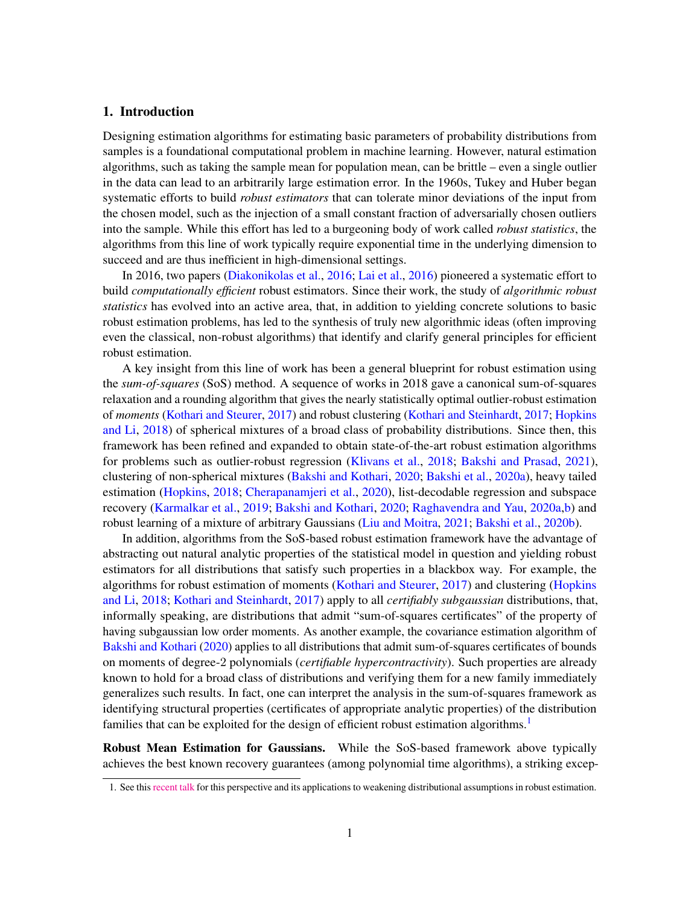## 1. Introduction

Designing estimation algorithms for estimating basic parameters of probability distributions from samples is a foundational computational problem in machine learning. However, natural estimation algorithms, such as taking the sample mean for population mean, can be brittle – even a single outlier in the data can lead to an arbitrarily large estimation error. In the 1960s, Tukey and Huber began systematic efforts to build *robust estimators* that can tolerate minor deviations of the input from the chosen model, such as the injection of a small constant fraction of adversarially chosen outliers into the sample. While this effort has led to a burgeoning body of work called *robust statistics*, the algorithms from this line of work typically require exponential time in the underlying dimension to succeed and are thus inefficient in high-dimensional settings.

In 2016, two papers (Diakonikolas et al., 2016; Lai et al., 2016) pioneered a systematic effort to build *computationally efficient* robust estimators. Since their work, the study of *algorithmic robust statistics* has evolved into an active area, that, in addition to yielding concrete solutions to basic robust estimation problems, has led to the synthesis of truly new algorithmic ideas (often improving even the classical, non-robust algorithms) that identify and clarify general principles for efficient robust estimation.

A key insight from this line of work has been a general blueprint for robust estimation using the *sum-of-squares* (SoS) method. A sequence of works in 2018 gave a canonical sum-of-squares relaxation and a rounding algorithm that gives the nearly statistically optimal outlier-robust estimation of *moments* (Kothari and Steurer, 2017) and robust clustering (Kothari and Steinhardt, 2017; Hopkins and Li, 2018) of spherical mixtures of a broad class of probability distributions. Since then, this framework has been refined and expanded to obtain state-of-the-art robust estimation algorithms for problems such as outlier-robust regression (Klivans et al., 2018; Bakshi and Prasad, 2021), clustering of non-spherical mixtures (Bakshi and Kothari, 2020; Bakshi et al., 2020a), heavy tailed estimation (Hopkins, 2018; Cherapanamjeri et al., 2020), list-decodable regression and subspace recovery (Karmalkar et al., 2019; Bakshi and Kothari, 2020; Raghavendra and Yau, 2020a,b) and robust learning of a mixture of arbitrary Gaussians (Liu and Moitra, 2021; Bakshi et al., 2020b).

In addition, algorithms from the SoS-based robust estimation framework have the advantage of abstracting out natural analytic properties of the statistical model in question and yielding robust estimators for all distributions that satisfy such properties in a blackbox way. For example, the algorithms for robust estimation of moments (Kothari and Steurer, 2017) and clustering (Hopkins and Li, 2018; Kothari and Steinhardt, 2017) apply to all *certifiably subgaussian* distributions, that, informally speaking, are distributions that admit "sum-of-squares certificates" of the property of having subgaussian low order moments. As another example, the covariance estimation algorithm of Bakshi and Kothari (2020) applies to all distributions that admit sum-of-squares certificates of bounds on moments of degree-2 polynomials (*certifiable hypercontractivity*). Such properties are already known to hold for a broad class of distributions and verifying them for a new family immediately generalizes such results. In fact, one can interpret the analysis in the sum-of-squares framework as identifying structural properties (certificates of appropriate analytic properties) of the distribution families that can be exploited for the design of efficient robust estimation algorithms.[1]

**Robust Mean Estimation for Gaussians.** While the SoS-based framework above typically achieves the best known recovery guarantees (among polynomial time algorithms), a striking excep-

1. See this recent talk for this perspective and its applications to weakening distributional assumptions in robust estimation.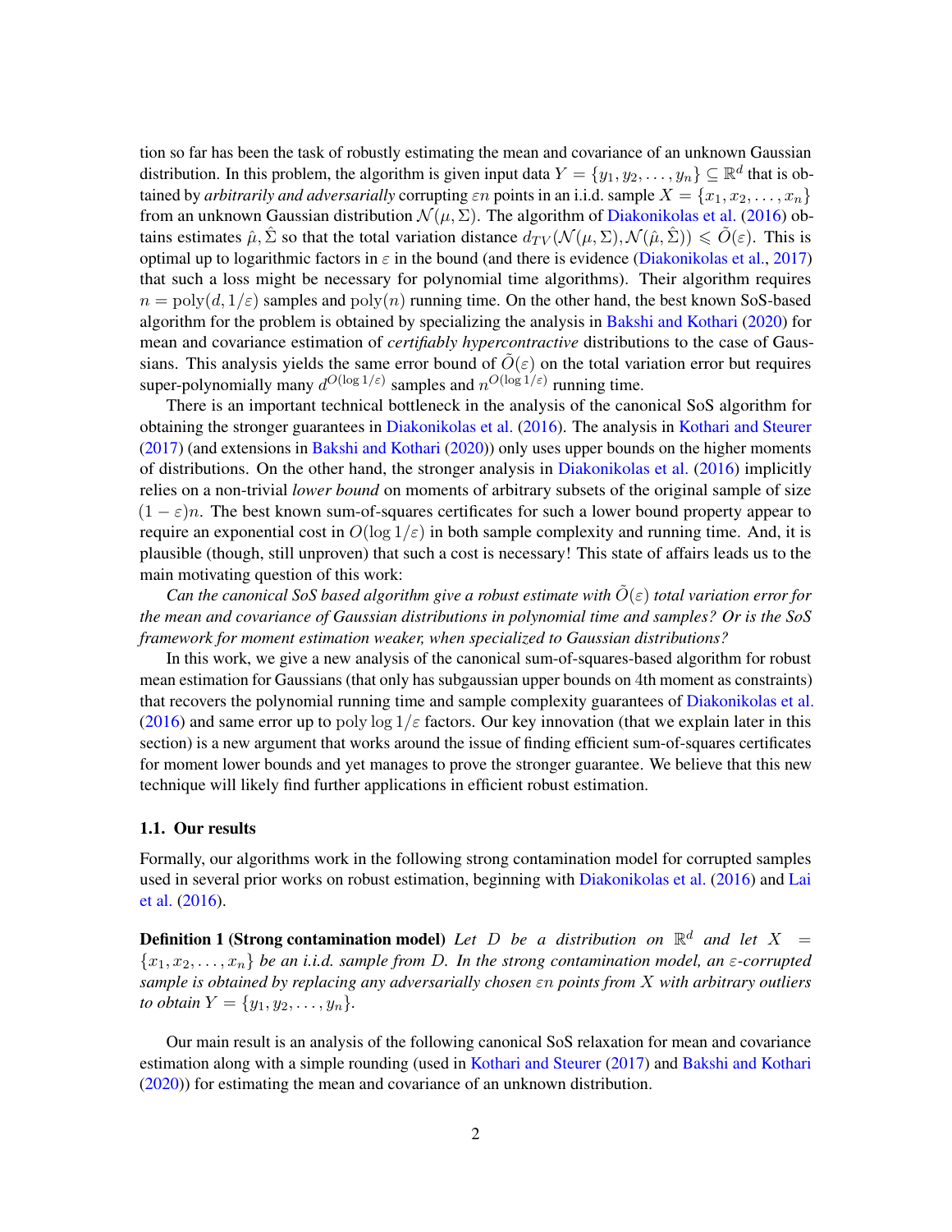tion so far has been the task of robustly estimating the mean and covariance of an unknown Gaussian distribution. In this problem, the algorithm is given input data $Y = \{y_1, y_2, \ldots, y_n\} \subseteq \mathbb{R}^d$ that is obtained by *arbitrarily and adversarially* corrupting $\varepsilon n$ points in an i.i.d. sample $X = \{x_1, x_2, \ldots, x_n\}$ from an unknown Gaussian distribution $\mathcal{N}(\mu, \Sigma)$. The algorithm of Diakonikolas et al. (2016) obtains estimates $\hat{\mu}, \hat{\Sigma}$ so that the total variation distance $d_{TV}(\mathcal{N}(\mu, \Sigma), \mathcal{N}(\hat{\mu}, \hat{\Sigma})) \leqslant \tilde{O}(\varepsilon)$. This is optimal up to logarithmic factors in $\varepsilon$ in the bound (and there is evidence (Diakonikolas et al., 2017) that such a loss might be necessary for polynomial time algorithms). Their algorithm requires $n = \mathrm{poly}(d, 1/\varepsilon)$ samples and $\mathrm{poly}(n)$ running time. On the other hand, the best known SoS-based algorithm for the problem is obtained by specializing the analysis in Bakshi and Kothari (2020) for mean and covariance estimation of *certifiably hypercontractive* distributions to the case of Gaussians. This analysis yields the same error bound of $\tilde{O}(\varepsilon)$ on the total variation error but requires super-polynomially many $d^{O(\log 1/\varepsilon)}$ samples and $n^{O(\log 1/\varepsilon)}$ running time.

There is an important technical bottleneck in the analysis of the canonical SoS algorithm for obtaining the stronger guarantees in Diakonikolas et al. (2016). The analysis in Kothari and Steurer (2017) (and extensions in Bakshi and Kothari (2020)) only uses upper bounds on the higher moments of distributions. On the other hand, the stronger analysis in Diakonikolas et al. (2016) implicitly relies on a non-trivial *lower bound* on moments of arbitrary subsets of the original sample of size $(1-\varepsilon)n$. The best known sum-of-squares certificates for such a lower bound property appear to require an exponential cost in $O(\log 1/\varepsilon)$ in both sample complexity and running time. And, it is plausible (though, still unproven) that such a cost is necessary! This state of affairs leads us to the main motivating question of this work:

*Can the canonical SoS based algorithm give a robust estimate with $\tilde{O}(\varepsilon)$ total variation error for the mean and covariance of Gaussian distributions in polynomial time and samples? Or is the SoS framework for moment estimation weaker, when specialized to Gaussian distributions?*

In this work, we give a new analysis of the canonical sum-of-squares-based algorithm for robust mean estimation for Gaussians (that only has subgaussian upper bounds on 4th moment as constraints) that recovers the polynomial running time and sample complexity guarantees of Diakonikolas et al. (2016) and same error up to $\mathrm{poly}\log 1/\varepsilon$ factors. Our key innovation (that we explain later in this section) is a new argument that works around the issue of finding efficient sum-of-squares certificates for moment lower bounds and yet manages to prove the stronger guarantee. We believe that this new technique will likely find further applications in efficient robust estimation.

### 1.1. Our results

Formally, our algorithms work in the following strong contamination model for corrupted samples used in several prior works on robust estimation, beginning with Diakonikolas et al. (2016) and Lai et al. (2016).

**Definition 1 (Strong contamination model)** *Let $D$ be a distribution on $\mathbb{R}^d$ and let $X = \{x_1, x_2, \ldots, x_n\}$ be an i.i.d. sample from $D$. In the strong contamination model, an $\varepsilon$-corrupted sample is obtained by replacing any adversarially chosen $\varepsilon n$ points from $X$ with arbitrary outliers to obtain $Y = \{y_1, y_2, \ldots, y_n\}$.*

Our main result is an analysis of the following canonical SoS relaxation for mean and covariance estimation along with a simple rounding (used in Kothari and Steurer (2017) and Bakshi and Kothari (2020)) for estimating the mean and covariance of an unknown distribution.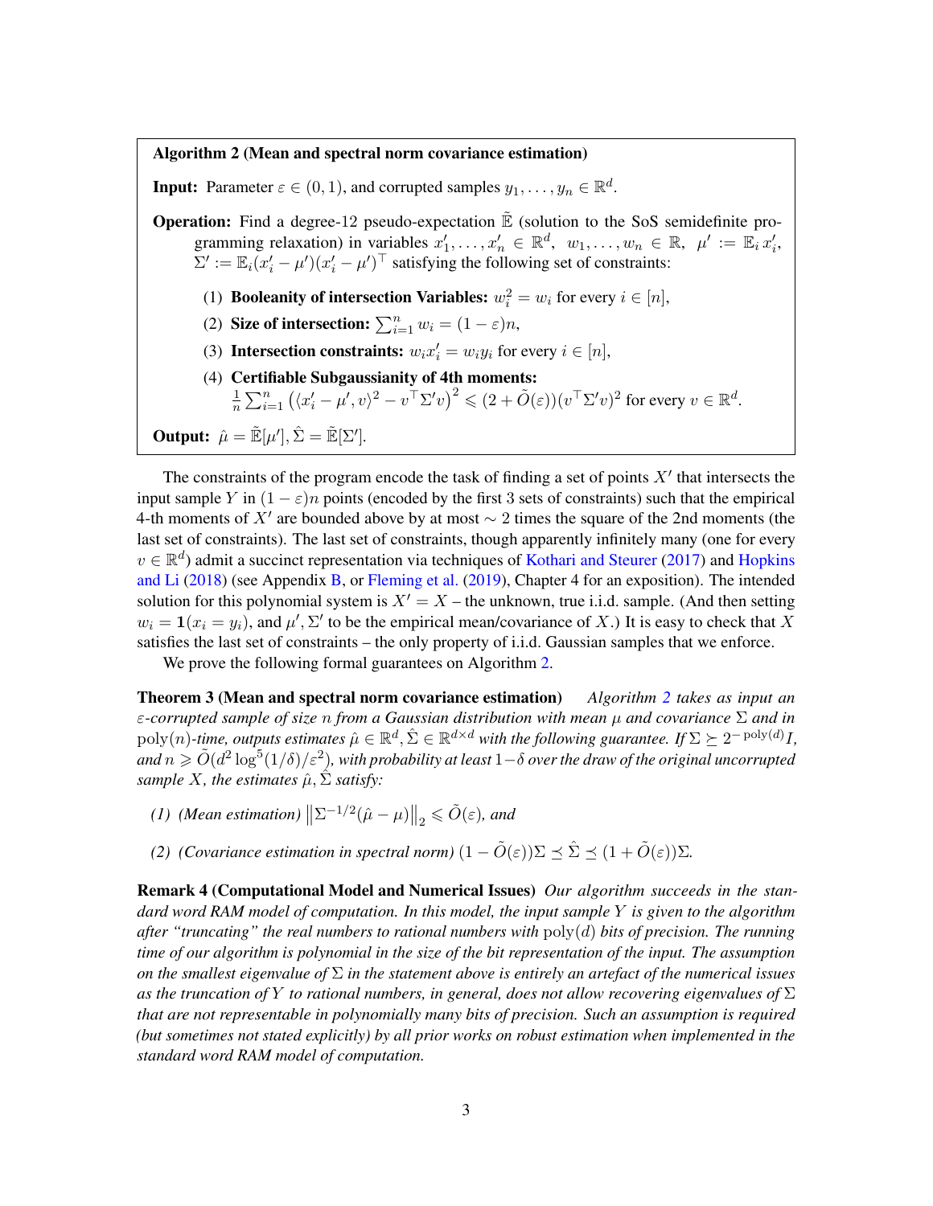**Algorithm 2 (Mean and spectral norm covariance estimation)**

**Input:** Parameter $\varepsilon \in (0,1)$, and corrupted samples $y_1, \ldots, y_n \in \mathbb{R}^d$.

**Operation:** Find a degree-12 pseudo-expectation $\tilde{\mathbb{E}}$ (solution to the SoS semidefinite programming relaxation) in variables $x'_1, \ldots, x'_n \in \mathbb{R}^d$, $w_1, \ldots, w_n \in \mathbb{R}$, $\mu' := \mathbb{E}_i x'_i$, $\Sigma' := \mathbb{E}_i (x'_i - \mu')(x'_i - \mu')^\top$ satisfying the following set of constraints:

1. **Booleanity of intersection Variables:** $w_i^2 = w_i$ for every $i \in [n]$,
2. **Size of intersection:** $\sum_{i=1}^n w_i = (1-\varepsilon)n$,
3. **Intersection constraints:** $w_i x'_i = w_i y_i$ for every $i \in [n]$,
4. **Certifiable Subgaussianity of 4th moments:** $\frac{1}{n}\sum_{i=1}^n \left(\langle x'_i - \mu', v\rangle^2 - v^\top \Sigma' v\right)^2 \leqslant (2 + \tilde{O}(\varepsilon))(v^\top \Sigma' v)^2$ for every $v \in \mathbb{R}^d$.

**Output:** $\hat{\mu} = \tilde{\mathbb{E}}[\mu'], \hat{\Sigma} = \tilde{\mathbb{E}}[\Sigma']$.

The constraints of the program encode the task of finding a set of points $X'$ that intersects the input sample $Y$ in $(1-\varepsilon)n$ points (encoded by the first 3 sets of constraints) such that the empirical 4-th moments of $X'$ are bounded above by at most $\sim 2$ times the square of the 2nd moments (the last set of constraints). The last set of constraints, though apparently infinitely many (one for every $v \in \mathbb{R}^d$) admit a succinct representation via techniques of Kothari and Steurer (2017) and Hopkins and Li (2018) (see Appendix B, or Fleming et al. (2019), Chapter 4 for an exposition). The intended solution for this polynomial system is $X' = X$ – the unknown, true i.i.d. sample. (And then setting $w_i = \mathbf{1}(x_i = y_i)$, and $\mu', \Sigma'$ to be the empirical mean/covariance of $X$.) It is easy to check that $X$ satisfies the last set of constraints – the only property of i.i.d. Gaussian samples that we enforce.

We prove the following formal guarantees on Algorithm 2.

**Theorem 3 (Mean and spectral norm covariance estimation)** *Algorithm 2 takes as input an $\varepsilon$-corrupted sample of size $n$ from a Gaussian distribution with mean $\mu$ and covariance $\Sigma$ and in $\mathrm{poly}(n)$-time, outputs estimates $\hat{\mu} \in \mathbb{R}^d, \hat{\Sigma} \in \mathbb{R}^{d\times d}$ with the following guarantee. If $\Sigma \succeq 2^{-\mathrm{poly}(d)} I$, and $n \geqslant \tilde{O}(d^2 \log^5(1/\delta)/\varepsilon^2)$, with probability at least $1-\delta$ over the draw of the original uncorrupted sample $X$, the estimates $\hat{\mu}, \hat{\Sigma}$ satisfy:*

*(1) (Mean estimation) $\left\|\Sigma^{-1/2}(\hat{\mu} - \mu)\right\|_2 \leqslant \tilde{O}(\varepsilon)$, and*

*(2) (Covariance estimation in spectral norm) $(1 - \tilde{O}(\varepsilon))\Sigma \preceq \hat{\Sigma} \preceq (1 + \tilde{O}(\varepsilon))\Sigma$.*

**Remark 4 (Computational Model and Numerical Issues)** *Our algorithm succeeds in the standard word RAM model of computation. In this model, the input sample $Y$ is given to the algorithm after "truncating" the real numbers to rational numbers with $\mathrm{poly}(d)$ bits of precision. The running time of our algorithm is polynomial in the size of the bit representation of the input. The assumption on the smallest eigenvalue of $\Sigma$ in the statement above is entirely an artefact of the numerical issues as the truncation of $Y$ to rational numbers, in general, does not allow recovering eigenvalues of $\Sigma$ that are not representable in polynomially many bits of precision. Such an assumption is required (but sometimes not stated explicitly) by all prior works on robust estimation when implemented in the standard word RAM model of computation.*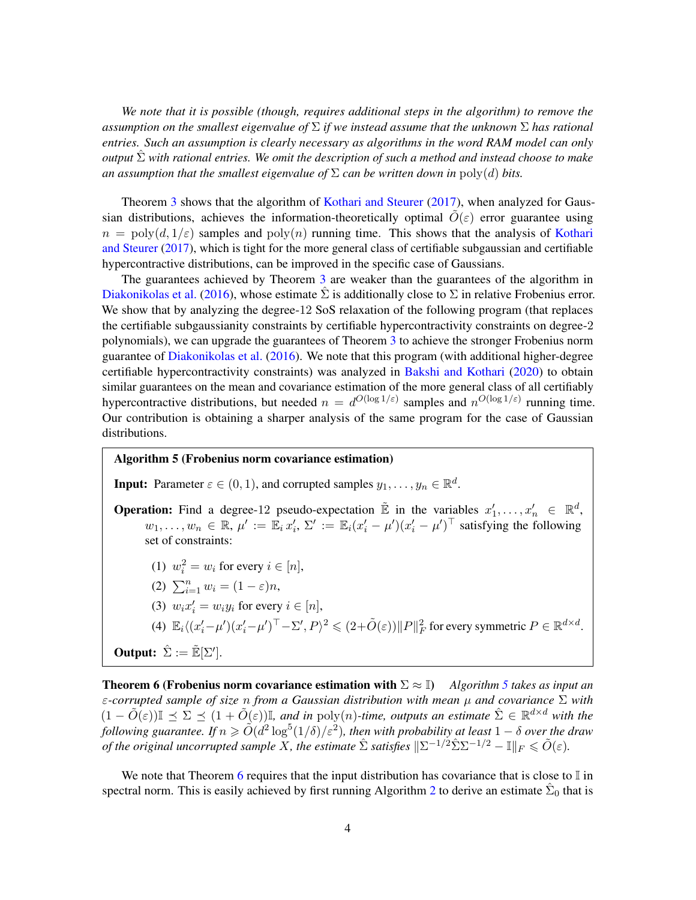*We note that it is possible (though, requires additional steps in the algorithm) to remove the assumption on the smallest eigenvalue of $\Sigma$ if we instead assume that the unknown $\Sigma$ has rational entries. Such an assumption is clearly necessary as algorithms in the word RAM model can only output $\hat{\Sigma}$ with rational entries. We omit the description of such a method and instead choose to make an assumption that the smallest eigenvalue of $\Sigma$ can be written down in $\mathrm{poly}(d)$ bits.*

Theorem 3 shows that the algorithm of Kothari and Steurer (2017), when analyzed for Gaussian distributions, achieves the information-theoretically optimal $\tilde{O}(\varepsilon)$ error guarantee using $n = \mathrm{poly}(d, 1/\varepsilon)$ samples and $\mathrm{poly}(n)$ running time. This shows that the analysis of Kothari and Steurer (2017), which is tight for the more general class of certifiable subgaussian and certifiable hypercontractive distributions, can be improved in the specific case of Gaussians.

The guarantees achieved by Theorem 3 are weaker than the guarantees of the algorithm in Diakonikolas et al. (2016), whose estimate $\hat{\Sigma}$ is additionally close to $\Sigma$ in relative Frobenius error. We show that by analyzing the degree-12 SoS relaxation of the following program (that replaces the certifiable subgaussianity constraints by certifiable hypercontractivity constraints on degree-2 polynomials), we can upgrade the guarantees of Theorem 3 to achieve the stronger Frobenius norm guarantee of Diakonikolas et al. (2016). We note that this program (with additional higher-degree certifiable hypercontractivity constraints) was analyzed in Bakshi and Kothari (2020) to obtain similar guarantees on the mean and covariance estimation of the more general class of all certifiably hypercontractive distributions, but needed $n = d^{O(\log 1/\varepsilon)}$ samples and $n^{O(\log 1/\varepsilon)}$ running time. Our contribution is obtaining a sharper analysis of the same program for the case of Gaussian distributions.

**Algorithm 5 (Frobenius norm covariance estimation)**

**Input:** Parameter $\varepsilon \in (0, 1)$, and corrupted samples $y_1, \ldots, y_n \in \mathbb{R}^d$.

**Operation:** Find a degree-12 pseudo-expectation $\tilde{\mathbb{E}}$ in the variables $x'_1, \ldots, x'_n \in \mathbb{R}^d$, $w_1, \ldots, w_n \in \mathbb{R}$, $\mu' := \mathbb{E}_i\, x'_i$, $\Sigma' := \mathbb{E}_i(x'_i - \mu')(x'_i - \mu')^\top$ satisfying the following set of constraints:

1. $w_i^2 = w_i$ for every $i \in [n]$,
2. $\sum_{i=1}^n w_i = (1 - \varepsilon)n$,
3. $w_i x'_i = w_i y_i$ for every $i \in [n]$,
4. $\mathbb{E}_i \langle (x'_i - \mu')(x'_i - \mu')^\top - \Sigma', P\rangle^2 \leqslant (2 + \tilde{O}(\varepsilon))\|P\|_F^2$ for every symmetric $P \in \mathbb{R}^{d \times d}$.

**Output:** $\hat{\Sigma} := \tilde{\mathbb{E}}[\Sigma']$.

**Theorem 6 (Frobenius norm covariance estimation with $\Sigma \approx \mathbb{I}$)** *Algorithm 5 takes as input an $\varepsilon$-corrupted sample of size $n$ from a Gaussian distribution with mean $\mu$ and covariance $\Sigma$ with $(1 - \tilde{O}(\varepsilon))\mathbb{I} \preceq \Sigma \preceq (1 + \tilde{O}(\varepsilon))\mathbb{I}$, and in $\mathrm{poly}(n)$-time, outputs an estimate $\hat{\Sigma} \in \mathbb{R}^{d \times d}$ with the following guarantee. If $n \geqslant \tilde{O}(d^2 \log^5(1/\delta)/\varepsilon^2)$, then with probability at least $1 - \delta$ over the draw of the original uncorrupted sample $X$, the estimate $\hat{\Sigma}$ satisfies $\|\Sigma^{-1/2}\hat{\Sigma}\Sigma^{-1/2} - \mathbb{I}\|_F \leqslant \tilde{O}(\varepsilon)$.*

We note that Theorem 6 requires that the input distribution has covariance that is close to $\mathbb{I}$ in spectral norm. This is easily achieved by first running Algorithm 2 to derive an estimate $\hat{\Sigma}_0$ that is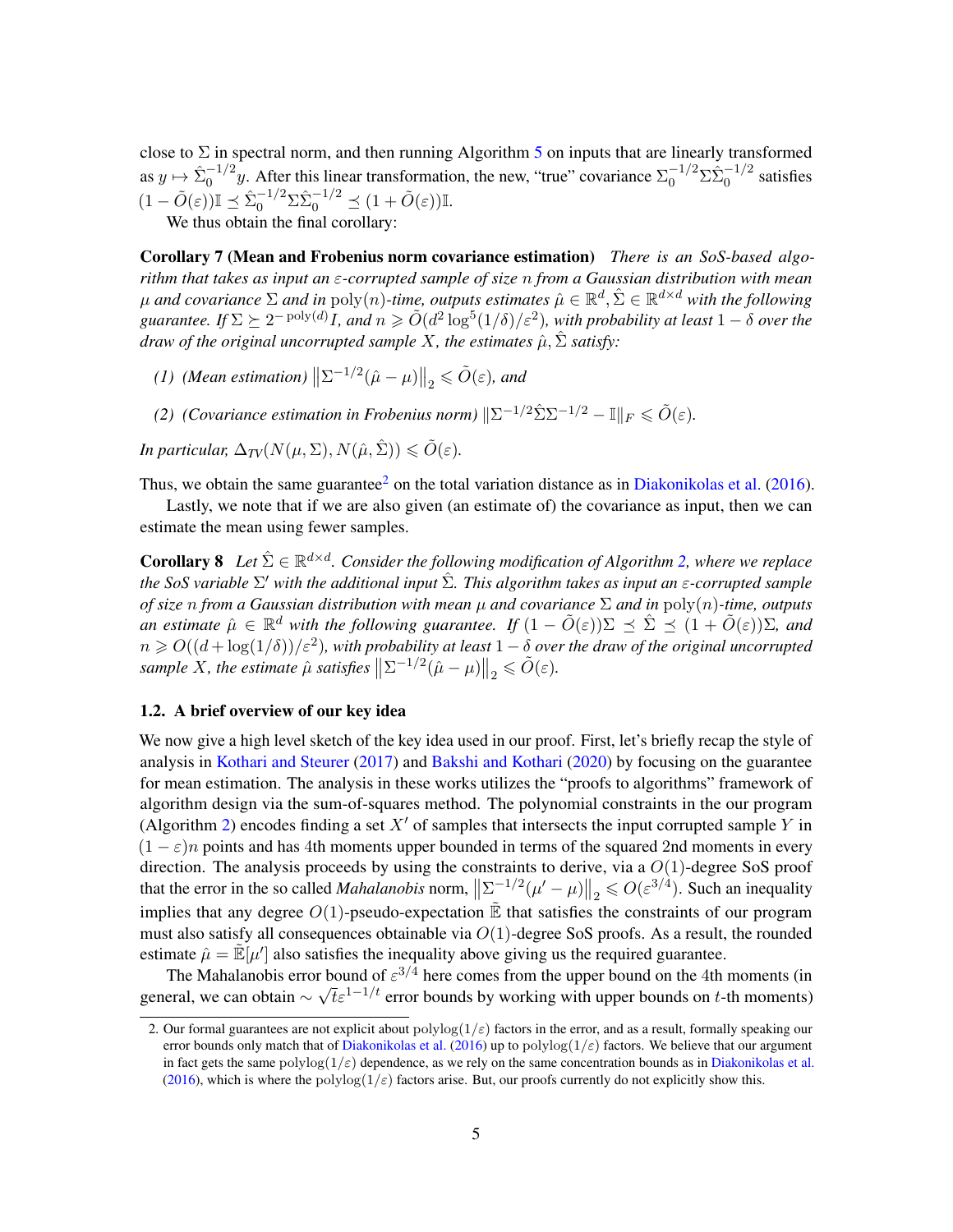close to $\Sigma$ in spectral norm, and then running Algorithm 5 on inputs that are linearly transformed as $y \mapsto \hat{\Sigma}_0^{-1/2} y$. After this linear transformation, the new, "true" covariance $\Sigma_0^{-1/2} \Sigma \hat{\Sigma}_0^{-1/2}$ satisfies $(1 - \tilde{O}(\varepsilon))\mathbb{I} \preceq \hat{\Sigma}_0^{-1/2} \Sigma \hat{\Sigma}_0^{-1/2} \preceq (1 + \tilde{O}(\varepsilon))\mathbb{I}$.

We thus obtain the final corollary:

**Corollary 7 (Mean and Frobenius norm covariance estimation)** *There is an SoS-based algorithm that takes as input an $\varepsilon$-corrupted sample of size $n$ from a Gaussian distribution with mean $\mu$ and covariance $\Sigma$ and in $\mathrm{poly}(n)$-time, outputs estimates $\hat{\mu} \in \mathbb{R}^d, \hat{\Sigma} \in \mathbb{R}^{d \times d}$ with the following guarantee. If $\Sigma \succeq 2^{-\mathrm{poly}(d)} I$, and $n \geqslant \tilde{O}(d^2 \log^5(1/\delta)/\varepsilon^2)$, with probability at least $1 - \delta$ over the draw of the original uncorrupted sample $X$, the estimates $\hat{\mu}, \hat{\Sigma}$ satisfy:*

*(1) (Mean estimation) $\left\|\Sigma^{-1/2}(\hat{\mu} - \mu)\right\|_2 \leqslant \tilde{O}(\varepsilon)$, and*

*(2) (Covariance estimation in Frobenius norm) $\|\Sigma^{-1/2} \hat{\Sigma} \Sigma^{-1/2} - \mathbb{I}\|_F \leqslant \tilde{O}(\varepsilon)$.*

*In particular, $\Delta_{TV}(N(\mu, \Sigma), N(\hat{\mu}, \hat{\Sigma})) \leqslant \tilde{O}(\varepsilon)$.*

Thus, we obtain the same guarantee[2] on the total variation distance as in Diakonikolas et al. (2016).

Lastly, we note that if we are also given (an estimate of) the covariance as input, then we can estimate the mean using fewer samples.

**Corollary 8** *Let $\hat{\Sigma} \in \mathbb{R}^{d \times d}$. Consider the following modification of Algorithm 2, where we replace the SoS variable $\Sigma'$ with the additional input $\hat{\Sigma}$. This algorithm takes as input an $\varepsilon$-corrupted sample of size $n$ from a Gaussian distribution with mean $\mu$ and covariance $\Sigma$ and in $\mathrm{poly}(n)$-time, outputs an estimate $\hat{\mu} \in \mathbb{R}^d$ with the following guarantee. If $(1 - \tilde{O}(\varepsilon))\Sigma \preceq \hat{\Sigma} \preceq (1 + \tilde{O}(\varepsilon))\Sigma$, and $n \geqslant O((d + \log(1/\delta))/\varepsilon^2)$, with probability at least $1 - \delta$ over the draw of the original uncorrupted sample $X$, the estimate $\hat{\mu}$ satisfies $\left\|\Sigma^{-1/2}(\hat{\mu} - \mu)\right\|_2 \leqslant \tilde{O}(\varepsilon)$.*

### 1.2. A brief overview of our key idea

We now give a high level sketch of the key idea used in our proof. First, let's briefly recap the style of analysis in Kothari and Steurer (2017) and Bakshi and Kothari (2020) by focusing on the guarantee for mean estimation. The analysis in these works utilizes the "proofs to algorithms" framework of algorithm design via the sum-of-squares method. The polynomial constraints in the our program (Algorithm 2) encodes finding a set $X'$ of samples that intersects the input corrupted sample $Y$ in $(1 - \varepsilon)n$ points and has 4th moments upper bounded in terms of the squared 2nd moments in every direction. The analysis proceeds by using the constraints to derive, via a $O(1)$-degree SoS proof that the error in the so called *Mahalanobis* norm, $\left\|\Sigma^{-1/2}(\mu' - \mu)\right\|_2 \leqslant O(\varepsilon^{3/4})$. Such an inequality implies that any degree $O(1)$-pseudo-expectation $\tilde{\mathbb{E}}$ that satisfies the constraints of our program must also satisfy all consequences obtainable via $O(1)$-degree SoS proofs. As a result, the rounded estimate $\hat{\mu} = \tilde{\mathbb{E}}[\mu']$ also satisfies the inequality above giving us the required guarantee.

The Mahalanobis error bound of $\varepsilon^{3/4}$ here comes from the upper bound on the 4th moments (in general, we can obtain $\sim \sqrt{t}\varepsilon^{1-1/t}$ error bounds by working with upper bounds on $t$-th moments)

---

[2] Our formal guarantees are not explicit about $\mathrm{polylog}(1/\varepsilon)$ factors in the error, and as a result, formally speaking our error bounds only match that of Diakonikolas et al. (2016) up to $\mathrm{polylog}(1/\varepsilon)$ factors. We believe that our argument in fact gets the same $\mathrm{polylog}(1/\varepsilon)$ dependence, as we rely on the same concentration bounds as in Diakonikolas et al. (2016), which is where the $\mathrm{polylog}(1/\varepsilon)$ factors arise. But, our proofs currently do not explicitly show this.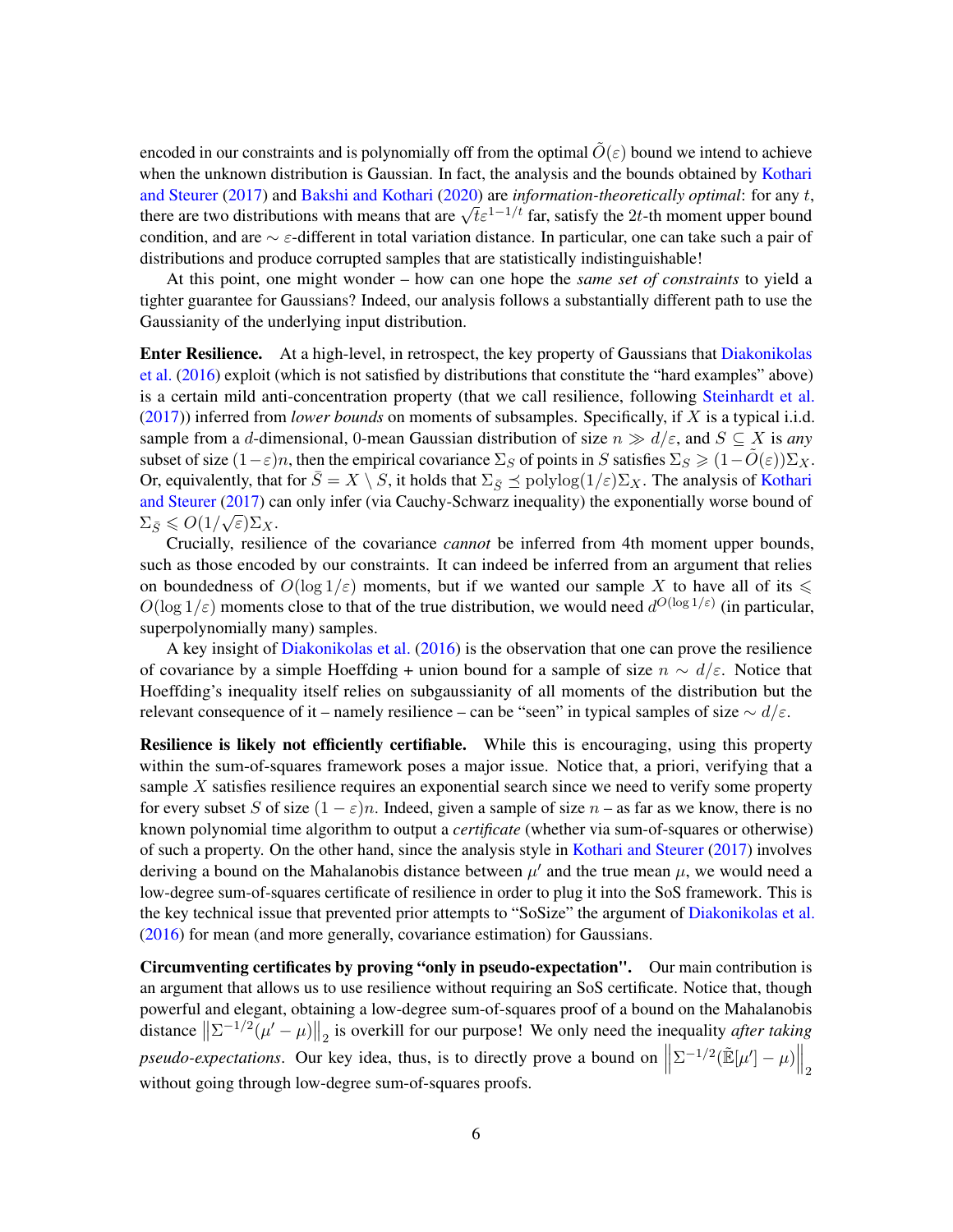encoded in our constraints and is polynomially off from the optimal $\tilde{O}(\varepsilon)$ bound we intend to achieve when the unknown distribution is Gaussian. In fact, the analysis and the bounds obtained by Kothari and Steurer (2017) and Bakshi and Kothari (2020) are *information-theoretically optimal*: for any $t$, there are two distributions with means that are $\sqrt{t}\varepsilon^{1-1/t}$ far, satisfy the $2t$-th moment upper bound condition, and are $\sim \varepsilon$-different in total variation distance. In particular, one can take such a pair of distributions and produce corrupted samples that are statistically indistinguishable!

At this point, one might wonder – how can one hope the *same set of constraints* to yield a tighter guarantee for Gaussians? Indeed, our analysis follows a substantially different path to use the Gaussianity of the underlying input distribution.

**Enter Resilience.** At a high-level, in retrospect, the key property of Gaussians that Diakonikolas et al. (2016) exploit (which is not satisfied by distributions that constitute the "hard examples" above) is a certain mild anti-concentration property (that we call resilience, following Steinhardt et al. (2017)) inferred from *lower bounds* on moments of subsamples. Specifically, if $X$ is a typical i.i.d. sample from a $d$-dimensional, 0-mean Gaussian distribution of size $n \gg d/\varepsilon$, and $S \subseteq X$ is *any* subset of size $(1-\varepsilon)n$, then the empirical covariance $\Sigma_S$ of points in $S$ satisfies $\Sigma_S \geqslant (1-\tilde{O}(\varepsilon))\Sigma_X$. Or, equivalently, that for $\bar{S} = X \setminus S$, it holds that $\Sigma_{\bar{S}} \preceq \mathrm{polylog}(1/\varepsilon)\Sigma_X$. The analysis of Kothari and Steurer (2017) can only infer (via Cauchy-Schwarz inequality) the exponentially worse bound of $\Sigma_{\bar{S}} \leqslant O(1/\sqrt{\varepsilon})\Sigma_X$.

Crucially, resilience of the covariance *cannot* be inferred from 4th moment upper bounds, such as those encoded by our constraints. It can indeed be inferred from an argument that relies on boundedness of $O(\log 1/\varepsilon)$ moments, but if we wanted our sample $X$ to have all of its $\leqslant O(\log 1/\varepsilon)$ moments close to that of the true distribution, we would need $d^{O(\log 1/\varepsilon)}$ (in particular, superpolynomially many) samples.

A key insight of Diakonikolas et al. (2016) is the observation that one can prove the resilience of covariance by a simple Hoeffding + union bound for a sample of size $n \sim d/\varepsilon$. Notice that Hoeffding's inequality itself relies on subgaussianity of all moments of the distribution but the relevant consequence of it – namely resilience – can be "seen" in typical samples of size $\sim d/\varepsilon$.

**Resilience is likely not efficiently certifiable.** While this is encouraging, using this property within the sum-of-squares framework poses a major issue. Notice that, a priori, verifying that a sample $X$ satisfies resilience requires an exponential search since we need to verify some property for every subset $S$ of size $(1-\varepsilon)n$. Indeed, given a sample of size $n$ – as far as we know, there is no known polynomial time algorithm to output a *certificate* (whether via sum-of-squares or otherwise) of such a property. On the other hand, since the analysis style in Kothari and Steurer (2017) involves deriving a bound on the Mahalanobis distance between $\mu'$ and the true mean $\mu$, we would need a low-degree sum-of-squares certificate of resilience in order to plug it into the SoS framework. This is the key technical issue that prevented prior attempts to "SoSize" the argument of Diakonikolas et al. (2016) for mean (and more generally, covariance estimation) for Gaussians.

**Circumventing certificates by proving "only in pseudo-expectation".** Our main contribution is an argument that allows us to use resilience without requiring an SoS certificate. Notice that, though powerful and elegant, obtaining a low-degree sum-of-squares proof of a bound on the Mahalanobis distance $\left\|\Sigma^{-1/2}(\mu'-\mu)\right\|_2$ is overkill for our purpose! We only need the inequality *after taking pseudo-expectations*. Our key idea, thus, is to directly prove a bound on $\left\|\Sigma^{-1/2}(\tilde{\mathbb{E}}[\mu']-\mu)\right\|_2$ without going through low-degree sum-of-squares proofs.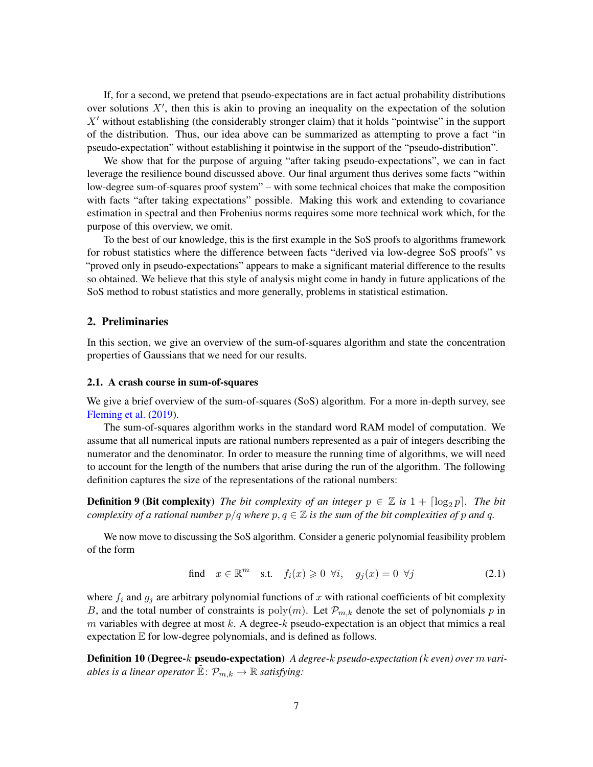If, for a second, we pretend that pseudo-expectations are in fact actual probability distributions over solutions $X'$, then this is akin to proving an inequality on the expectation of the solution $X'$ without establishing (the considerably stronger claim) that it holds "pointwise" in the support of the distribution. Thus, our idea above can be summarized as attempting to prove a fact "in pseudo-expectation" without establishing it pointwise in the support of the "pseudo-distribution".

We show that for the purpose of arguing "after taking pseudo-expectations", we can in fact leverage the resilience bound discussed above. Our final argument thus derives some facts "within low-degree sum-of-squares proof system" – with some technical choices that make the composition with facts "after taking expectations" possible. Making this work and extending to covariance estimation in spectral and then Frobenius norms requires some more technical work which, for the purpose of this overview, we omit.

To the best of our knowledge, this is the first example in the SoS proofs to algorithms framework for robust statistics where the difference between facts "derived via low-degree SoS proofs" vs "proved only in pseudo-expectations" appears to make a significant material difference to the results so obtained. We believe that this style of analysis might come in handy in future applications of the SoS method to robust statistics and more generally, problems in statistical estimation.

## 2. Preliminaries

In this section, we give an overview of the sum-of-squares algorithm and state the concentration properties of Gaussians that we need for our results.

### 2.1. A crash course in sum-of-squares

We give a brief overview of the sum-of-squares (SoS) algorithm. For a more in-depth survey, see Fleming et al. (2019).

The sum-of-squares algorithm works in the standard word RAM model of computation. We assume that all numerical inputs are rational numbers represented as a pair of integers describing the numerator and the denominator. In order to measure the running time of algorithms, we will need to account for the length of the numbers that arise during the run of the algorithm. The following definition captures the size of the representations of the rational numbers:

**Definition 9 (Bit complexity)** *The bit complexity of an integer $p \in \mathbb{Z}$ is $1 + \lceil \log_2 p \rceil$. The bit complexity of a rational number $p/q$ where $p, q \in \mathbb{Z}$ is the sum of the bit complexities of $p$ and $q$.*

We now move to discussing the SoS algorithm. Consider a generic polynomial feasibility problem of the form

$$\text{find} \quad x \in \mathbb{R}^m \quad \text{s.t.} \quad f_i(x) \geqslant 0 \;\; \forall i, \quad g_j(x) = 0 \;\; \forall j \tag{2.1}$$

where $f_i$ and $g_j$ are arbitrary polynomial functions of $x$ with rational coefficients of bit complexity $B$, and the total number of constraints is $\mathrm{poly}(m)$. Let $\mathcal{P}_{m,k}$ denote the set of polynomials $p$ in $m$ variables with degree at most $k$. A degree-$k$ pseudo-expectation is an object that mimics a real expectation $\mathbb{E}$ for low-degree polynomials, and is defined as follows.

**Definition 10 (Degree-$k$ pseudo-expectation)** *A degree-$k$ pseudo-expectation ($k$ even) over $m$ variables is a linear operator $\tilde{\mathbb{E}} \colon \mathcal{P}_{m,k} \to \mathbb{R}$ satisfying:*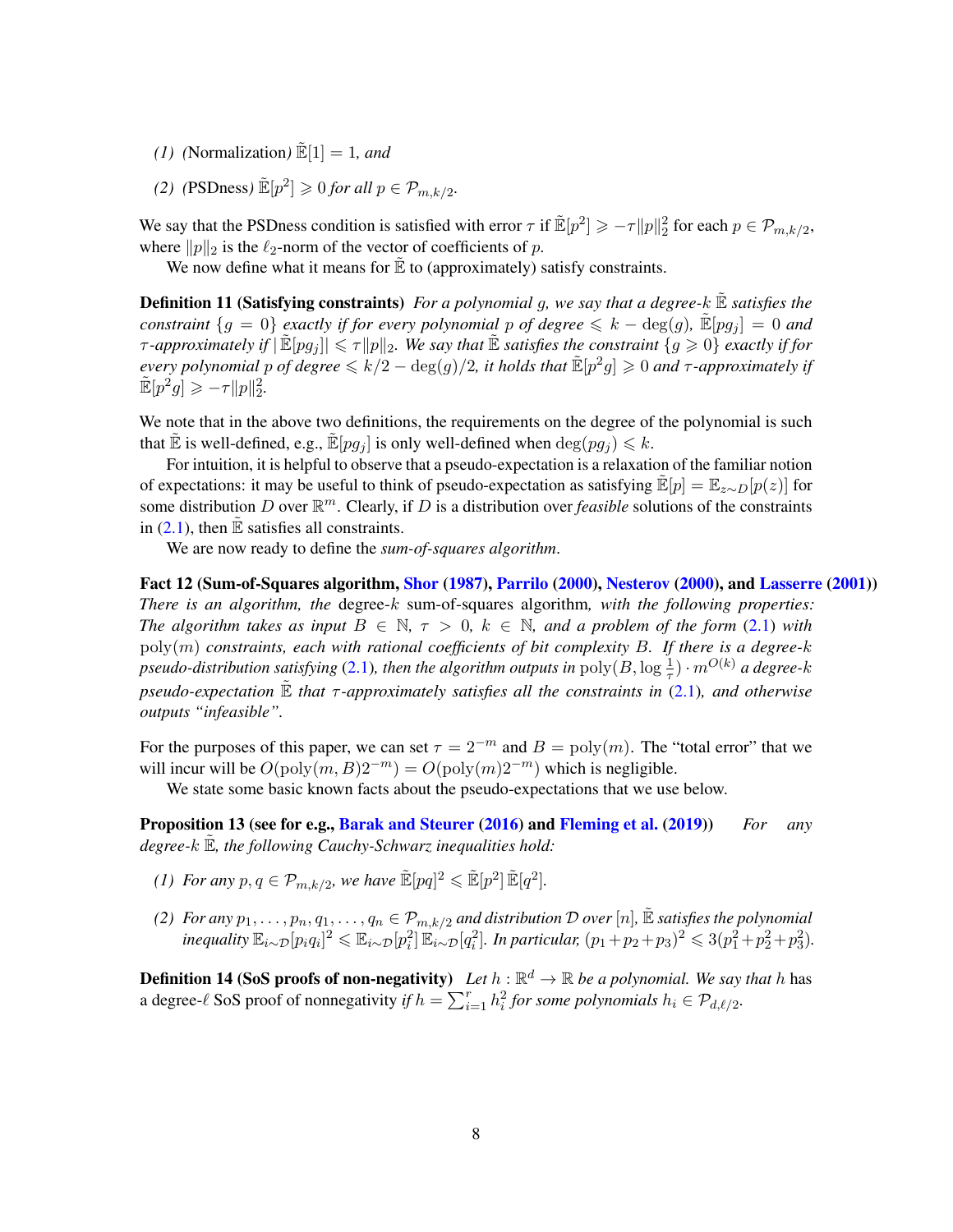*(1) (*Normalization*)* $\tilde{\mathbb{E}}[1] = 1$*, and*

*(2) (*PSDness*)* $\tilde{\mathbb{E}}[p^2] \geqslant 0$ *for all* $p \in \mathcal{P}_{m,k/2}$*.*

We say that the PSDness condition is satisfied with error $\tau$ if $\tilde{\mathbb{E}}[p^2] \geqslant -\tau \|p\|_2^2$ for each $p \in \mathcal{P}_{m,k/2}$, where $\|p\|_2$ is the $\ell_2$-norm of the vector of coefficients of $p$.

We now define what it means for $\tilde{\mathbb{E}}$ to (approximately) satisfy constraints.

**Definition 11 (Satisfying constraints)** *For a polynomial* $g$*, we say that a degree-*$k$ $\tilde{\mathbb{E}}$ *satisfies the constraint* $\{g = 0\}$ *exactly if for every polynomial* $p$ *of degree* $\leqslant k - \deg(g)$*,* $\tilde{\mathbb{E}}[pg_j] = 0$ *and* $\tau$*-approximately if* $|\tilde{\mathbb{E}}[pg_j]| \leqslant \tau \|p\|_2$*. We say that* $\tilde{\mathbb{E}}$ *satisfies the constraint* $\{g \geqslant 0\}$ *exactly if for every polynomial* $p$ *of degree* $\leqslant k/2 - \deg(g)/2$*, it holds that* $\tilde{\mathbb{E}}[p^2 g] \geqslant 0$ *and* $\tau$*-approximately if* $\tilde{\mathbb{E}}[p^2 g] \geqslant -\tau \|p\|_2^2$*.*

We note that in the above two definitions, the requirements on the degree of the polynomial is such that $\tilde{\mathbb{E}}$ is well-defined, e.g., $\tilde{\mathbb{E}}[pg_j]$ is only well-defined when $\deg(pg_j) \leqslant k$.

For intuition, it is helpful to observe that a pseudo-expectation is a relaxation of the familiar notion of expectations: it may be useful to think of pseudo-expectation as satisfying $\tilde{\mathbb{E}}[p] = \mathbb{E}_{z \sim D}[p(z)]$ for some distribution $D$ over $\mathbb{R}^m$. Clearly, if $D$ is a distribution over *feasible* solutions of the constraints in (2.1), then $\tilde{\mathbb{E}}$ satisfies all constraints.

We are now ready to define the *sum-of-squares algorithm*.

**Fact 12 (Sum-of-Squares algorithm, Shor (1987), Parrilo (2000), Nesterov (2000), and Lasserre (2001))** *There is an algorithm, the* degree-$k$ sum-of-squares algorithm*, with the following properties: The algorithm takes as input* $B \in \mathbb{N}$*,* $\tau > 0$*,* $k \in \mathbb{N}$*, and a problem of the form (2.1) with* $\mathrm{poly}(m)$ *constraints, each with rational coefficients of bit complexity* $B$*. If there is a degree-*$k$ *pseudo-distribution satisfying (2.1), then the algorithm outputs in* $\mathrm{poly}(B, \log \frac{1}{\tau}) \cdot m^{O(k)}$ *a degree-*$k$ *pseudo-expectation* $\tilde{\mathbb{E}}$ *that* $\tau$*-approximately satisfies all the constraints in (2.1), and otherwise outputs "infeasible".*

For the purposes of this paper, we can set $\tau = 2^{-m}$ and $B = \mathrm{poly}(m)$. The "total error" that we will incur will be $O(\mathrm{poly}(m, B)2^{-m}) = O(\mathrm{poly}(m)2^{-m})$ which is negligible.

We state some basic known facts about the pseudo-expectations that we use below.

**Proposition 13 (see for e.g., Barak and Steurer (2016) and Fleming et al. (2019))** *For any degree-*$k$ $\tilde{\mathbb{E}}$*, the following Cauchy-Schwarz inequalities hold:*

*(1) For any* $p, q \in \mathcal{P}_{m,k/2}$*, we have* $\tilde{\mathbb{E}}[pq]^2 \leqslant \tilde{\mathbb{E}}[p^2]\,\tilde{\mathbb{E}}[q^2]$*.*

*(2) For any* $p_1, \ldots, p_n, q_1, \ldots, q_n \in \mathcal{P}_{m,k/2}$ *and distribution* $\mathcal{D}$ *over* $[n]$*,* $\tilde{\mathbb{E}}$ *satisfies the polynomial inequality* $\mathbb{E}_{i \sim \mathcal{D}}[p_i q_i]^2 \leqslant \mathbb{E}_{i \sim \mathcal{D}}[p_i^2]\,\mathbb{E}_{i \sim \mathcal{D}}[q_i^2]$*. In particular,* $(p_1 + p_2 + p_3)^2 \leqslant 3(p_1^2 + p_2^2 + p_3^2)$*.*

**Definition 14 (SoS proofs of non-negativity)** *Let* $h : \mathbb{R}^d \to \mathbb{R}$ *be a polynomial. We say that* $h$ has a degree-$\ell$ SoS proof of nonnegativity *if* $h = \sum_{i=1}^{r} h_i^2$ *for some polynomials* $h_i \in \mathcal{P}_{d,\ell/2}$*.*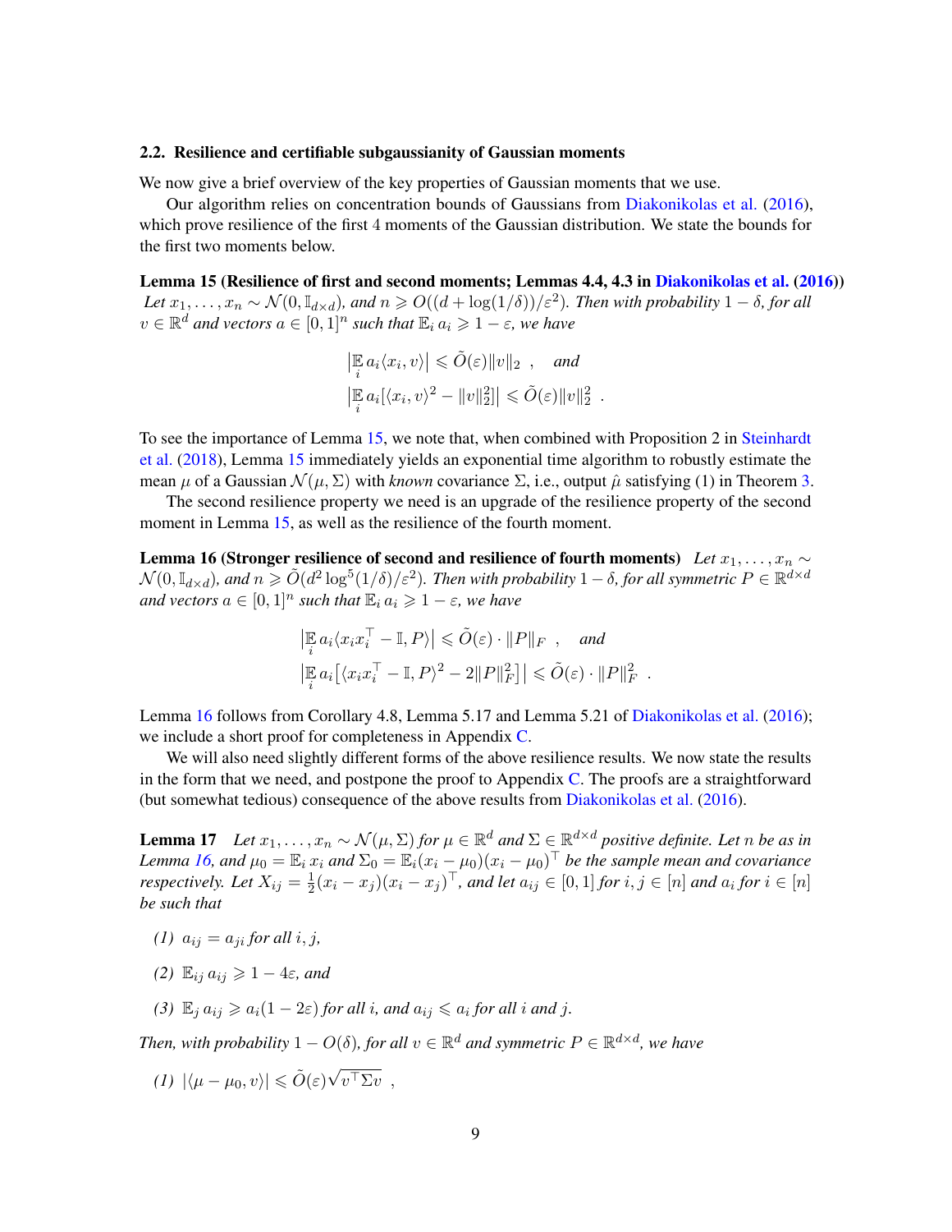### 2.2. Resilience and certifiable subgaussianity of Gaussian moments

We now give a brief overview of the key properties of Gaussian moments that we use.

Our algorithm relies on concentration bounds of Gaussians from Diakonikolas et al. (2016), which prove resilience of the first 4 moments of the Gaussian distribution. We state the bounds for the first two moments below.

**Lemma 15 (Resilience of first and second moments; Lemmas 4.4, 4.3 in Diakonikolas et al. (2016))** *Let $x_1, \ldots, x_n \sim \mathcal{N}(0, \mathbb{I}_{d\times d})$, and $n \geqslant O((d + \log(1/\delta))/\varepsilon^2)$. Then with probability $1-\delta$, for all $v \in \mathbb{R}^d$ and vectors $a \in [0,1]^n$ such that $\mathbb{E}_i a_i \geqslant 1 - \varepsilon$, we have*

$$\left|\mathop{\mathbb{E}}_i a_i \langle x_i, v\rangle\right| \leqslant \tilde{O}(\varepsilon)\|v\|_2 \quad , \quad \textit{and}$$
$$\left|\mathop{\mathbb{E}}_i a_i [\langle x_i, v\rangle^2 - \|v\|_2^2]\right| \leqslant \tilde{O}(\varepsilon)\|v\|_2^2 \ .$$

To see the importance of Lemma 15, we note that, when combined with Proposition 2 in Steinhardt et al. (2018), Lemma 15 immediately yields an exponential time algorithm to robustly estimate the mean $\mu$ of a Gaussian $\mathcal{N}(\mu, \Sigma)$ with *known* covariance $\Sigma$, i.e., output $\hat{\mu}$ satisfying (1) in Theorem 3.

The second resilience property we need is an upgrade of the resilience property of the second moment in Lemma 15, as well as the resilience of the fourth moment.

**Lemma 16 (Stronger resilience of second and resilience of fourth moments)** *Let $x_1, \ldots, x_n \sim \mathcal{N}(0, \mathbb{I}_{d\times d})$, and $n \geqslant \tilde{O}(d^2 \log^5(1/\delta)/\varepsilon^2)$. Then with probability $1-\delta$, for all symmetric $P \in \mathbb{R}^{d\times d}$ and vectors $a \in [0,1]^n$ such that $\mathbb{E}_i a_i \geqslant 1 - \varepsilon$, we have*

$$\left|\mathop{\mathbb{E}}_i a_i \langle x_i x_i^\top - \mathbb{I}, P\rangle\right| \leqslant \tilde{O}(\varepsilon) \cdot \|P\|_F \quad , \quad \textit{and}$$
$$\left|\mathop{\mathbb{E}}_i a_i \big[\langle x_i x_i^\top - \mathbb{I}, P\rangle^2 - 2\|P\|_F^2\big]\right| \leqslant \tilde{O}(\varepsilon) \cdot \|P\|_F^2 \ .$$

Lemma 16 follows from Corollary 4.8, Lemma 5.17 and Lemma 5.21 of Diakonikolas et al. (2016); we include a short proof for completeness in Appendix C.

We will also need slightly different forms of the above resilience results. We now state the results in the form that we need, and postpone the proof to Appendix C. The proofs are a straightforward (but somewhat tedious) consequence of the above results from Diakonikolas et al. (2016).

**Lemma 17** *Let $x_1, \ldots, x_n \sim \mathcal{N}(\mu, \Sigma)$ for $\mu \in \mathbb{R}^d$ and $\Sigma \in \mathbb{R}^{d\times d}$ positive definite. Let $n$ be as in Lemma 16, and $\mu_0 = \mathbb{E}_i x_i$ and $\Sigma_0 = \mathbb{E}_i (x_i - \mu_0)(x_i - \mu_0)^\top$ be the sample mean and covariance respectively. Let $X_{ij} = \frac{1}{2}(x_i - x_j)(x_i - x_j)^\top$, and let $a_{ij} \in [0,1]$ for $i, j \in [n]$ and $a_i$ for $i \in [n]$ be such that*

*(1) $a_{ij} = a_{ji}$ for all $i, j$,*

*(2) $\mathbb{E}_{ij} a_{ij} \geqslant 1 - 4\varepsilon$, and*

*(3) $\mathbb{E}_j a_{ij} \geqslant a_i(1 - 2\varepsilon)$ for all $i$, and $a_{ij} \leqslant a_i$ for all $i$ and $j$.*

*Then, with probability $1 - O(\delta)$, for all $v \in \mathbb{R}^d$ and symmetric $P \in \mathbb{R}^{d\times d}$, we have*

*(1) $|\langle \mu - \mu_0, v\rangle| \leqslant \tilde{O}(\varepsilon)\sqrt{v^\top \Sigma v}$ ,*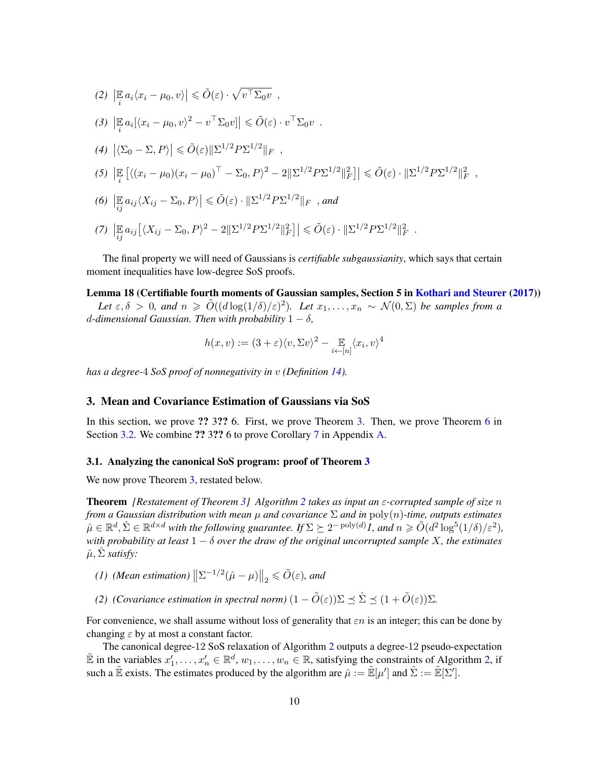(2) $\left|\mathbb{E}_i a_i \langle x_i - \mu_0, v\rangle\right| \leqslant \tilde{O}(\varepsilon) \cdot \sqrt{v^\top \Sigma_0 v}$ ,

(3) $\left|\mathbb{E}_i a_i [\langle x_i - \mu_0, v\rangle^2 - v^\top \Sigma_0 v]\right| \leqslant \tilde{O}(\varepsilon) \cdot v^\top \Sigma_0 v$ .

(4) $\left|\langle \Sigma_0 - \Sigma, P\rangle\right| \leqslant \tilde{O}(\varepsilon) \|\Sigma^{1/2} P \Sigma^{1/2}\|_F$ ,

(5) $\left|\mathbb{E}_i \left[\langle (x_i - \mu_0)(x_i - \mu_0)^\top - \Sigma_0, P\rangle^2 - 2\|\Sigma^{1/2} P \Sigma^{1/2}\|_F^2\right]\right| \leqslant \tilde{O}(\varepsilon) \cdot \|\Sigma^{1/2} P \Sigma^{1/2}\|_F^2$ ,

(6) $\left|\mathbb{E}_{ij} a_{ij} \langle X_{ij} - \Sigma_0, P\rangle\right| \leqslant \tilde{O}(\varepsilon) \cdot \|\Sigma^{1/2} P \Sigma^{1/2}\|_F$ , *and*

(7) $\left|\mathbb{E}_{ij} a_{ij} \left[\langle X_{ij} - \Sigma_0, P\rangle^2 - 2\|\Sigma^{1/2} P \Sigma^{1/2}\|_F^2\right]\right| \leqslant \tilde{O}(\varepsilon) \cdot \|\Sigma^{1/2} P \Sigma^{1/2}\|_F^2$ .

The final property we will need of Gaussians is *certifiable subgaussianity*, which says that certain moment inequalities have low-degree SoS proofs.

**Lemma 18 (Certifiable fourth moments of Gaussian samples, Section 5 in Kothari and Steurer (2017))** *Let $\varepsilon, \delta > 0$, and $n \geqslant \tilde{O}((d \log(1/\delta)/\varepsilon)^2)$. Let $x_1, \ldots, x_n \sim \mathcal{N}(0, \Sigma)$ be samples from a $d$-dimensional Gaussian. Then with probability $1 - \delta$,*

$$h(x, v) := (3 + \varepsilon)\langle v, \Sigma v\rangle^2 - \mathbb{E}_{i \leftarrow [n]} \langle x_i, v\rangle^4$$

*has a degree-4 SoS proof of nonnegativity in $v$ (Definition 14).*

## 3. Mean and Covariance Estimation of Gaussians via SoS

In this section, we prove ?? 3?? 6. First, we prove Theorem 3. Then, we prove Theorem 6 in Section 3.2. We combine ?? 3?? 6 to prove Corollary 7 in Appendix A.

### 3.1. Analyzing the canonical SoS program: proof of Theorem 3

We now prove Theorem 3, restated below.

**Theorem** *[Restatement of Theorem 3] Algorithm 2 takes as input an $\varepsilon$-corrupted sample of size $n$ from a Gaussian distribution with mean $\mu$ and covariance $\Sigma$ and in $\mathrm{poly}(n)$-time, outputs estimates $\hat{\mu} \in \mathbb{R}^d, \hat{\Sigma} \in \mathbb{R}^{d \times d}$ with the following guarantee. If $\Sigma \succeq 2^{-\mathrm{poly}(d)} I$, and $n \geqslant \tilde{O}(d^2 \log^5(1/\delta)/\varepsilon^2)$, with probability at least $1 - \delta$ over the draw of the original uncorrupted sample $X$, the estimates $\hat{\mu}, \hat{\Sigma}$ satisfy:*

*(1) (Mean estimation) $\left\|\Sigma^{-1/2}(\hat{\mu} - \mu)\right\|_2 \leqslant \tilde{O}(\varepsilon)$, and*

*(2) (Covariance estimation in spectral norm) $(1 - \tilde{O}(\varepsilon))\Sigma \preceq \hat{\Sigma} \preceq (1 + \tilde{O}(\varepsilon))\Sigma$.*

For convenience, we shall assume without loss of generality that $\varepsilon n$ is an integer; this can be done by changing $\varepsilon$ by at most a constant factor.

The canonical degree-12 SoS relaxation of Algorithm 2 outputs a degree-12 pseudo-expectation $\tilde{\mathbb{E}}$ in the variables $x'_1, \ldots, x'_n \in \mathbb{R}^d$, $w_1, \ldots, w_n \in \mathbb{R}$, satisfying the constraints of Algorithm 2, if such a $\tilde{\mathbb{E}}$ exists. The estimates produced by the algorithm are $\hat{\mu} := \tilde{\mathbb{E}}[\mu']$ and $\hat{\Sigma} := \tilde{\mathbb{E}}[\Sigma']$.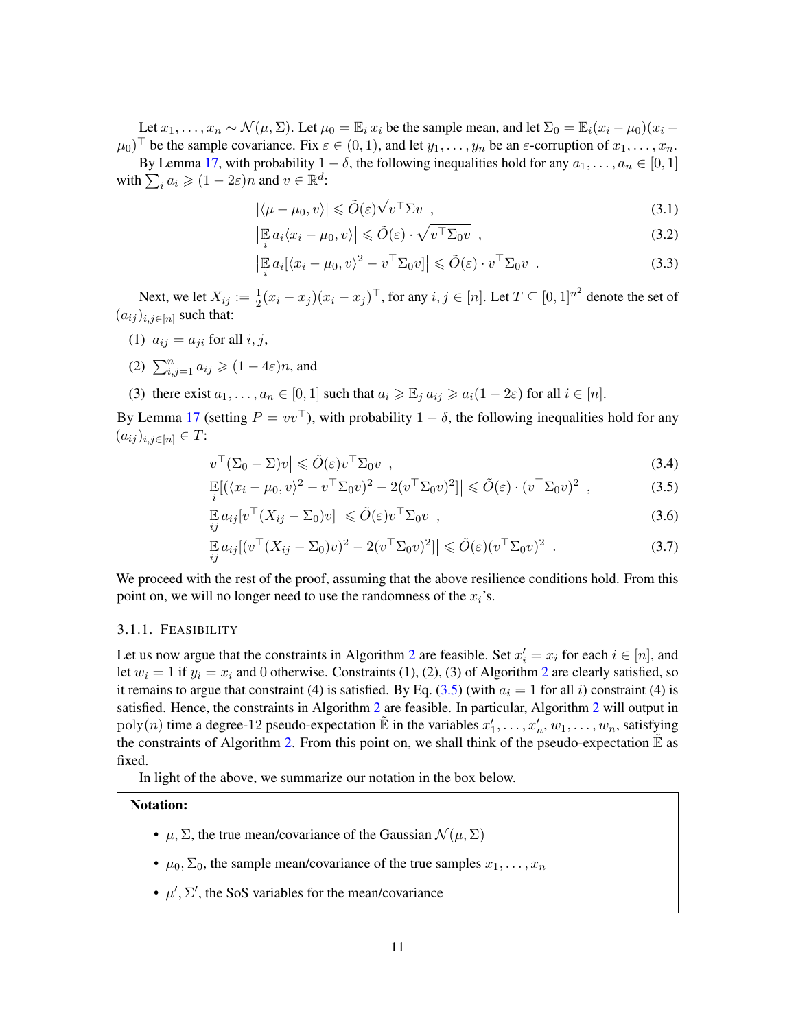Let $x_1, \dots, x_n \sim \mathcal{N}(\mu, \Sigma)$. Let $\mu_0 = \mathbb{E}_i x_i$ be the sample mean, and let $\Sigma_0 = \mathbb{E}_i(x_i - \mu_0)(x_i - \mu_0)^\top$ be the sample covariance. Fix $\varepsilon \in (0, 1)$, and let $y_1, \dots, y_n$ be an $\varepsilon$-corruption of $x_1, \dots, x_n$.

By Lemma 17, with probability $1 - \delta$, the following inequalities hold for any $a_1, \dots, a_n \in [0, 1]$ with $\sum_i a_i \geqslant (1 - 2\varepsilon)n$ and $v \in \mathbb{R}^d$:

$$|\langle \mu - \mu_0, v \rangle| \leqslant \tilde{O}(\varepsilon)\sqrt{v^\top \Sigma v} \ , \tag{3.1}$$

$$\big|\mathbb{E}_i a_i \langle x_i - \mu_0, v \rangle\big| \leqslant \tilde{O}(\varepsilon) \cdot \sqrt{v^\top \Sigma_0 v} \ , \tag{3.2}$$

$$\big|\mathbb{E}_i a_i [\langle x_i - \mu_0, v \rangle^2 - v^\top \Sigma_0 v]\big| \leqslant \tilde{O}(\varepsilon) \cdot v^\top \Sigma_0 v \ . \tag{3.3}$$

Next, we let $X_{ij} := \frac{1}{2}(x_i - x_j)(x_i - x_j)^\top$, for any $i, j \in [n]$. Let $T \subseteq [0, 1]^{n^2}$ denote the set of $(a_{ij})_{i,j \in [n]}$ such that:

(1) $a_{ij} = a_{ji}$ for all $i, j$,

(2) $\sum_{i,j=1}^n a_{ij} \geqslant (1 - 4\varepsilon)n$, and

(3) there exist $a_1, \dots, a_n \in [0, 1]$ such that $a_i \geqslant \mathbb{E}_j a_{ij} \geqslant a_i(1 - 2\varepsilon)$ for all $i \in [n]$.

By Lemma 17 (setting $P = vv^\top$), with probability $1 - \delta$, the following inequalities hold for any $(a_{ij})_{i,j \in [n]} \in T$:

$$\big|v^\top(\Sigma_0 - \Sigma)v\big| \leqslant \tilde{O}(\varepsilon) v^\top \Sigma_0 v \ , \tag{3.4}$$

$$\big|\mathbb{E}_i[(\langle x_i - \mu_0, v \rangle)^2 - v^\top \Sigma_0 v)^2 - 2(v^\top \Sigma_0 v)^2]\big| \leqslant \tilde{O}(\varepsilon) \cdot (v^\top \Sigma_0 v)^2 \ , \tag{3.5}$$

$$\big|\mathbb{E}_{ij} a_{ij}[v^\top(X_{ij} - \Sigma_0)v]\big| \leqslant \tilde{O}(\varepsilon) v^\top \Sigma_0 v \ , \tag{3.6}$$

$$\big|\mathbb{E}_{ij} a_{ij}[(v^\top(X_{ij} - \Sigma_0)v)^2 - 2(v^\top \Sigma_0 v)^2]\big| \leqslant \tilde{O}(\varepsilon)(v^\top \Sigma_0 v)^2 \ . \tag{3.7}$$

We proceed with the rest of the proof, assuming that the above resilience conditions hold. From this point on, we will no longer need to use the randomness of the $x_i$'s.

### 3.1.1. Feasibility

Let us now argue that the constraints in Algorithm 2 are feasible. Set $x'_i = x_i$ for each $i \in [n]$, and let $w_i = 1$ if $y_i = x_i$ and 0 otherwise. Constraints (1), (2), (3) of Algorithm 2 are clearly satisfied, so it remains to argue that constraint (4) is satisfied. By Eq. (3.5) (with $a_i = 1$ for all $i$) constraint (4) is satisfied. Hence, the constraints in Algorithm 2 are feasible. In particular, Algorithm 2 will output in $\text{poly}(n)$ time a degree-12 pseudo-expectation $\tilde{\mathbb{E}}$ in the variables $x'_1, \dots, x'_n, w_1, \dots, w_n$, satisfying the constraints of Algorithm 2. From this point on, we shall think of the pseudo-expectation $\tilde{\mathbb{E}}$ as fixed.

In light of the above, we summarize our notation in the box below.

**Notation:**

- $\mu, \Sigma$, the true mean/covariance of the Gaussian $\mathcal{N}(\mu, \Sigma)$
- $\mu_0, \Sigma_0$, the sample mean/covariance of the true samples $x_1, \dots, x_n$
- $\mu', \Sigma'$, the SoS variables for the mean/covariance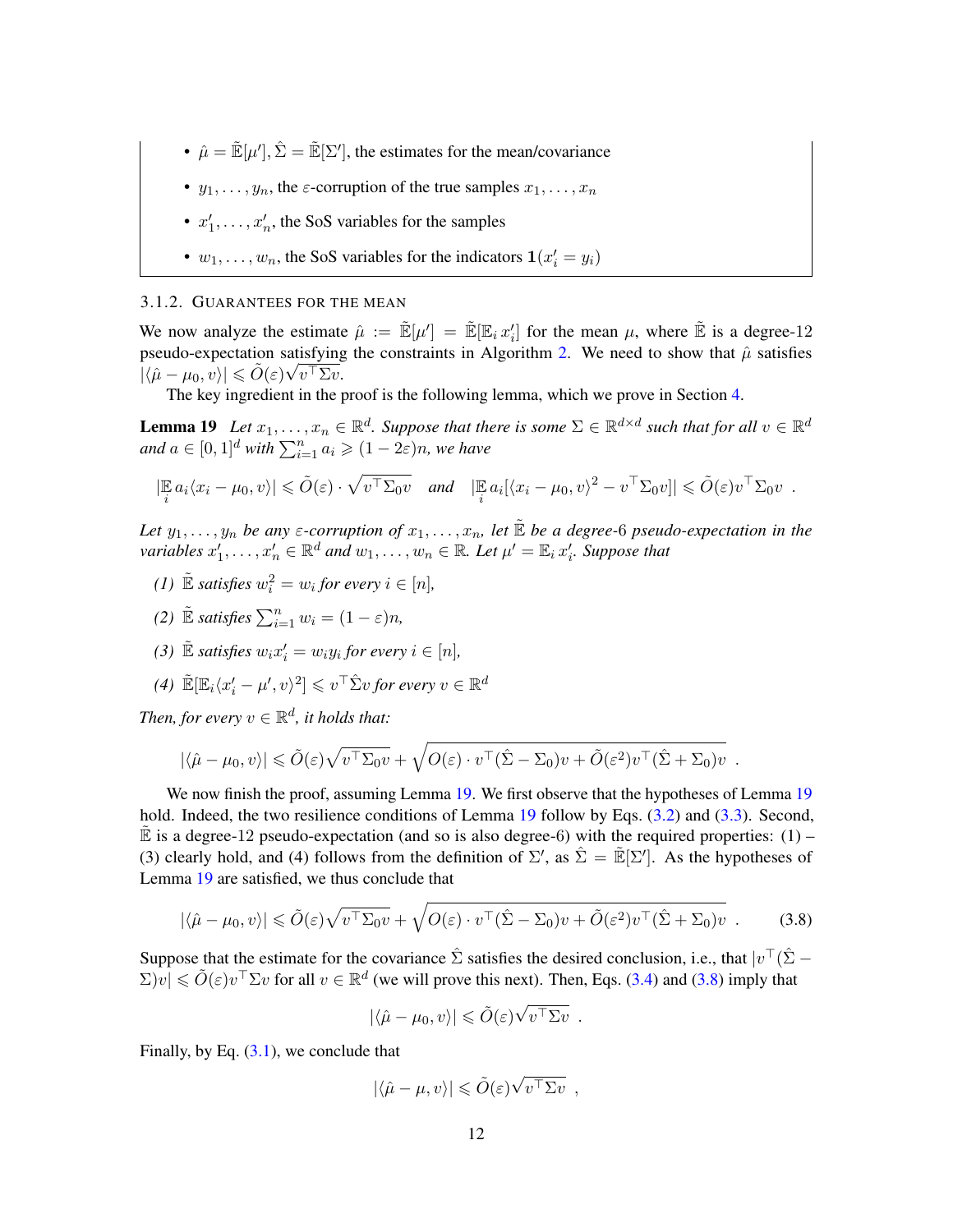- $\hat{\mu} = \tilde{\mathbb{E}}[\mu'], \hat{\Sigma} = \tilde{\mathbb{E}}[\Sigma']$, the estimates for the mean/covariance
- $y_1, \ldots, y_n$, the $\varepsilon$-corruption of the true samples $x_1, \ldots, x_n$
- $x'_1, \ldots, x'_n$, the SoS variables for the samples
- $w_1, \ldots, w_n$, the SoS variables for the indicators $\mathbf{1}(x'_i = y_i)$

### 3.1.2. Guarantees for the Mean

We now analyze the estimate $\hat{\mu} := \tilde{\mathbb{E}}[\mu'] = \tilde{\mathbb{E}}[\mathbb{E}_i x'_i]$ for the mean $\mu$, where $\tilde{\mathbb{E}}$ is a degree-12 pseudo-expectation satisfying the constraints in Algorithm 2. We need to show that $\hat{\mu}$ satisfies $|\langle \hat{\mu} - \mu_0, v\rangle| \leqslant \tilde{O}(\varepsilon)\sqrt{v^\top \Sigma v}$.

The key ingredient in the proof is the following lemma, which we prove in Section 4.

**Lemma 19** *Let $x_1, \ldots, x_n \in \mathbb{R}^d$. Suppose that there is some $\Sigma \in \mathbb{R}^{d \times d}$ such that for all $v \in \mathbb{R}^d$ and $a \in [0,1]^d$ with $\sum_{i=1}^n a_i \geqslant (1-2\varepsilon)n$, we have*

$$|\mathbb{E}_i a_i \langle x_i - \mu_0, v\rangle| \leqslant \tilde{O}(\varepsilon) \cdot \sqrt{v^\top \Sigma_0 v} \quad \text{and} \quad |\mathbb{E}_i a_i[\langle x_i - \mu_0, v\rangle^2 - v^\top \Sigma_0 v]| \leqslant \tilde{O}(\varepsilon) v^\top \Sigma_0 v \ .$$

*Let $y_1, \ldots, y_n$ be any $\varepsilon$-corruption of $x_1, \ldots, x_n$, let $\tilde{\mathbb{E}}$ be a degree-6 pseudo-expectation in the variables $x'_1, \ldots, x'_n \in \mathbb{R}^d$ and $w_1, \ldots, w_n \in \mathbb{R}$. Let $\mu' = \mathbb{E}_i x'_i$. Suppose that*

*(1) $\tilde{\mathbb{E}}$ satisfies $w_i^2 = w_i$ for every $i \in [n]$,*

*(2) $\tilde{\mathbb{E}}$ satisfies $\sum_{i=1}^n w_i = (1-\varepsilon)n$,*

*(3) $\tilde{\mathbb{E}}$ satisfies $w_i x'_i = w_i y_i$ for every $i \in [n]$,*

*(4) $\tilde{\mathbb{E}}[\mathbb{E}_i \langle x'_i - \mu', v\rangle^2] \leqslant v^\top \hat{\Sigma} v$ for every $v \in \mathbb{R}^d$*

*Then, for every $v \in \mathbb{R}^d$, it holds that:*

$$|\langle \hat{\mu} - \mu_0, v\rangle| \leqslant \tilde{O}(\varepsilon)\sqrt{v^\top \Sigma_0 v} + \sqrt{O(\varepsilon) \cdot v^\top (\hat{\Sigma} - \Sigma_0) v + \tilde{O}(\varepsilon^2) v^\top (\hat{\Sigma} + \Sigma_0) v} \ .$$

We now finish the proof, assuming Lemma 19. We first observe that the hypotheses of Lemma 19 hold. Indeed, the two resilience conditions of Lemma 19 follow by Eqs. (3.2) and (3.3). Second, $\tilde{\mathbb{E}}$ is a degree-12 pseudo-expectation (and so is also degree-6) with the required properties: (1) – (3) clearly hold, and (4) follows from the definition of $\Sigma'$, as $\hat{\Sigma} = \tilde{\mathbb{E}}[\Sigma']$. As the hypotheses of Lemma 19 are satisfied, we thus conclude that

$$|\langle \hat{\mu} - \mu_0, v\rangle| \leqslant \tilde{O}(\varepsilon)\sqrt{v^\top \Sigma_0 v} + \sqrt{O(\varepsilon) \cdot v^\top (\hat{\Sigma} - \Sigma_0) v + \tilde{O}(\varepsilon^2) v^\top (\hat{\Sigma} + \Sigma_0) v} \ . \tag{3.8}$$

Suppose that the estimate for the covariance $\hat{\Sigma}$ satisfies the desired conclusion, i.e., that $|v^\top (\hat{\Sigma} - \Sigma) v| \leqslant \tilde{O}(\varepsilon) v^\top \Sigma v$ for all $v \in \mathbb{R}^d$ (we will prove this next). Then, Eqs. (3.4) and (3.8) imply that

$$|\langle \hat{\mu} - \mu_0, v\rangle| \leqslant \tilde{O}(\varepsilon)\sqrt{v^\top \Sigma v} \ .$$

Finally, by Eq. (3.1), we conclude that

$$|\langle \hat{\mu} - \mu, v\rangle| \leqslant \tilde{O}(\varepsilon)\sqrt{v^\top \Sigma v} \ ,$$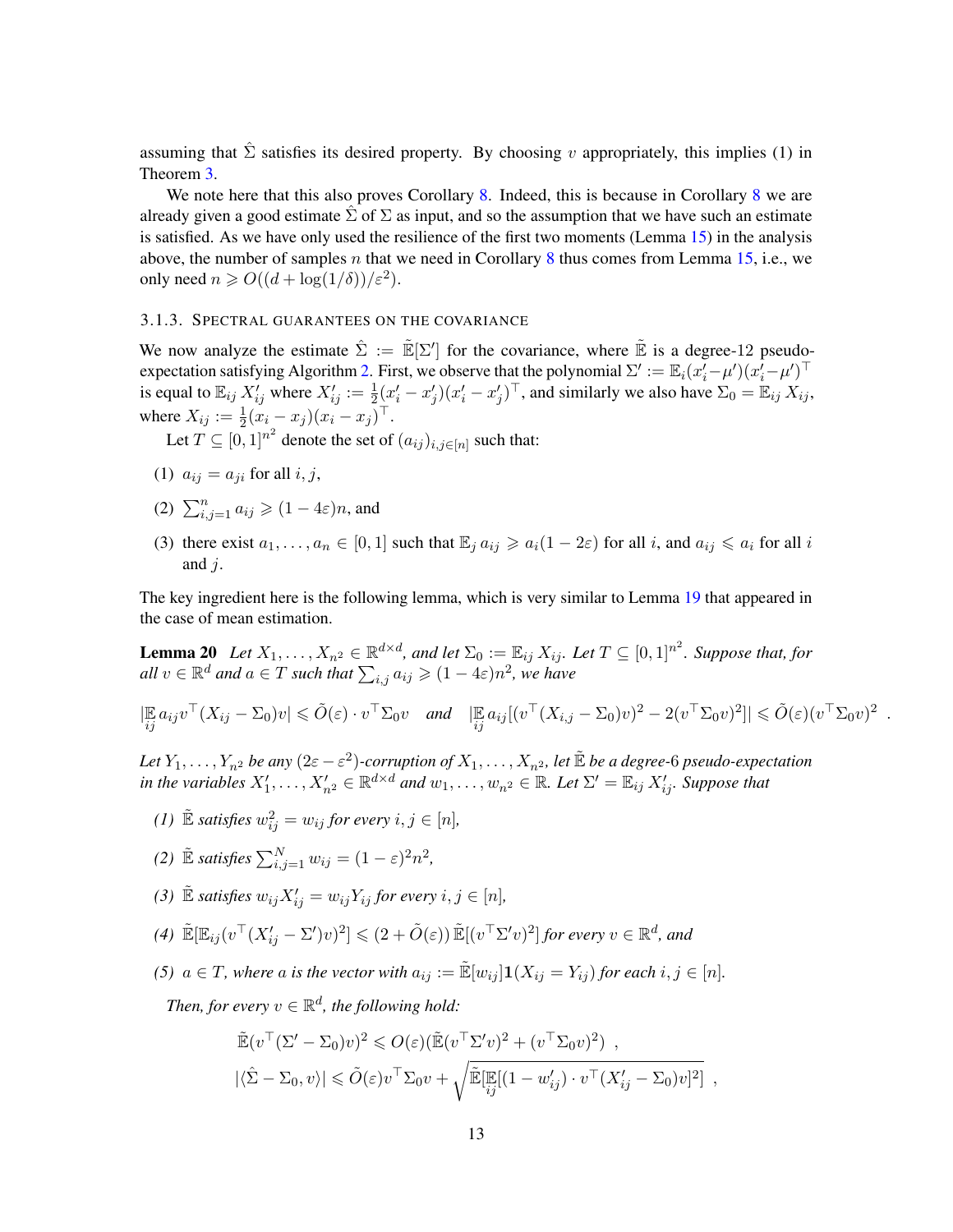assuming that $\hat{\Sigma}$ satisfies its desired property. By choosing $v$ appropriately, this implies (1) in Theorem 3.

We note here that this also proves Corollary 8. Indeed, this is because in Corollary 8 we are already given a good estimate $\hat{\Sigma}$ of $\Sigma$ as input, and so the assumption that we have such an estimate is satisfied. As we have only used the resilience of the first two moments (Lemma 15) in the analysis above, the number of samples $n$ that we need in Corollary 8 thus comes from Lemma 15, i.e., we only need $n \geqslant O((d + \log(1/\delta))/\varepsilon^2)$.

### 3.1.3. Spectral guarantees on the covariance

We now analyze the estimate $\hat{\Sigma} := \tilde{\mathbb{E}}[\Sigma']$ for the covariance, where $\tilde{\mathbb{E}}$ is a degree-12 pseudo-expectation satisfying Algorithm 2. First, we observe that the polynomial $\Sigma' := \mathbb{E}_i(x'_i - \mu')(x'_i - \mu')^\top$ is equal to $\mathbb{E}_{ij} X'_{ij}$ where $X'_{ij} := \frac{1}{2}(x'_i - x'_j)(x'_i - x'_j)^\top$, and similarly we also have $\Sigma_0 = \mathbb{E}_{ij} X_{ij}$, where $X_{ij} := \frac{1}{2}(x_i - x_j)(x_i - x_j)^\top$.

Let $T \subseteq [0,1]^{n^2}$ denote the set of $(a_{ij})_{i,j \in [n]}$ such that:

1. $a_{ij} = a_{ji}$ for all $i, j$,
2. $\sum_{i,j=1}^n a_{ij} \geqslant (1 - 4\varepsilon)n$, and
3. there exist $a_1, \ldots, a_n \in [0,1]$ such that $\mathbb{E}_j a_{ij} \geqslant a_i(1 - 2\varepsilon)$ for all $i$, and $a_{ij} \leqslant a_i$ for all $i$ and $j$.

The key ingredient here is the following lemma, which is very similar to Lemma 19 that appeared in the case of mean estimation.

**Lemma 20** *Let $X_1, \ldots, X_{n^2} \in \mathbb{R}^{d \times d}$, and let $\Sigma_0 := \mathbb{E}_{ij} X_{ij}$. Let $T \subseteq [0,1]^{n^2}$. Suppose that, for all $v \in \mathbb{R}^d$ and $a \in T$ such that $\sum_{i,j} a_{ij} \geqslant (1 - 4\varepsilon)n^2$, we have*

$$|\mathbb{E}_{ij} a_{ij} v^\top (X_{ij} - \Sigma_0)v| \leqslant \tilde{O}(\varepsilon) \cdot v^\top \Sigma_0 v \quad \text{and} \quad |\mathbb{E}_{ij} a_{ij}[(v^\top (X_{i,j} - \Sigma_0)v)^2 - 2(v^\top \Sigma_0 v)^2]| \leqslant \tilde{O}(\varepsilon)(v^\top \Sigma_0 v)^2 \ .$$

*Let $Y_1, \ldots, Y_{n^2}$ be any $(2\varepsilon - \varepsilon^2)$-corruption of $X_1, \ldots, X_{n^2}$, let $\tilde{\mathbb{E}}$ be a degree-6 pseudo-expectation in the variables $X'_1, \ldots, X'_{n^2} \in \mathbb{R}^{d \times d}$ and $w_1, \ldots, w_{n^2} \in \mathbb{R}$. Let $\Sigma' = \mathbb{E}_{ij} X'_{ij}$. Suppose that*

*(1) $\tilde{\mathbb{E}}$ satisfies $w_{ij}^2 = w_{ij}$ for every $i, j \in [n]$,*

*(2) $\tilde{\mathbb{E}}$ satisfies $\sum_{i,j=1}^N w_{ij} = (1 - \varepsilon)^2 n^2$,*

*(3) $\tilde{\mathbb{E}}$ satisfies $w_{ij} X'_{ij} = w_{ij} Y_{ij}$ for every $i, j \in [n]$,*

*(4) $\tilde{\mathbb{E}}[\mathbb{E}_{ij}(v^\top (X'_{ij} - \Sigma')v)^2] \leqslant (2 + \tilde{O}(\varepsilon))\, \tilde{\mathbb{E}}[(v^\top \Sigma' v)^2]$ for every $v \in \mathbb{R}^d$, and*

*(5) $a \in T$, where $a$ is the vector with $a_{ij} := \tilde{\mathbb{E}}[w_{ij}]\mathbf{1}(X_{ij} = Y_{ij})$ for each $i, j \in [n]$.*

*Then, for every $v \in \mathbb{R}^d$, the following hold:*

$$\tilde{\mathbb{E}}(v^\top (\Sigma' - \Sigma_0)v)^2 \leqslant O(\varepsilon)(\tilde{\mathbb{E}}(v^\top \Sigma' v)^2 + (v^\top \Sigma_0 v)^2) \ ,$$

$$|\langle \hat{\Sigma} - \Sigma_0, v \rangle| \leqslant \tilde{O}(\varepsilon) v^\top \Sigma_0 v + \sqrt{\tilde{\mathbb{E}}[\mathbb{E}_{ij}[(1 - w'_{ij}) \cdot v^\top (X'_{ij} - \Sigma_0)v]^2]} \ ,$$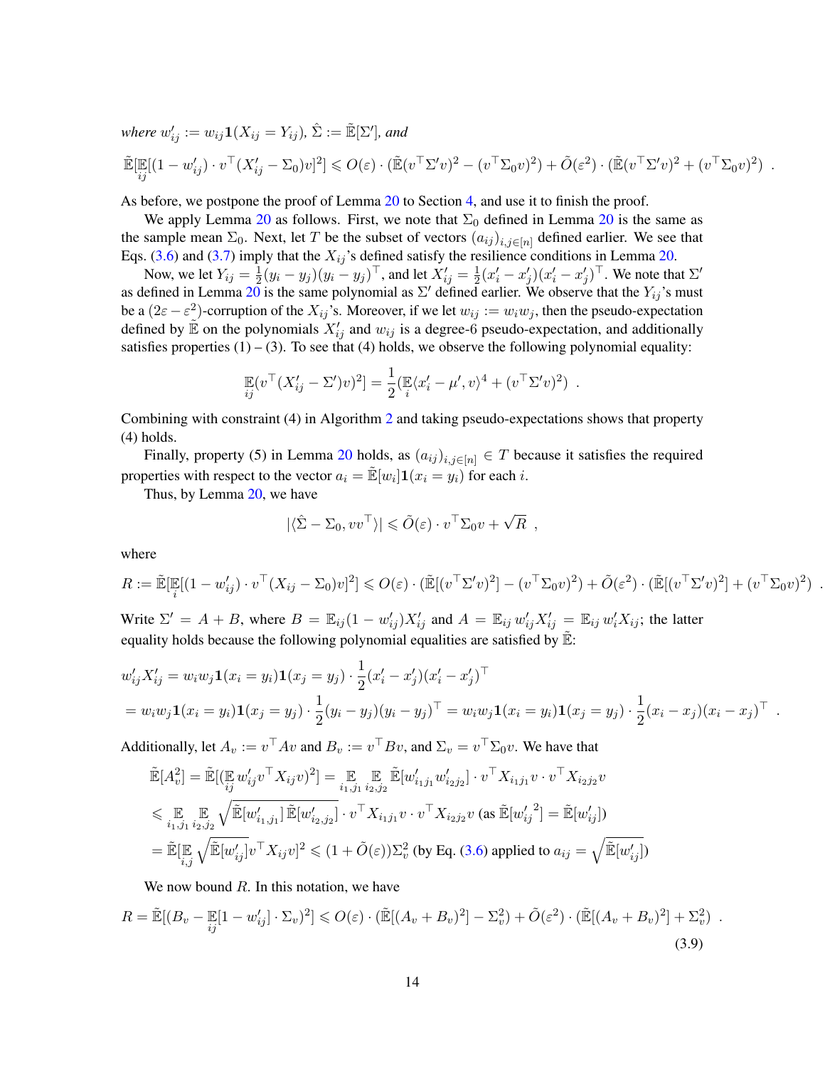*where* $w'_{ij} := w_{ij}\mathbf{1}(X_{ij} = Y_{ij})$, $\hat{\Sigma} := \tilde{\mathbb{E}}[\Sigma']$, *and*

$$\tilde{\mathbb{E}}[\mathop{\mathbb{E}}_{ij}[(1-w'_{ij})\cdot v^\top(X'_{ij}-\Sigma_0)v]^2] \leqslant O(\varepsilon)\cdot(\tilde{\mathbb{E}}(v^\top\Sigma' v)^2 - (v^\top\Sigma_0 v)^2) + \tilde{O}(\varepsilon^2)\cdot(\tilde{\mathbb{E}}(v^\top\Sigma' v)^2 + (v^\top\Sigma_0 v)^2) \ .$$

As before, we postpone the proof of Lemma 20 to Section 4, and use it to finish the proof.

We apply Lemma 20 as follows. First, we note that $\Sigma_0$ defined in Lemma 20 is the same as the sample mean $\Sigma_0$. Next, let $T$ be the subset of vectors $(a_{ij})_{i,j\in[n]}$ defined earlier. We see that Eqs. (3.6) and (3.7) imply that the $X_{ij}$'s defined satisfy the resilience conditions in Lemma 20.

Now, we let $Y_{ij} = \frac{1}{2}(y_i - y_j)(y_i - y_j)^\top$, and let $X'_{ij} = \frac{1}{2}(x'_i - x'_j)(x'_i - x'_j)^\top$. We note that $\Sigma'$ as defined in Lemma 20 is the same polynomial as $\Sigma'$ defined earlier. We observe that the $Y_{ij}$'s must be a $(2\varepsilon - \varepsilon^2)$-corruption of the $X_{ij}$'s. Moreover, if we let $w_{ij} := w_i w_j$, then the pseudo-expectation defined by $\tilde{\mathbb{E}}$ on the polynomials $X'_{ij}$ and $w_{ij}$ is a degree-6 pseudo-expectation, and additionally satisfies properties (1) – (3). To see that (4) holds, we observe the following polynomial equality:

$$\mathop{\mathbb{E}}_{ij}(v^\top(X'_{ij}-\Sigma')v)^2] = \frac{1}{2}(\mathop{\mathbb{E}}_i\langle x'_i - \mu', v\rangle^4 + (v^\top\Sigma' v)^2) \ .$$

Combining with constraint (4) in Algorithm 2 and taking pseudo-expectations shows that property (4) holds.

Finally, property (5) in Lemma 20 holds, as $(a_{ij})_{i,j\in[n]} \in T$ because it satisfies the required properties with respect to the vector $a_i = \tilde{\mathbb{E}}[w_i]\mathbf{1}(x_i = y_i)$ for each $i$.

Thus, by Lemma 20, we have

$$|\langle\hat{\Sigma} - \Sigma_0, vv^\top\rangle| \leqslant \tilde{O}(\varepsilon)\cdot v^\top\Sigma_0 v + \sqrt{R} \ ,$$

where

$$R := \tilde{\mathbb{E}}[\mathop{\mathbb{E}}_i[(1-w'_{ij})\cdot v^\top(X_{ij}-\Sigma_0)v]^2] \leqslant O(\varepsilon)\cdot(\tilde{\mathbb{E}}[(v^\top\Sigma' v)^2] - (v^\top\Sigma_0 v)^2) + \tilde{O}(\varepsilon^2)\cdot(\tilde{\mathbb{E}}[(v^\top\Sigma' v)^2] + (v^\top\Sigma_0 v)^2) \ .$$

Write $\Sigma' = A + B$, where $B = \mathbb{E}_{ij}(1-w'_{ij})X'_{ij}$ and $A = \mathbb{E}_{ij}\, w'_{ij}X'_{ij} = \mathbb{E}_{ij}\, w'_i X_{ij}$; the latter equality holds because the following polynomial equalities are satisfied by $\tilde{\mathbb{E}}$:

$$\begin{aligned}
&w'_{ij}X'_{ij} = w_i w_j \mathbf{1}(x_i = y_i)\mathbf{1}(x_j = y_j)\cdot\frac{1}{2}(x'_i - x'_j)(x'_i - x'_j)^\top \\
&= w_i w_j \mathbf{1}(x_i = y_i)\mathbf{1}(x_j = y_j)\cdot\frac{1}{2}(y_i - y_j)(y_i - y_j)^\top = w_i w_j \mathbf{1}(x_i = y_i)\mathbf{1}(x_j = y_j)\cdot\frac{1}{2}(x_i - x_j)(x_i - x_j)^\top \ .
\end{aligned}$$

Additionally, let $A_v := v^\top A v$ and $B_v := v^\top B v$, and $\Sigma_v = v^\top\Sigma_0 v$. We have that

$$\begin{aligned}
\tilde{\mathbb{E}}[A_v^2] &= \tilde{\mathbb{E}}[(\mathop{\mathbb{E}}_{ij} w'_{ij}v^\top X_{ij}v)^2] = \mathop{\mathbb{E}}_{i_1,j_1}\mathop{\mathbb{E}}_{i_2,j_2}\tilde{\mathbb{E}}[w'_{i_1j_1}w'_{i_2j_2}]\cdot v^\top X_{i_1j_1}v\cdot v^\top X_{i_2j_2}v \\
&\leqslant \mathop{\mathbb{E}}_{i_1,j_1}\mathop{\mathbb{E}}_{i_2,j_2}\sqrt{\tilde{\mathbb{E}}[w'_{i_1,j_1}]\,\tilde{\mathbb{E}}[w'_{i_2,j_2}]}\cdot v^\top X_{i_1j_1}v\cdot v^\top X_{i_2j_2}v \text{ (as } \tilde{\mathbb{E}}[{w'_{ij}}^2] = \tilde{\mathbb{E}}[w'_{ij}]) \\
&= \tilde{\mathbb{E}}[\mathop{\mathbb{E}}_{i,j}\sqrt{\tilde{\mathbb{E}}[w'_{ij}]}v^\top X_{ij}v]^2 \leqslant (1+\tilde{O}(\varepsilon))\Sigma_v^2 \text{ (by Eq. (3.6) applied to } a_{ij} = \sqrt{\tilde{\mathbb{E}}[w'_{ij}]})
\end{aligned}$$

We now bound $R$. In this notation, we have

$$R = \tilde{\mathbb{E}}[(B_v - \mathop{\mathbb{E}}_{ij}[1-w'_{ij}]\cdot\Sigma_v)^2] \leqslant O(\varepsilon)\cdot(\tilde{\mathbb{E}}[(A_v+B_v)^2] - \Sigma_v^2) + \tilde{O}(\varepsilon^2)\cdot(\tilde{\mathbb{E}}[(A_v+B_v)^2] + \Sigma_v^2) \ . \tag{3.9}$$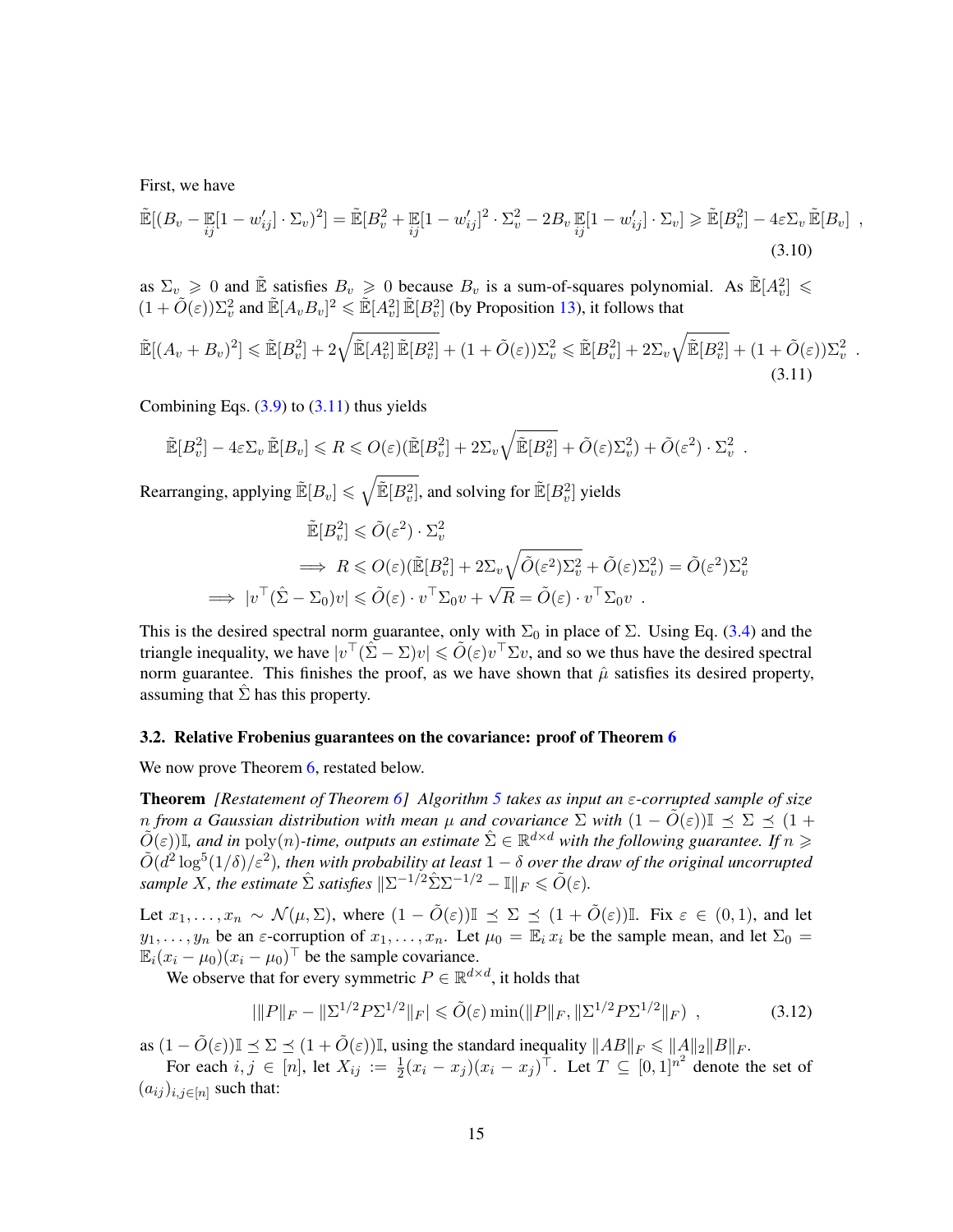First, we have

$$\tilde{\mathbb{E}}[(B_v - \mathop{\mathbb{E}}_{ij}[1-w'_{ij}] \cdot \Sigma_v)^2] = \tilde{\mathbb{E}}[B_v^2 + \mathop{\mathbb{E}}_{ij}[1-w'_{ij}]^2 \cdot \Sigma_v^2 - 2B_v \mathop{\mathbb{E}}_{ij}[1-w'_{ij}] \cdot \Sigma_v] \geqslant \tilde{\mathbb{E}}[B_v^2] - 4\varepsilon \Sigma_v \tilde{\mathbb{E}}[B_v] \ , \tag{3.10}$$

as $\Sigma_v \geqslant 0$ and $\tilde{\mathbb{E}}$ satisfies $B_v \geqslant 0$ because $B_v$ is a sum-of-squares polynomial. As $\tilde{\mathbb{E}}[A_v^2] \leqslant (1+\tilde{O}(\varepsilon))\Sigma_v^2$ and $\tilde{\mathbb{E}}[A_v B_v]^2 \leqslant \tilde{\mathbb{E}}[A_v^2]\,\tilde{\mathbb{E}}[B_v^2]$ (by Proposition 13), it follows that

$$\tilde{\mathbb{E}}[(A_v+B_v)^2] \leqslant \tilde{\mathbb{E}}[B_v^2] + 2\sqrt{\tilde{\mathbb{E}}[A_v^2]\,\tilde{\mathbb{E}}[B_v^2]} + (1+\tilde{O}(\varepsilon))\Sigma_v^2 \leqslant \tilde{\mathbb{E}}[B_v^2] + 2\Sigma_v\sqrt{\tilde{\mathbb{E}}[B_v^2]} + (1+\tilde{O}(\varepsilon))\Sigma_v^2 \ . \tag{3.11}$$

Combining Eqs. (3.9) to (3.11) thus yields

$$\tilde{\mathbb{E}}[B_v^2] - 4\varepsilon\Sigma_v\tilde{\mathbb{E}}[B_v] \leqslant R \leqslant O(\varepsilon)(\tilde{\mathbb{E}}[B_v^2] + 2\Sigma_v\sqrt{\tilde{\mathbb{E}}[B_v^2]} + \tilde{O}(\varepsilon)\Sigma_v^2) + \tilde{O}(\varepsilon^2)\cdot\Sigma_v^2 \ .$$

Rearranging, applying $\tilde{\mathbb{E}}[B_v] \leqslant \sqrt{\tilde{\mathbb{E}}[B_v^2]}$, and solving for $\tilde{\mathbb{E}}[B_v^2]$ yields

$$\begin{aligned}
&\tilde{\mathbb{E}}[B_v^2] \leqslant \tilde{O}(\varepsilon^2)\cdot\Sigma_v^2 \\
\implies\ & R \leqslant O(\varepsilon)(\tilde{\mathbb{E}}[B_v^2] + 2\Sigma_v\sqrt{\tilde{O}(\varepsilon^2)\Sigma_v^2} + \tilde{O}(\varepsilon)\Sigma_v^2) = \tilde{O}(\varepsilon^2)\Sigma_v^2 \\
\implies\ & |v^\top(\hat{\Sigma} - \Sigma_0)v| \leqslant \tilde{O}(\varepsilon)\cdot v^\top\Sigma_0 v + \sqrt{R} = \tilde{O}(\varepsilon)\cdot v^\top\Sigma_0 v \ .
\end{aligned}$$

This is the desired spectral norm guarantee, only with $\Sigma_0$ in place of $\Sigma$. Using Eq. (3.4) and the triangle inequality, we have $|v^\top(\hat{\Sigma}-\Sigma)v| \leqslant \tilde{O}(\varepsilon)v^\top\Sigma v$, and so we thus have the desired spectral norm guarantee. This finishes the proof, as we have shown that $\hat{\mu}$ satisfies its desired property, assuming that $\hat{\Sigma}$ has this property.

### 3.2. Relative Frobenius guarantees on the covariance: proof of Theorem 6

We now prove Theorem 6, restated below.

**Theorem** *[Restatement of Theorem 6] Algorithm 5 takes as input an $\varepsilon$-corrupted sample of size $n$ from a Gaussian distribution with mean $\mu$ and covariance $\Sigma$ with $(1-\tilde{O}(\varepsilon))\mathbb{I} \preceq \Sigma \preceq (1+\tilde{O}(\varepsilon))\mathbb{I}$, and in $\mathrm{poly}(n)$-time, outputs an estimate $\hat{\Sigma} \in \mathbb{R}^{d\times d}$ with the following guarantee. If $n \geqslant \tilde{O}(d^2\log^5(1/\delta)/\varepsilon^2)$, then with probability at least $1-\delta$ over the draw of the original uncorrupted sample $X$, the estimate $\hat{\Sigma}$ satisfies $\|\Sigma^{-1/2}\hat{\Sigma}\Sigma^{-1/2} - \mathbb{I}\|_F \leqslant \tilde{O}(\varepsilon)$.*

Let $x_1,\dots,x_n \sim \mathcal{N}(\mu,\Sigma)$, where $(1-\tilde{O}(\varepsilon))\mathbb{I} \preceq \Sigma \preceq (1+\tilde{O}(\varepsilon))\mathbb{I}$. Fix $\varepsilon \in (0,1)$, and let $y_1,\dots,y_n$ be an $\varepsilon$-corruption of $x_1,\dots,x_n$. Let $\mu_0 = \mathbb{E}_i x_i$ be the sample mean, and let $\Sigma_0 = \mathbb{E}_i(x_i-\mu_0)(x_i-\mu_0)^\top$ be the sample covariance.

We observe that for every symmetric $P \in \mathbb{R}^{d\times d}$, it holds that

$$|\|P\|_F - \|\Sigma^{1/2}P\Sigma^{1/2}\|_F| \leqslant \tilde{O}(\varepsilon)\min(\|P\|_F, \|\Sigma^{1/2}P\Sigma^{1/2}\|_F) \ , \tag{3.12}$$

as $(1-\tilde{O}(\varepsilon))\mathbb{I} \preceq \Sigma \preceq (1+\tilde{O}(\varepsilon))\mathbb{I}$, using the standard inequality $\|AB\|_F \leqslant \|A\|_2\|B\|_F$.

For each $i,j \in [n]$, let $X_{ij} := \frac{1}{2}(x_i-x_j)(x_i-x_j)^\top$. Let $T \subseteq [0,1]^{n^2}$ denote the set of $(a_{ij})_{i,j\in[n]}$ such that: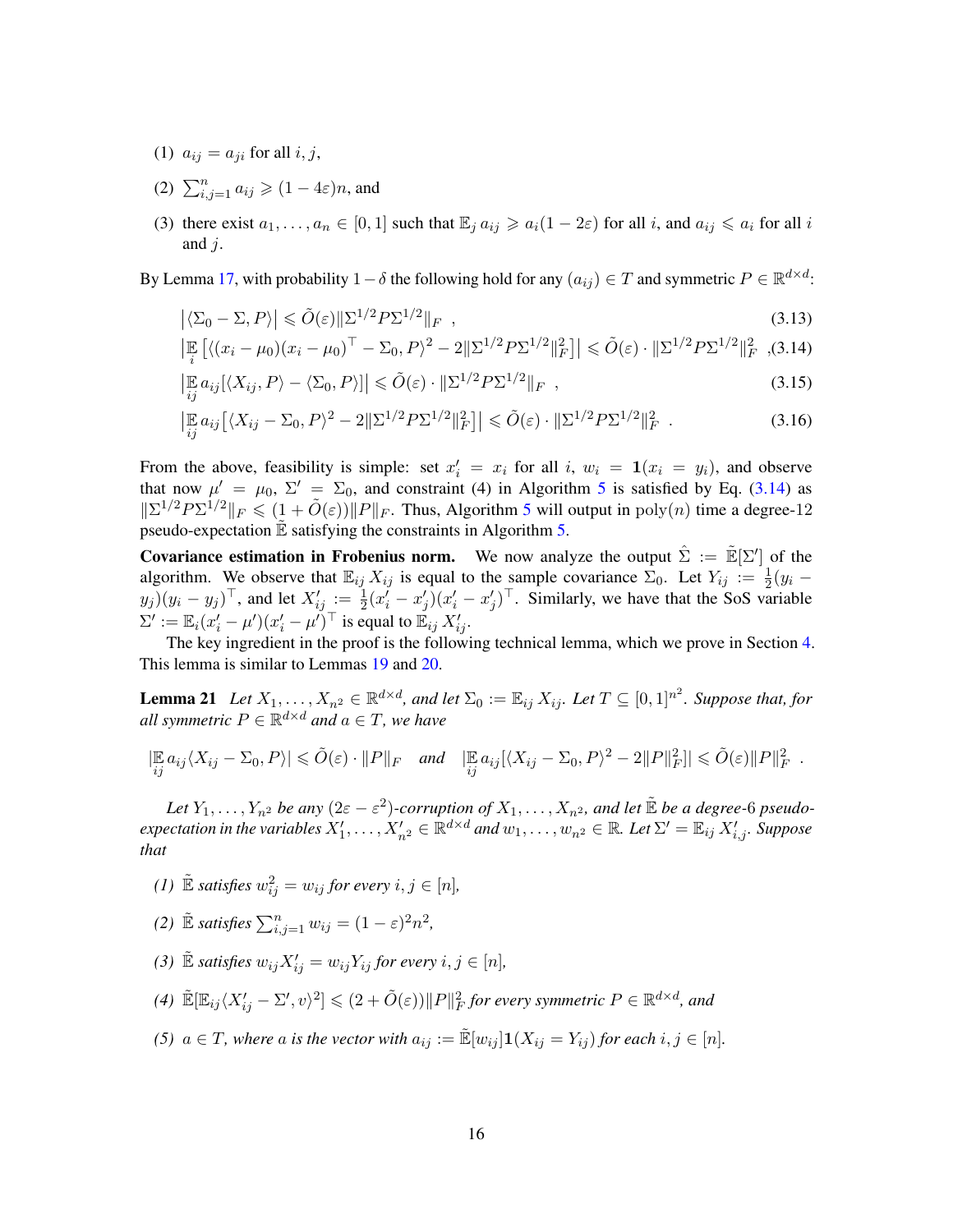(1) $a_{ij} = a_{ji}$ for all $i, j$,

(2) $\sum_{i,j=1}^{n} a_{ij} \geqslant (1 - 4\varepsilon)n$, and

(3) there exist $a_1, \ldots, a_n \in [0, 1]$ such that $\mathbb{E}_j a_{ij} \geqslant a_i(1 - 2\varepsilon)$ for all $i$, and $a_{ij} \leqslant a_i$ for all $i$ and $j$.

By Lemma 17, with probability $1 - \delta$ the following hold for any $(a_{ij}) \in T$ and symmetric $P \in \mathbb{R}^{d \times d}$:

$$\left|\langle \Sigma_0 - \Sigma, P\rangle\right| \leqslant \tilde{O}(\varepsilon)\|\Sigma^{1/2} P \Sigma^{1/2}\|_F \ , \tag{3.13}$$

$$\left|\mathop{\mathbb{E}}_{i}\left[\langle (x_i - \mu_0)(x_i - \mu_0)^\top - \Sigma_0, P\rangle^2 - 2\|\Sigma^{1/2} P \Sigma^{1/2}\|_F^2\right]\right| \leqslant \tilde{O}(\varepsilon) \cdot \|\Sigma^{1/2} P \Sigma^{1/2}\|_F^2 \ , \tag{3.14}$$

$$\left|\mathop{\mathbb{E}}_{ij} a_{ij}[\langle X_{ij}, P\rangle - \langle \Sigma_0, P\rangle]\right| \leqslant \tilde{O}(\varepsilon) \cdot \|\Sigma^{1/2} P \Sigma^{1/2}\|_F \ , \tag{3.15}$$

$$\left|\mathop{\mathbb{E}}_{ij} a_{ij}\left[\langle X_{ij} - \Sigma_0, P\rangle^2 - 2\|\Sigma^{1/2} P \Sigma^{1/2}\|_F^2\right]\right| \leqslant \tilde{O}(\varepsilon) \cdot \|\Sigma^{1/2} P \Sigma^{1/2}\|_F^2 \ . \tag{3.16}$$

From the above, feasibility is simple: set $x_i' = x_i$ for all $i$, $w_i = \mathbf{1}(x_i = y_i)$, and observe that now $\mu' = \mu_0$, $\Sigma' = \Sigma_0$, and constraint (4) in Algorithm 5 is satisfied by Eq. (3.14) as $\|\Sigma^{1/2} P \Sigma^{1/2}\|_F \leqslant (1 + \tilde{O}(\varepsilon))\|P\|_F$. Thus, Algorithm 5 will output in $\mathrm{poly}(n)$ time a degree-12 pseudo-expectation $\tilde{\mathbb{E}}$ satisfying the constraints in Algorithm 5.

**Covariance estimation in Frobenius norm.** We now analyze the output $\hat{\Sigma} := \tilde{\mathbb{E}}[\Sigma']$ of the algorithm. We observe that $\mathbb{E}_{ij} X_{ij}$ is equal to the sample covariance $\Sigma_0$. Let $Y_{ij} := \frac{1}{2}(y_i - y_j)(y_i - y_j)^\top$, and let $X_{ij}' := \frac{1}{2}(x_i' - x_j')(x_i' - x_j')^\top$. Similarly, we have that the SoS variable $\Sigma' := \mathbb{E}_i(x_i' - \mu')(x_i' - \mu')^\top$ is equal to $\mathbb{E}_{ij} X_{ij}'$.

The key ingredient in the proof is the following technical lemma, which we prove in Section 4. This lemma is similar to Lemmas 19 and 20.

**Lemma 21** *Let $X_1, \ldots, X_{n^2} \in \mathbb{R}^{d \times d}$, and let $\Sigma_0 := \mathbb{E}_{ij} X_{ij}$. Let $T \subseteq [0, 1]^{n^2}$. Suppose that, for all symmetric $P \in \mathbb{R}^{d \times d}$ and $a \in T$, we have*

$$|\mathop{\mathbb{E}}_{ij} a_{ij}\langle X_{ij} - \Sigma_0, P\rangle| \leqslant \tilde{O}(\varepsilon) \cdot \|P\|_F \quad \text{and} \quad |\mathop{\mathbb{E}}_{ij} a_{ij}[\langle X_{ij} - \Sigma_0, P\rangle^2 - 2\|P\|_F^2]| \leqslant \tilde{O}(\varepsilon)\|P\|_F^2 \ .$$

*Let $Y_1, \ldots, Y_{n^2}$ be any $(2\varepsilon - \varepsilon^2)$-corruption of $X_1, \ldots, X_{n^2}$, and let $\tilde{\mathbb{E}}$ be a degree-6 pseudo-expectation in the variables $X_1', \ldots, X_{n^2}' \in \mathbb{R}^{d \times d}$ and $w_1, \ldots, w_{n^2} \in \mathbb{R}$. Let $\Sigma' = \mathbb{E}_{ij} X_{i,j}'$. Suppose that*

*(1) $\tilde{\mathbb{E}}$ satisfies $w_{ij}^2 = w_{ij}$ for every $i, j \in [n]$,*

*(2) $\tilde{\mathbb{E}}$ satisfies $\sum_{i,j=1}^{n} w_{ij} = (1 - \varepsilon)^2 n^2$,*

*(3) $\tilde{\mathbb{E}}$ satisfies $w_{ij} X_{ij}' = w_{ij} Y_{ij}$ for every $i, j \in [n]$,*

*(4) $\tilde{\mathbb{E}}[\mathbb{E}_{ij}\langle X_{ij}' - \Sigma', v\rangle^2] \leqslant (2 + \tilde{O}(\varepsilon))\|P\|_F^2$ for every symmetric $P \in \mathbb{R}^{d \times d}$, and*

*(5) $a \in T$, where $a$ is the vector with $a_{ij} := \tilde{\mathbb{E}}[w_{ij}]\mathbf{1}(X_{ij} = Y_{ij})$ for each $i, j \in [n]$.*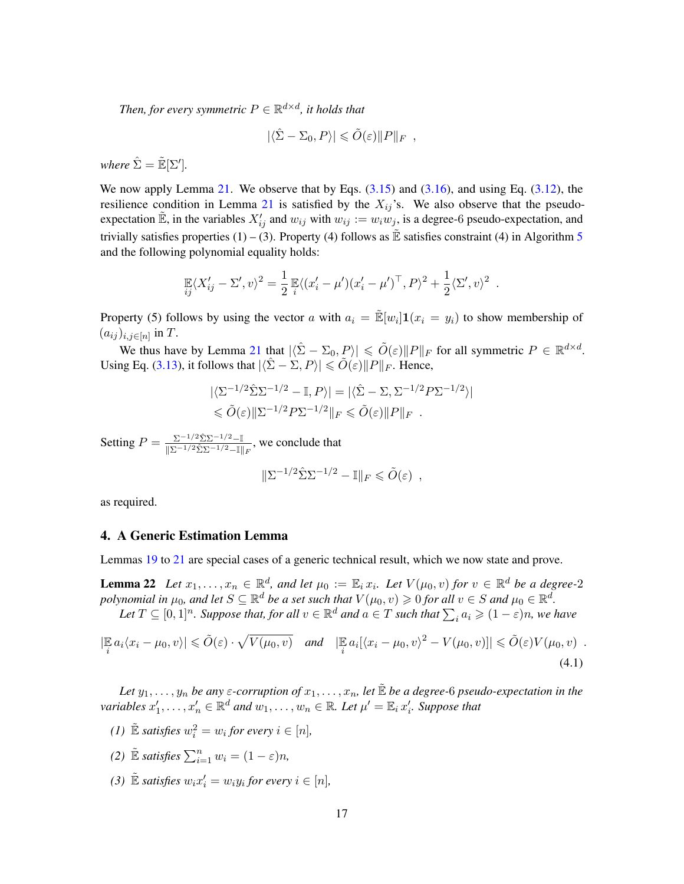*Then, for every symmetric $P \in \mathbb{R}^{d\times d}$, it holds that*

$$|\langle \hat{\Sigma} - \Sigma_0, P\rangle| \leqslant \tilde{O}(\varepsilon)\|P\|_F \ ,$$

*where $\hat{\Sigma} = \tilde{\mathbb{E}}[\Sigma']$.*

We now apply Lemma 21. We observe that by Eqs. (3.15) and (3.16), and using Eq. (3.12), the resilience condition in Lemma 21 is satisfied by the $X_{ij}$'s. We also observe that the pseudo-expectation $\tilde{\mathbb{E}}$, in the variables $X'_{ij}$ and $w_{ij}$ with $w_{ij} := w_i w_j$, is a degree-6 pseudo-expectation, and trivially satisfies properties (1) – (3). Property (4) follows as $\tilde{\mathbb{E}}$ satisfies constraint (4) in Algorithm 5 and the following polynomial equality holds:

$$\mathop{\mathbb{E}}_{ij}\langle X'_{ij} - \Sigma', v\rangle^2 = \frac{1}{2}\mathop{\mathbb{E}}_{i}\langle (x'_i - \mu')(x'_i - \mu')^\top, P\rangle^2 + \frac{1}{2}\langle \Sigma', v\rangle^2 \ .$$

Property (5) follows by using the vector $a$ with $a_i = \tilde{\mathbb{E}}[w_i]\mathbf{1}(x_i = y_i)$ to show membership of $(a_{ij})_{i,j\in[n]}$ in $T$.

We thus have by Lemma 21 that $|\langle \hat{\Sigma} - \Sigma_0, P\rangle| \leqslant \tilde{O}(\varepsilon)\|P\|_F$ for all symmetric $P \in \mathbb{R}^{d\times d}$. Using Eq. (3.13), it follows that $|\langle \hat{\Sigma} - \Sigma, P\rangle| \leqslant \tilde{O}(\varepsilon)\|P\|_F$. Hence,

$$\begin{aligned}
|\langle \Sigma^{-1/2}\hat{\Sigma}\Sigma^{-1/2} - \mathbb{I}, P\rangle| &= |\langle \hat{\Sigma} - \Sigma, \Sigma^{-1/2}P\Sigma^{-1/2}\rangle| \\
&\leqslant \tilde{O}(\varepsilon)\|\Sigma^{-1/2}P\Sigma^{-1/2}\|_F \leqslant \tilde{O}(\varepsilon)\|P\|_F \ .
\end{aligned}$$

Setting $P = \frac{\Sigma^{-1/2}\hat{\Sigma}\Sigma^{-1/2} - \mathbb{I}}{\|\Sigma^{-1/2}\hat{\Sigma}\Sigma^{-1/2} - \mathbb{I}\|_F}$, we conclude that

$$\|\Sigma^{-1/2}\hat{\Sigma}\Sigma^{-1/2} - \mathbb{I}\|_F \leqslant \tilde{O}(\varepsilon) \ ,$$

as required.

## 4. A Generic Estimation Lemma

Lemmas 19 to 21 are special cases of a generic technical result, which we now state and prove.

**Lemma 22** *Let $x_1, \ldots, x_n \in \mathbb{R}^d$, and let $\mu_0 := \mathbb{E}_i x_i$. Let $V(\mu_0, v)$ for $v \in \mathbb{R}^d$ be a degree-2 polynomial in $\mu_0$, and let $S \subseteq \mathbb{R}^d$ be a set such that $V(\mu_0, v) \geqslant 0$ for all $v \in S$ and $\mu_0 \in \mathbb{R}^d$.*

*Let $T \subseteq [0,1]^n$. Suppose that, for all $v \in \mathbb{R}^d$ and $a \in T$ such that $\sum_i a_i \geqslant (1-\varepsilon)n$, we have*

$$|\mathop{\mathbb{E}}_{i} a_i\langle x_i - \mu_0, v\rangle| \leqslant \tilde{O}(\varepsilon)\cdot\sqrt{V(\mu_0, v)} \quad \text{and} \quad |\mathop{\mathbb{E}}_{i} a_i[\langle x_i - \mu_0, v\rangle^2 - V(\mu_0, v)]| \leqslant \tilde{O}(\varepsilon)V(\mu_0, v) \ . \tag{4.1}$$

*Let $y_1, \ldots, y_n$ be any $\varepsilon$-corruption of $x_1, \ldots, x_n$, let $\tilde{\mathbb{E}}$ be a degree-6 pseudo-expectation in the variables $x'_1, \ldots, x'_n \in \mathbb{R}^d$ and $w_1, \ldots, w_n \in \mathbb{R}$. Let $\mu' = \mathbb{E}_i x'_i$. Suppose that*

*(1) $\tilde{\mathbb{E}}$ satisfies $w_i^2 = w_i$ for every $i \in [n]$,*

*(2) $\tilde{\mathbb{E}}$ satisfies $\sum_{i=1}^n w_i = (1-\varepsilon)n$,*

*(3) $\tilde{\mathbb{E}}$ satisfies $w_i x'_i = w_i y_i$ for every $i \in [n]$,*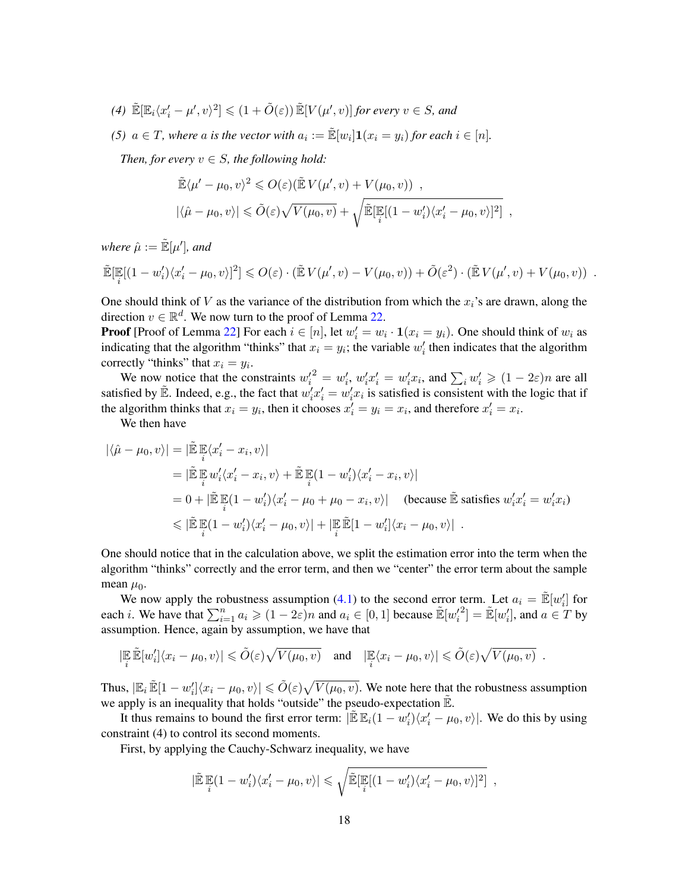*(4)* $\tilde{\mathbb{E}}[\mathbb{E}_i\langle x'_i - \mu', v\rangle^2] \leqslant (1+\tilde{O}(\varepsilon))\,\tilde{\mathbb{E}}[V(\mu', v)]$ *for every* $v \in S$*, and*

*(5)* $a \in T$*, where* $a$ *is the vector with* $a_i := \tilde{\mathbb{E}}[w_i]\mathbf{1}(x_i = y_i)$ *for each* $i \in [n]$*.*

*Then, for every* $v \in S$*, the following hold:*

$$\tilde{\mathbb{E}}\langle \mu' - \mu_0, v\rangle^2 \leqslant O(\varepsilon)(\tilde{\mathbb{E}}\, V(\mu', v) + V(\mu_0, v)) \enspace ,$$

$$|\langle \hat{\mu} - \mu_0, v\rangle| \leqslant \tilde{O}(\varepsilon)\sqrt{V(\mu_0, v)} + \sqrt{\tilde{\mathbb{E}}[\mathop{\mathbb{E}}_i[(1-w'_i)\langle x'_i - \mu_0, v\rangle]^2]} \enspace ,$$

*where* $\hat{\mu} := \tilde{\mathbb{E}}[\mu']$*, and*

$$\tilde{\mathbb{E}}[\mathop{\mathbb{E}}_i[(1-w'_i)\langle x'_i - \mu_0, v\rangle]^2] \leqslant O(\varepsilon)\cdot(\tilde{\mathbb{E}}\, V(\mu', v) - V(\mu_0, v)) + \tilde{O}(\varepsilon^2)\cdot(\tilde{\mathbb{E}}\, V(\mu', v) + V(\mu_0, v)) \enspace .$$

One should think of $V$ as the variance of the distribution from which the $x_i$'s are drawn, along the direction $v \in \mathbb{R}^d$. We now turn to the proof of Lemma 22.

**Proof** [Proof of Lemma 22] For each $i \in [n]$, let $w'_i = w_i \cdot \mathbf{1}(x_i = y_i)$. One should think of $w_i$ as indicating that the algorithm "thinks" that $x_i = y_i$; the variable $w'_i$ then indicates that the algorithm correctly "thinks" that $x_i = y_i$.

We now notice that the constraints ${w'_i}^2 = w'_i$, $w'_i x'_i = w'_i x_i$, and $\sum_i w'_i \geqslant (1-2\varepsilon)n$ are all satisfied by $\tilde{\mathbb{E}}$. Indeed, e.g., the fact that $w'_i x'_i = w'_i x_i$ is satisfied is consistent with the logic that if the algorithm thinks that $x_i = y_i$, then it chooses $x'_i = y_i = x_i$, and therefore $x'_i = x_i$.

We then have

$$\begin{aligned}
|\langle \hat{\mu} - \mu_0, v\rangle| &= |\tilde{\mathbb{E}}\mathop{\mathbb{E}}_i\langle x'_i - x_i, v\rangle| \\
&= |\tilde{\mathbb{E}}\mathop{\mathbb{E}}_i w'_i\langle x'_i - x_i, v\rangle + \tilde{\mathbb{E}}\mathop{\mathbb{E}}_i(1-w'_i)\langle x'_i - x_i, v\rangle| \\
&= 0 + |\tilde{\mathbb{E}}\mathop{\mathbb{E}}_i(1-w'_i)\langle x'_i - \mu_0 + \mu_0 - x_i, v\rangle| \quad \text{(because } \tilde{\mathbb{E}} \text{ satisfies } w'_i x'_i = w'_i x_i\text{)} \\
&\leqslant |\tilde{\mathbb{E}}\mathop{\mathbb{E}}_i(1-w'_i)\langle x'_i - \mu_0, v\rangle| + |\mathop{\mathbb{E}}_i\tilde{\mathbb{E}}[1-w'_i]\langle x_i - \mu_0, v\rangle| \enspace .
\end{aligned}$$

One should notice that in the calculation above, we split the estimation error into the term when the algorithm "thinks" correctly and the error term, and then we "center" the error term about the sample mean $\mu_0$.

We now apply the robustness assumption (4.1) to the second error term. Let $a_i = \tilde{\mathbb{E}}[w'_i]$ for each $i$. We have that $\sum_{i=1}^n a_i \geqslant (1-2\varepsilon)n$ and $a_i \in [0,1]$ because $\tilde{\mathbb{E}}[{w'_i}^2] = \tilde{\mathbb{E}}[w'_i]$, and $a \in T$ by assumption. Hence, again by assumption, we have that

$$|\mathop{\mathbb{E}}_i\tilde{\mathbb{E}}[w'_i]\langle x_i - \mu_0, v\rangle| \leqslant \tilde{O}(\varepsilon)\sqrt{V(\mu_0, v)} \quad \text{and} \quad |\mathop{\mathbb{E}}_i\langle x_i - \mu_0, v\rangle| \leqslant \tilde{O}(\varepsilon)\sqrt{V(\mu_0, v)} \enspace .$$

Thus, $|\mathbb{E}_i\,\tilde{\mathbb{E}}[1-w'_i]\langle x_i - \mu_0, v\rangle| \leqslant \tilde{O}(\varepsilon)\sqrt{V(\mu_0, v)}$. We note here that the robustness assumption we apply is an inequality that holds "outside" the pseudo-expectation $\tilde{\mathbb{E}}$.

It thus remains to bound the first error term: $|\tilde{\mathbb{E}}\,\mathbb{E}_i(1-w'_i)\langle x'_i - \mu_0, v\rangle|$. We do this by using constraint (4) to control its second moments.

First, by applying the Cauchy-Schwarz inequality, we have

$$|\tilde{\mathbb{E}}\mathop{\mathbb{E}}_i(1-w'_i)\langle x'_i - \mu_0, v\rangle| \leqslant \sqrt{\tilde{\mathbb{E}}[\mathop{\mathbb{E}}_i[(1-w'_i)\langle x'_i - \mu_0, v\rangle]^2]} \enspace ,$$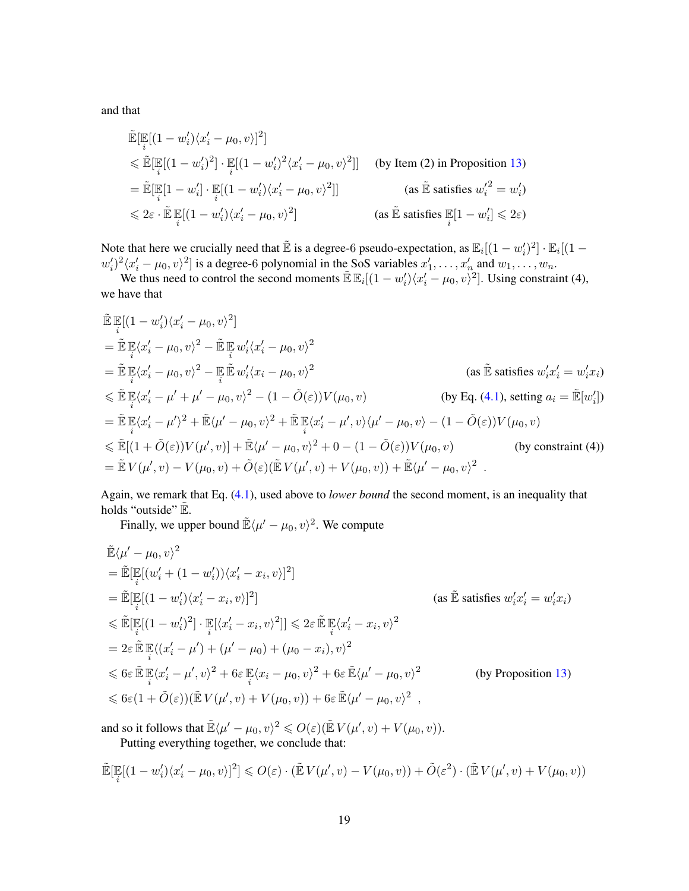and that

$$
\begin{aligned}
&\tilde{\mathbb{E}}[\mathbb{E}_i[(1-w_i')\langle x_i'-\mu_0,v\rangle]^2] \\
&\leqslant \tilde{\mathbb{E}}[\mathbb{E}_i[(1-w_i')^2]\cdot \mathbb{E}_i[(1-w_i')^2\langle x_i'-\mu_0,v\rangle^2]] \quad \text{(by Item (2) in Proposition 13)} \\
&= \tilde{\mathbb{E}}[\mathbb{E}_i[1-w_i']\cdot \mathbb{E}_i[(1-w_i')\langle x_i'-\mu_0,v\rangle^2]] \quad \text{(as } \tilde{\mathbb{E}} \text{ satisfies } w_i'^2 = w_i'\text{)} \\
&\leqslant 2\varepsilon \cdot \tilde{\mathbb{E}}\,\mathbb{E}_i[(1-w_i')\langle x_i'-\mu_0,v\rangle^2] \quad \text{(as } \tilde{\mathbb{E}} \text{ satisfies } \mathbb{E}_i[1-w_i'] \leqslant 2\varepsilon\text{)}
\end{aligned}
$$

Note that here we crucially need that $\tilde{\mathbb{E}}$ is a degree-6 pseudo-expectation, as $\mathbb{E}_i[(1-w_i')^2]\cdot\mathbb{E}_i[(1-w_i')^2\langle x_i'-\mu_0,v\rangle^2]$ is a degree-6 polynomial in the SoS variables $x_1',\ldots,x_n'$ and $w_1,\ldots,w_n$.

We thus need to control the second moments $\tilde{\mathbb{E}}\,\mathbb{E}_i[(1-w_i')\langle x_i'-\mu_0,v\rangle^2]$. Using constraint (4), we have that

$$
\begin{aligned}
&\tilde{\mathbb{E}}\,\mathbb{E}_i[(1-w_i')\langle x_i'-\mu_0,v\rangle^2] \\
&= \tilde{\mathbb{E}}\,\mathbb{E}_i\langle x_i'-\mu_0,v\rangle^2 - \tilde{\mathbb{E}}\,\mathbb{E}_i\, w_i'\langle x_i'-\mu_0,v\rangle^2 \\
&= \tilde{\mathbb{E}}\,\mathbb{E}_i\langle x_i'-\mu_0,v\rangle^2 - \mathbb{E}_i\,\tilde{\mathbb{E}}\, w_i'\langle x_i-\mu_0,v\rangle^2 \quad \text{(as } \tilde{\mathbb{E}} \text{ satisfies } w_i'x_i' = w_i'x_i\text{)} \\
&\leqslant \tilde{\mathbb{E}}\,\mathbb{E}_i\langle x_i'-\mu'+\mu'-\mu_0,v\rangle^2 - (1-\tilde{O}(\varepsilon))V(\mu_0,v) \quad \text{(by Eq. (4.1), setting } a_i = \tilde{\mathbb{E}}[w_i']\text{)} \\
&= \tilde{\mathbb{E}}\,\mathbb{E}_i\langle x_i'-\mu'\rangle^2 + \tilde{\mathbb{E}}\langle\mu'-\mu_0,v\rangle^2 + \tilde{\mathbb{E}}\,\mathbb{E}_i\langle x_i'-\mu',v\rangle\langle\mu'-\mu_0,v\rangle - (1-\tilde{O}(\varepsilon))V(\mu_0,v) \\
&\leqslant \tilde{\mathbb{E}}[(1+\tilde{O}(\varepsilon))V(\mu',v)] + \tilde{\mathbb{E}}\langle\mu'-\mu_0,v\rangle^2 + 0 - (1-\tilde{O}(\varepsilon))V(\mu_0,v) \quad \text{(by constraint (4))} \\
&= \tilde{\mathbb{E}}\,V(\mu',v) - V(\mu_0,v) + \tilde{O}(\varepsilon)(\tilde{\mathbb{E}}\,V(\mu',v)+V(\mu_0,v)) + \tilde{\mathbb{E}}\langle\mu'-\mu_0,v\rangle^2 \ .
\end{aligned}
$$

Again, we remark that Eq. (4.1), used above to *lower bound* the second moment, is an inequality that holds "outside" $\tilde{\mathbb{E}}$.

Finally, we upper bound $\tilde{\mathbb{E}}\langle\mu'-\mu_0,v\rangle^2$. We compute

$$
\begin{aligned}
&\tilde{\mathbb{E}}\langle\mu'-\mu_0,v\rangle^2 \\
&= \tilde{\mathbb{E}}[\mathbb{E}_i[(w_i'+(1-w_i'))\langle x_i'-x_i,v\rangle]^2] \\
&= \tilde{\mathbb{E}}[\mathbb{E}_i[(1-w_i')\langle x_i'-x_i,v\rangle]^2] \quad \text{(as } \tilde{\mathbb{E}} \text{ satisfies } w_i'x_i' = w_i'x_i\text{)} \\
&\leqslant \tilde{\mathbb{E}}[\mathbb{E}_i[(1-w_i')^2]\cdot\mathbb{E}_i[\langle x_i'-x_i,v\rangle^2]] \leqslant 2\varepsilon\,\tilde{\mathbb{E}}\,\mathbb{E}_i\langle x_i'-x_i,v\rangle^2 \\
&= 2\varepsilon\,\tilde{\mathbb{E}}\,\mathbb{E}_i\langle(x_i'-\mu')+(\mu'-\mu_0)+(\mu_0-x_i),v\rangle^2 \\
&\leqslant 6\varepsilon\,\tilde{\mathbb{E}}\,\mathbb{E}_i\langle x_i'-\mu',v\rangle^2 + 6\varepsilon\,\mathbb{E}_i\langle x_i-\mu_0,v\rangle^2 + 6\varepsilon\,\tilde{\mathbb{E}}\langle\mu'-\mu_0,v\rangle^2 \quad \text{(by Proposition 13)} \\
&\leqslant 6\varepsilon(1+\tilde{O}(\varepsilon))(\tilde{\mathbb{E}}\,V(\mu',v)+V(\mu_0,v)) + 6\varepsilon\,\tilde{\mathbb{E}}\langle\mu'-\mu_0,v\rangle^2 \ ,
\end{aligned}
$$

and so it follows that $\tilde{\mathbb{E}}\langle\mu'-\mu_0,v\rangle^2 \leqslant O(\varepsilon)(\tilde{\mathbb{E}}\,V(\mu',v)+V(\mu_0,v))$.

Putting everything together, we conclude that:

$$
\tilde{\mathbb{E}}[\mathbb{E}_i[(1-w_i')\langle x_i'-\mu_0,v\rangle]^2] \leqslant O(\varepsilon)\cdot(\tilde{\mathbb{E}}\,V(\mu',v)-V(\mu_0,v)) + \tilde{O}(\varepsilon^2)\cdot(\tilde{\mathbb{E}}\,V(\mu',v)+V(\mu_0,v))
$$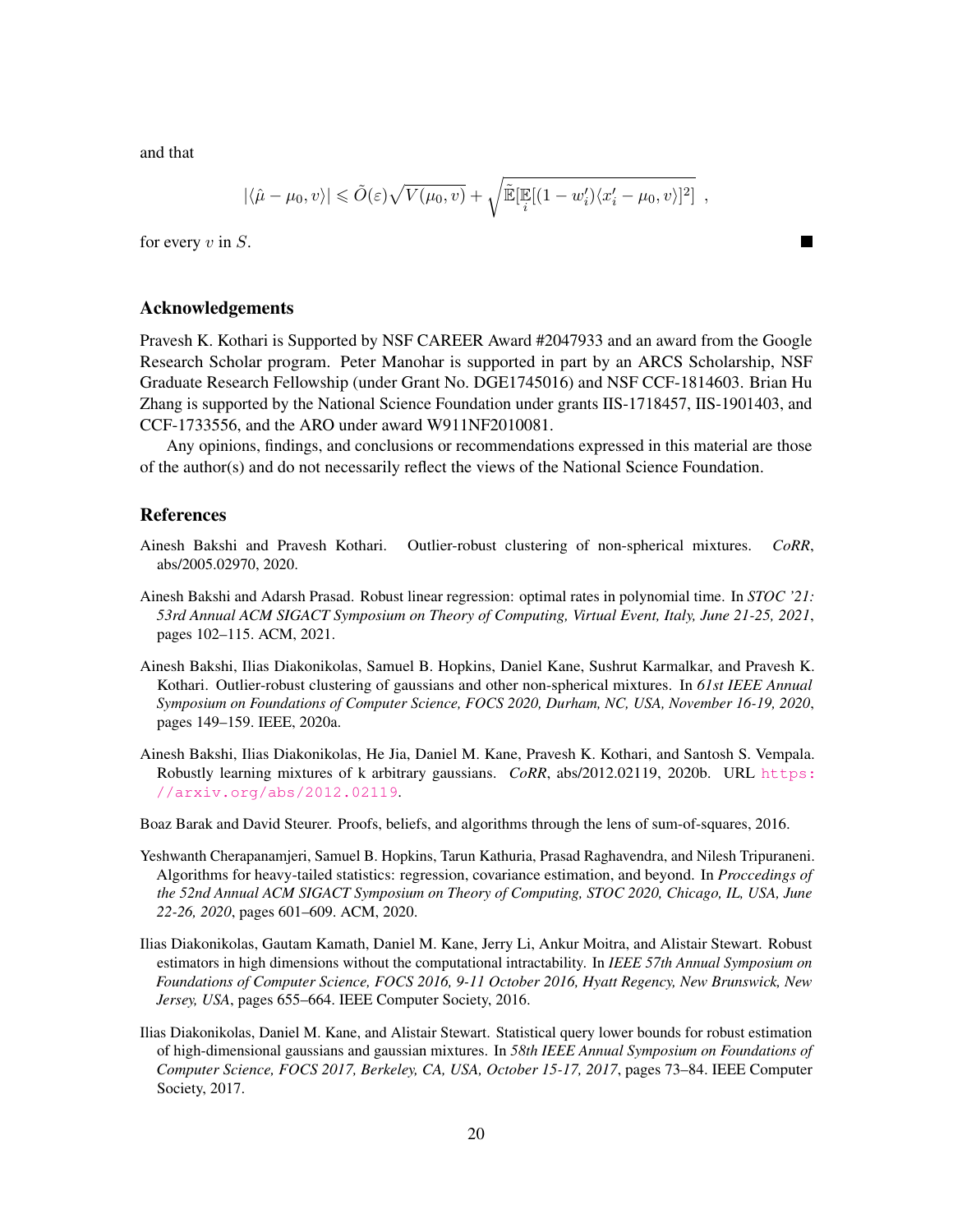and that

$$|\langle \hat{\mu} - \mu_0, v \rangle| \leqslant \tilde{O}(\varepsilon)\sqrt{V(\mu_0, v)} + \sqrt{\tilde{\mathbb{E}}[\mathbb{E}_i[(1 - w_i')\langle x_i' - \mu_0, v\rangle]^2]} \ ,$$

for every $v$ in $S$. ■

## Acknowledgements

Pravesh K. Kothari is Supported by NSF CAREER Award #2047933 and an award from the Google Research Scholar program. Peter Manohar is supported in part by an ARCS Scholarship, NSF Graduate Research Fellowship (under Grant No. DGE1745016) and NSF CCF-1814603. Brian Hu Zhang is supported by the National Science Foundation under grants IIS-1718457, IIS-1901403, and CCF-1733556, and the ARO under award W911NF2010081.

Any opinions, findings, and conclusions or recommendations expressed in this material are those of the author(s) and do not necessarily reflect the views of the National Science Foundation.

## References

Ainesh Bakshi and Pravesh Kothari. Outlier-robust clustering of non-spherical mixtures. *CoRR*, abs/2005.02970, 2020.

Ainesh Bakshi and Adarsh Prasad. Robust linear regression: optimal rates in polynomial time. In *STOC '21: 53rd Annual ACM SIGACT Symposium on Theory of Computing, Virtual Event, Italy, June 21-25, 2021*, pages 102–115. ACM, 2021.

Ainesh Bakshi, Ilias Diakonikolas, Samuel B. Hopkins, Daniel Kane, Sushrut Karmalkar, and Pravesh K. Kothari. Outlier-robust clustering of gaussians and other non-spherical mixtures. In *61st IEEE Annual Symposium on Foundations of Computer Science, FOCS 2020, Durham, NC, USA, November 16-19, 2020*, pages 149–159. IEEE, 2020a.

Ainesh Bakshi, Ilias Diakonikolas, He Jia, Daniel M. Kane, Pravesh K. Kothari, and Santosh S. Vempala. Robustly learning mixtures of k arbitrary gaussians. *CoRR*, abs/2012.02119, 2020b. URL https://arxiv.org/abs/2012.02119.

Boaz Barak and David Steurer. Proofs, beliefs, and algorithms through the lens of sum-of-squares, 2016.

Yeshwanth Cherapanamjeri, Samuel B. Hopkins, Tarun Kathuria, Prasad Raghavendra, and Nilesh Tripuraneni. Algorithms for heavy-tailed statistics: regression, covariance estimation, and beyond. In *Proccedings of the 52nd Annual ACM SIGACT Symposium on Theory of Computing, STOC 2020, Chicago, IL, USA, June 22-26, 2020*, pages 601–609. ACM, 2020.

Ilias Diakonikolas, Gautam Kamath, Daniel M. Kane, Jerry Li, Ankur Moitra, and Alistair Stewart. Robust estimators in high dimensions without the computational intractability. In *IEEE 57th Annual Symposium on Foundations of Computer Science, FOCS 2016, 9-11 October 2016, Hyatt Regency, New Brunswick, New Jersey, USA*, pages 655–664. IEEE Computer Society, 2016.

Ilias Diakonikolas, Daniel M. Kane, and Alistair Stewart. Statistical query lower bounds for robust estimation of high-dimensional gaussians and gaussian mixtures. In *58th IEEE Annual Symposium on Foundations of Computer Science, FOCS 2017, Berkeley, CA, USA, October 15-17, 2017*, pages 73–84. IEEE Computer Society, 2017.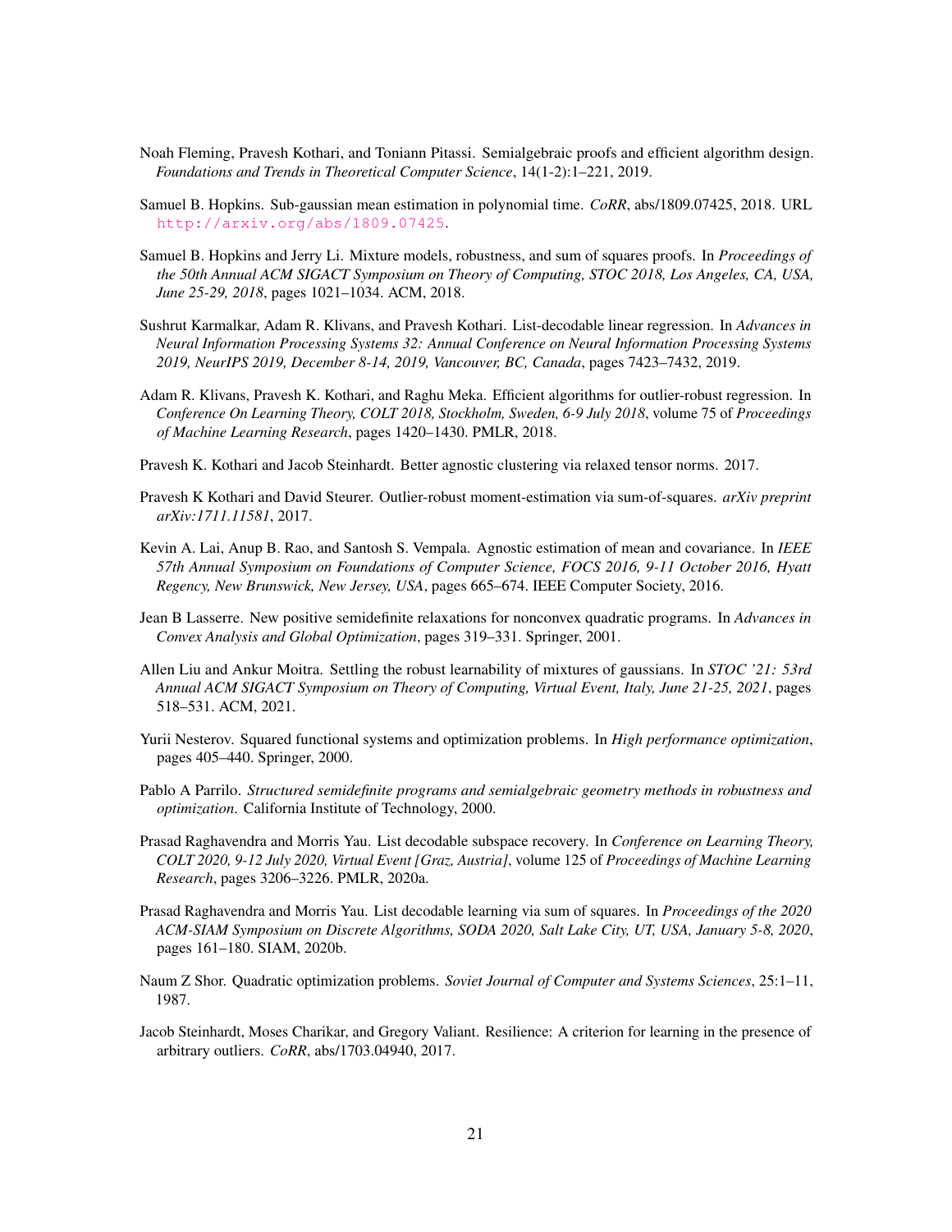Noah Fleming, Pravesh Kothari, and Toniann Pitassi. Semialgebraic proofs and efficient algorithm design. *Foundations and Trends in Theoretical Computer Science*, 14(1-2):1–221, 2019.

Samuel B. Hopkins. Sub-gaussian mean estimation in polynomial time. *CoRR*, abs/1809.07425, 2018. URL http://arxiv.org/abs/1809.07425.

Samuel B. Hopkins and Jerry Li. Mixture models, robustness, and sum of squares proofs. In *Proceedings of the 50th Annual ACM SIGACT Symposium on Theory of Computing, STOC 2018, Los Angeles, CA, USA, June 25-29, 2018*, pages 1021–1034. ACM, 2018.

Sushrut Karmalkar, Adam R. Klivans, and Pravesh Kothari. List-decodable linear regression. In *Advances in Neural Information Processing Systems 32: Annual Conference on Neural Information Processing Systems 2019, NeurIPS 2019, December 8-14, 2019, Vancouver, BC, Canada*, pages 7423–7432, 2019.

Adam R. Klivans, Pravesh K. Kothari, and Raghu Meka. Efficient algorithms for outlier-robust regression. In *Conference On Learning Theory, COLT 2018, Stockholm, Sweden, 6-9 July 2018*, volume 75 of *Proceedings of Machine Learning Research*, pages 1420–1430. PMLR, 2018.

Pravesh K. Kothari and Jacob Steinhardt. Better agnostic clustering via relaxed tensor norms. 2017.

Pravesh K Kothari and David Steurer. Outlier-robust moment-estimation via sum-of-squares. *arXiv preprint arXiv:1711.11581*, 2017.

Kevin A. Lai, Anup B. Rao, and Santosh S. Vempala. Agnostic estimation of mean and covariance. In *IEEE 57th Annual Symposium on Foundations of Computer Science, FOCS 2016, 9-11 October 2016, Hyatt Regency, New Brunswick, New Jersey, USA*, pages 665–674. IEEE Computer Society, 2016.

Jean B Lasserre. New positive semidefinite relaxations for nonconvex quadratic programs. In *Advances in Convex Analysis and Global Optimization*, pages 319–331. Springer, 2001.

Allen Liu and Ankur Moitra. Settling the robust learnability of mixtures of gaussians. In *STOC '21: 53rd Annual ACM SIGACT Symposium on Theory of Computing, Virtual Event, Italy, June 21-25, 2021*, pages 518–531. ACM, 2021.

Yurii Nesterov. Squared functional systems and optimization problems. In *High performance optimization*, pages 405–440. Springer, 2000.

Pablo A Parrilo. *Structured semidefinite programs and semialgebraic geometry methods in robustness and optimization*. California Institute of Technology, 2000.

Prasad Raghavendra and Morris Yau. List decodable subspace recovery. In *Conference on Learning Theory, COLT 2020, 9-12 July 2020, Virtual Event [Graz, Austria]*, volume 125 of *Proceedings of Machine Learning Research*, pages 3206–3226. PMLR, 2020a.

Prasad Raghavendra and Morris Yau. List decodable learning via sum of squares. In *Proceedings of the 2020 ACM-SIAM Symposium on Discrete Algorithms, SODA 2020, Salt Lake City, UT, USA, January 5-8, 2020*, pages 161–180. SIAM, 2020b.

Naum Z Shor. Quadratic optimization problems. *Soviet Journal of Computer and Systems Sciences*, 25:1–11, 1987.

Jacob Steinhardt, Moses Charikar, and Gregory Valiant. Resilience: A criterion for learning in the presence of arbitrary outliers. *CoRR*, abs/1703.04940, 2017.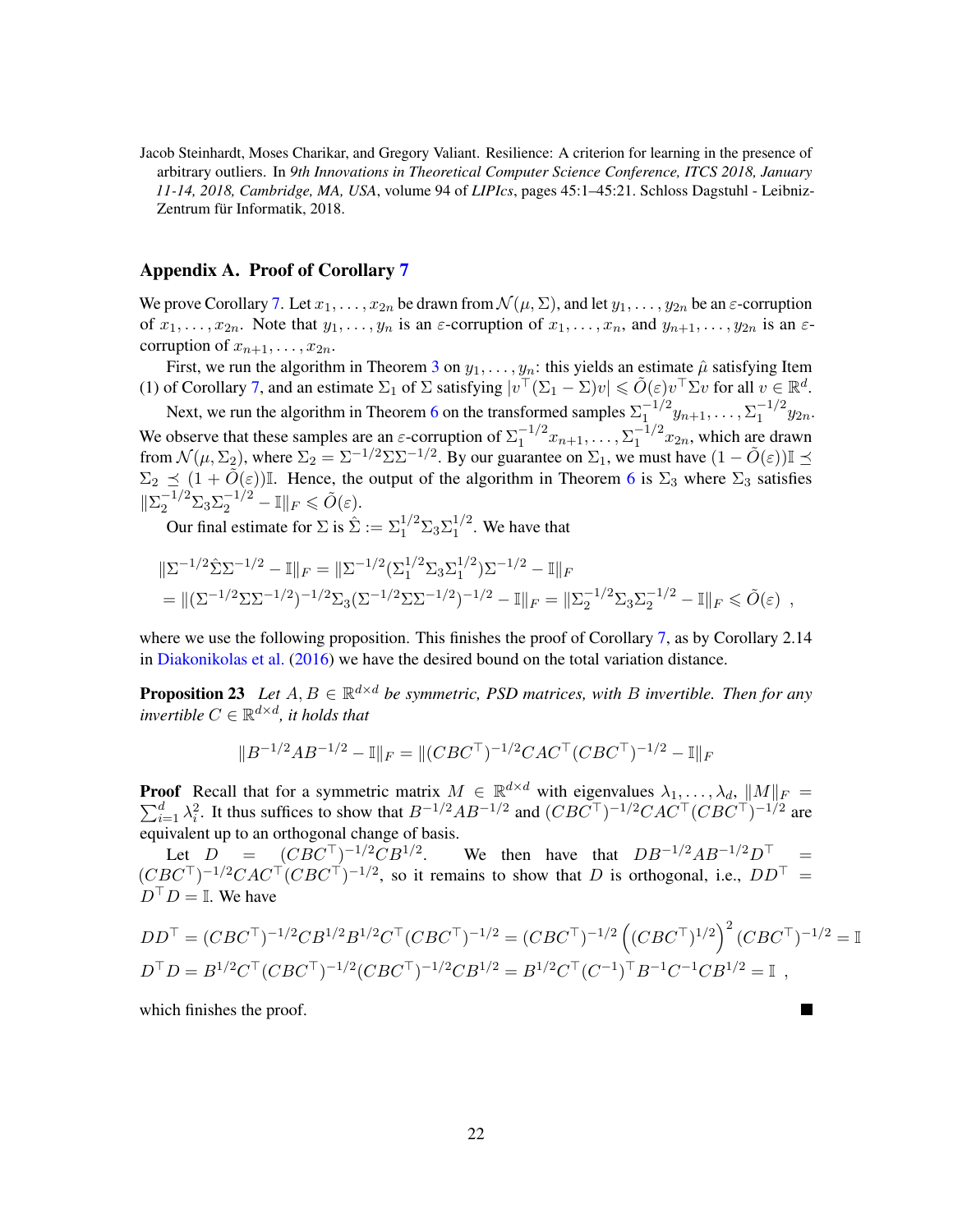Jacob Steinhardt, Moses Charikar, and Gregory Valiant. Resilience: A criterion for learning in the presence of arbitrary outliers. In *9th Innovations in Theoretical Computer Science Conference, ITCS 2018, January 11-14, 2018, Cambridge, MA, USA*, volume 94 of *LIPIcs*, pages 45:1–45:21. Schloss Dagstuhl - Leibniz-Zentrum für Informatik, 2018.

## Appendix A. Proof of Corollary 7

We prove Corollary 7. Let $x_1, \ldots, x_{2n}$ be drawn from $\mathcal{N}(\mu, \Sigma)$, and let $y_1, \ldots, y_{2n}$ be an $\varepsilon$-corruption of $x_1, \ldots, x_{2n}$. Note that $y_1, \ldots, y_n$ is an $\varepsilon$-corruption of $x_1, \ldots, x_n$, and $y_{n+1}, \ldots, y_{2n}$ is an $\varepsilon$-corruption of $x_{n+1}, \ldots, x_{2n}$.

First, we run the algorithm in Theorem 3 on $y_1, \ldots, y_n$: this yields an estimate $\hat{\mu}$ satisfying Item (1) of Corollary 7, and an estimate $\Sigma_1$ of $\Sigma$ satisfying $|v^\top(\Sigma_1 - \Sigma)v| \leqslant \tilde{O}(\varepsilon) v^\top \Sigma v$ for all $v \in \mathbb{R}^d$.

Next, we run the algorithm in Theorem 6 on the transformed samples $\Sigma_1^{-1/2} y_{n+1}, \ldots, \Sigma_1^{-1/2} y_{2n}$. We observe that these samples are an $\varepsilon$-corruption of $\Sigma_1^{-1/2} x_{n+1}, \ldots, \Sigma_1^{-1/2} x_{2n}$, which are drawn from $\mathcal{N}(\mu, \Sigma_2)$, where $\Sigma_2 = \Sigma^{-1/2} \Sigma \Sigma^{-1/2}$. By our guarantee on $\Sigma_1$, we must have $(1 - \tilde{O}(\varepsilon))\mathbb{I} \preceq \Sigma_2 \preceq (1 + \tilde{O}(\varepsilon))\mathbb{I}$. Hence, the output of the algorithm in Theorem 6 is $\Sigma_3$ where $\Sigma_3$ satisfies $\|\Sigma_2^{-1/2} \Sigma_3 \Sigma_2^{-1/2} - \mathbb{I}\|_F \leqslant \tilde{O}(\varepsilon)$.

Our final estimate for $\Sigma$ is $\hat{\Sigma} := \Sigma_1^{1/2} \Sigma_3 \Sigma_1^{1/2}$. We have that

$$
\begin{aligned}
&\|\Sigma^{-1/2} \hat{\Sigma} \Sigma^{-1/2} - \mathbb{I}\|_F = \|\Sigma^{-1/2}(\Sigma_1^{1/2} \Sigma_3 \Sigma_1^{1/2}) \Sigma^{-1/2} - \mathbb{I}\|_F \\
&= \|(\Sigma^{-1/2} \Sigma \Sigma^{-1/2})^{-1/2} \Sigma_3 (\Sigma^{-1/2} \Sigma \Sigma^{-1/2})^{-1/2} - \mathbb{I}\|_F = \|\Sigma_2^{-1/2} \Sigma_3 \Sigma_2^{-1/2} - \mathbb{I}\|_F \leqslant \tilde{O}(\varepsilon) \enspace ,
\end{aligned}
$$

where we use the following proposition. This finishes the proof of Corollary 7, as by Corollary 2.14 in Diakonikolas et al. (2016) we have the desired bound on the total variation distance.

**Proposition 23** *Let $A, B \in \mathbb{R}^{d \times d}$ be symmetric, PSD matrices, with $B$ invertible. Then for any invertible $C \in \mathbb{R}^{d \times d}$, it holds that*

$$
\|B^{-1/2} A B^{-1/2} - \mathbb{I}\|_F = \|(CBC^\top)^{-1/2} CAC^\top (CBC^\top)^{-1/2} - \mathbb{I}\|_F
$$

**Proof** Recall that for a symmetric matrix $M \in \mathbb{R}^{d \times d}$ with eigenvalues $\lambda_1, \ldots, \lambda_d$, $\|M\|_F = \sum_{i=1}^d \lambda_i^2$. It thus suffices to show that $B^{-1/2} A B^{-1/2}$ and $(CBC^\top)^{-1/2} CAC^\top (CBC^\top)^{-1/2}$ are equivalent up to an orthogonal change of basis.

Let $D = (CBC^\top)^{-1/2} C B^{1/2}$. We then have that $D B^{-1/2} A B^{-1/2} D^\top = (CBC^\top)^{-1/2} CAC^\top (CBC^\top)^{-1/2}$, so it remains to show that $D$ is orthogonal, i.e., $DD^\top = D^\top D = \mathbb{I}$. We have

$$
\begin{aligned}
DD^\top &= (CBC^\top)^{-1/2} C B^{1/2} B^{1/2} C^\top (CBC^\top)^{-1/2} = (CBC^\top)^{-1/2} \left( (CBC^\top)^{1/2} \right)^2 (CBC^\top)^{-1/2} = \mathbb{I} \\
D^\top D &= B^{1/2} C^\top (CBC^\top)^{-1/2} (CBC^\top)^{-1/2} C B^{1/2} = B^{1/2} C^\top (C^{-1})^\top B^{-1} C^{-1} C B^{1/2} = \mathbb{I} \enspace ,
\end{aligned}
$$

which finishes the proof. ∎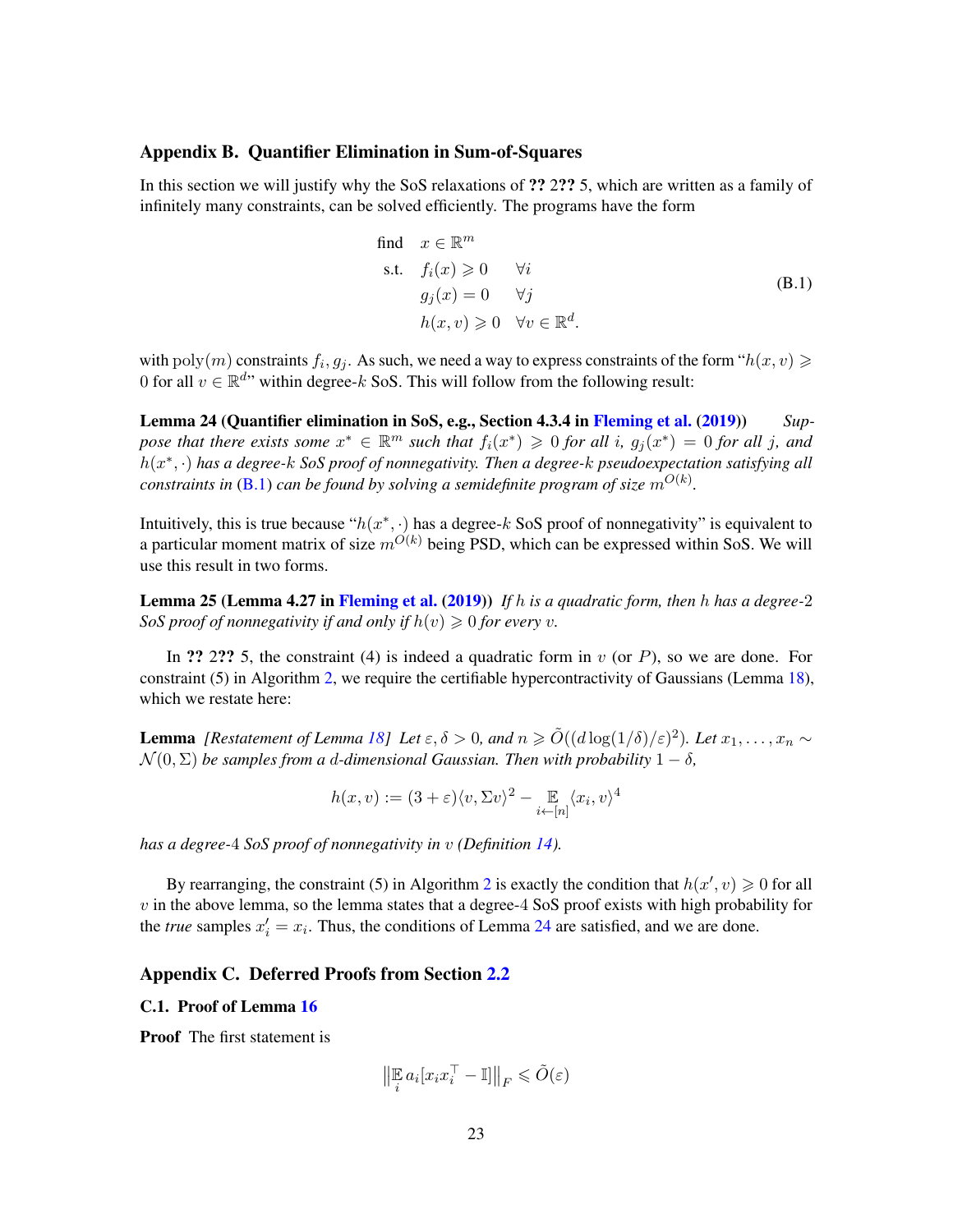## Appendix B. Quantifier Elimination in Sum-of-Squares

In this section we will justify why the SoS relaxations of **??** 2**??** 5, which are written as a family of infinitely many constraints, can be solved efficiently. The programs have the form

$$
\begin{aligned}
\text{find} \quad & x \in \mathbb{R}^m \\
\text{s.t.} \quad & f_i(x) \geqslant 0 \qquad \forall i \\
& g_j(x) = 0 \qquad \forall j \\
& h(x, v) \geqslant 0 \quad \forall v \in \mathbb{R}^d.
\end{aligned}
\tag{B.1}
$$

with $\mathrm{poly}(m)$ constraints $f_i, g_j$. As such, we need a way to express constraints of the form "$h(x, v) \geqslant 0$ for all $v \in \mathbb{R}^d$" within degree-$k$ SoS. This will follow from the following result:

**Lemma 24 (Quantifier elimination in SoS, e.g., Section 4.3.4 in Fleming et al. (2019))** *Suppose that there exists some $x^* \in \mathbb{R}^m$ such that $f_i(x^*) \geqslant 0$ for all $i$, $g_j(x^*) = 0$ for all $j$, and $h(x^*, \cdot)$ has a degree-$k$ SoS proof of nonnegativity. Then a degree-$k$ pseudoexpectation satisfying all constraints in (B.1) can be found by solving a semidefinite program of size $m^{O(k)}$.*

Intuitively, this is true because "$h(x^*, \cdot)$ has a degree-$k$ SoS proof of nonnegativity" is equivalent to a particular moment matrix of size $m^{O(k)}$ being PSD, which can be expressed within SoS. We will use this result in two forms.

**Lemma 25 (Lemma 4.27 in Fleming et al. (2019))** *If $h$ is a quadratic form, then $h$ has a degree-2 SoS proof of nonnegativity if and only if $h(v) \geqslant 0$ for every $v$.*

In **??** 2**??** 5, the constraint (4) is indeed a quadratic form in $v$ (or $P$), so we are done. For constraint (5) in Algorithm 2, we require the certifiable hypercontractivity of Gaussians (Lemma 18), which we restate here:

**Lemma** *[Restatement of Lemma 18] Let $\varepsilon, \delta > 0$, and $n \geqslant \tilde{O}((d \log(1/\delta)/\varepsilon)^2)$. Let $x_1, \ldots, x_n \sim \mathcal{N}(0, \Sigma)$ be samples from a $d$-dimensional Gaussian. Then with probability $1 - \delta$,*

$$
h(x, v) := (3 + \varepsilon)\langle v, \Sigma v\rangle^2 - \mathop{\mathbb{E}}_{i \leftarrow [n]} \langle x_i, v\rangle^4
$$

*has a degree-4 SoS proof of nonnegativity in $v$ (Definition 14).*

By rearranging, the constraint (5) in Algorithm 2 is exactly the condition that $h(x', v) \geqslant 0$ for all $v$ in the above lemma, so the lemma states that a degree-4 SoS proof exists with high probability for the *true* samples $x'_i = x_i$. Thus, the conditions of Lemma 24 are satisfied, and we are done.

## Appendix C. Deferred Proofs from Section 2.2

### C.1. Proof of Lemma 16

**Proof** The first statement is

$$
\left\| \mathop{\mathbb{E}}_i a_i [x_i x_i^\top - \mathbb{I}] \right\|_F \leqslant \tilde{O}(\varepsilon)
$$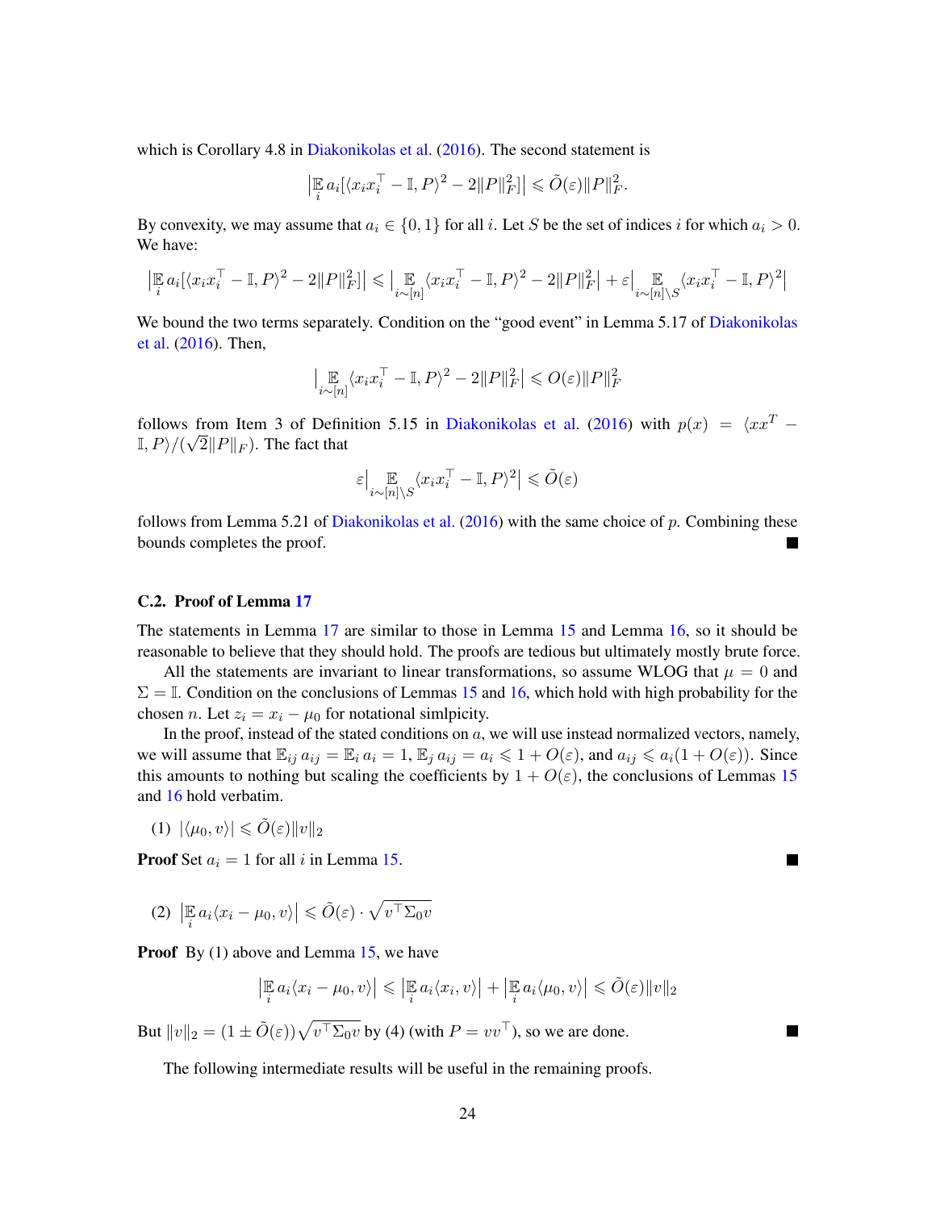which is Corollary 4.8 in Diakonikolas et al. (2016). The second statement is

$$\left|\mathbb{E}_i a_i[\langle x_i x_i^\top - \mathbb{I}, P\rangle^2 - 2\|P\|_F^2]\right| \leqslant \tilde{O}(\varepsilon)\|P\|_F^2.$$

By convexity, we may assume that $a_i \in \{0,1\}$ for all $i$. Let $S$ be the set of indices $i$ for which $a_i > 0$. We have:

$$\left|\mathbb{E}_i a_i[\langle x_i x_i^\top - \mathbb{I}, P\rangle^2 - 2\|P\|_F^2]\right| \leqslant \left|\mathbb{E}_{i\sim[n]}\langle x_i x_i^\top - \mathbb{I}, P\rangle^2 - 2\|P\|_F^2\right| + \varepsilon\left|\mathbb{E}_{i\sim[n]\setminus S}\langle x_i x_i^\top - \mathbb{I}, P\rangle^2\right|$$

We bound the two terms separately. Condition on the "good event" in Lemma 5.17 of Diakonikolas et al. (2016). Then,

$$\left|\mathbb{E}_{i\sim[n]}\langle x_i x_i^\top - \mathbb{I}, P\rangle^2 - 2\|P\|_F^2\right| \leqslant O(\varepsilon)\|P\|_F^2$$

follows from Item 3 of Definition 5.15 in Diakonikolas et al. (2016) with $p(x) = \langle xx^T - \mathbb{I}, P\rangle/(\sqrt{2}\|P\|_F)$. The fact that

$$\varepsilon\left|\mathbb{E}_{i\sim[n]\setminus S}\langle x_i x_i^\top - \mathbb{I}, P\rangle^2\right| \leqslant \tilde{O}(\varepsilon)$$

follows from Lemma 5.21 of Diakonikolas et al. (2016) with the same choice of $p$. Combining these bounds completes the proof. ■

### C.2. Proof of Lemma 17

The statements in Lemma 17 are similar to those in Lemma 15 and Lemma 16, so it should be reasonable to believe that they should hold. The proofs are tedious but ultimately mostly brute force.

All the statements are invariant to linear transformations, so assume WLOG that $\mu = 0$ and $\Sigma = \mathbb{I}$. Condition on the conclusions of Lemmas 15 and 16, which hold with high probability for the chosen $n$. Let $z_i = x_i - \mu_0$ for notational simlpicity.

In the proof, instead of the stated conditions on $a$, we will use instead normalized vectors, namely, we will assume that $\mathbb{E}_{ij} a_{ij} = \mathbb{E}_i a_i = 1$, $\mathbb{E}_j a_{ij} = a_i \leqslant 1 + O(\varepsilon)$, and $a_{ij} \leqslant a_i(1 + O(\varepsilon))$. Since this amounts to nothing but scaling the coefficients by $1 + O(\varepsilon)$, the conclusions of Lemmas 15 and 16 hold verbatim.

(1) $|\langle \mu_0, v\rangle| \leqslant \tilde{O}(\varepsilon)\|v\|_2$

**Proof** Set $a_i = 1$ for all $i$ in Lemma 15. ■

(2) $\left|\mathbb{E}_i a_i\langle x_i - \mu_0, v\rangle\right| \leqslant \tilde{O}(\varepsilon) \cdot \sqrt{v^\top \Sigma_0 v}$

**Proof** By (1) above and Lemma 15, we have

$$\left|\mathbb{E}_i a_i\langle x_i - \mu_0, v\rangle\right| \leqslant \left|\mathbb{E}_i a_i\langle x_i, v\rangle\right| + \left|\mathbb{E}_i a_i\langle \mu_0, v\rangle\right| \leqslant \tilde{O}(\varepsilon)\|v\|_2$$

But $\|v\|_2 = (1 \pm \tilde{O}(\varepsilon))\sqrt{v^\top \Sigma_0 v}$ by (4) (with $P = vv^\top$), so we are done. ■

The following intermediate results will be useful in the remaining proofs.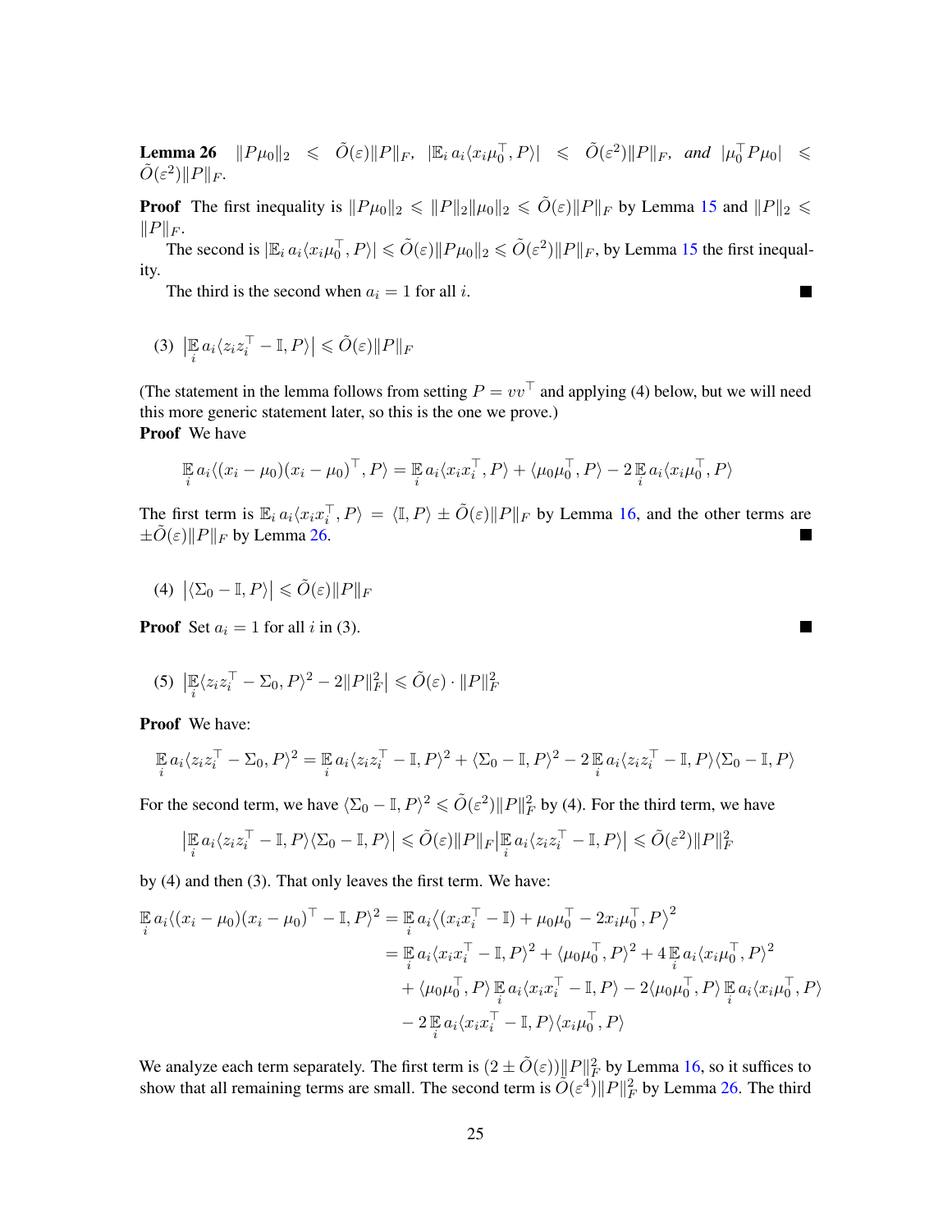**Lemma 26** $\|P\mu_0\|_2 \leqslant \tilde{O}(\varepsilon)\|P\|_F$, $|\mathbb{E}_i a_i \langle x_i \mu_0^\top, P\rangle| \leqslant \tilde{O}(\varepsilon^2)\|P\|_F$, *and* $|\mu_0^\top P \mu_0| \leqslant \tilde{O}(\varepsilon^2)\|P\|_F$.

**Proof** The first inequality is $\|P\mu_0\|_2 \leqslant \|P\|_2\|\mu_0\|_2 \leqslant \tilde{O}(\varepsilon)\|P\|_F$ by Lemma 15 and $\|P\|_2 \leqslant \|P\|_F$.

The second is $|\mathbb{E}_i a_i \langle x_i \mu_0^\top, P\rangle| \leqslant \tilde{O}(\varepsilon)\|P\mu_0\|_2 \leqslant \tilde{O}(\varepsilon^2)\|P\|_F$, by Lemma 15 the first inequality.

The third is the second when $a_i = 1$ for all $i$. ∎

(3) $\left|\mathbb{E}_i a_i \langle z_i z_i^\top - \mathbb{I}, P\rangle\right| \leqslant \tilde{O}(\varepsilon)\|P\|_F$

(The statement in the lemma follows from setting $P = vv^\top$ and applying (4) below, but we will need this more generic statement later, so this is the one we prove.)

**Proof** We have

$$\mathbb{E}_i a_i \langle (x_i - \mu_0)(x_i - \mu_0)^\top, P\rangle = \mathbb{E}_i a_i \langle x_i x_i^\top, P\rangle + \langle \mu_0 \mu_0^\top, P\rangle - 2\,\mathbb{E}_i a_i \langle x_i \mu_0^\top, P\rangle$$

The first term is $\mathbb{E}_i a_i \langle x_i x_i^\top, P\rangle = \langle \mathbb{I}, P\rangle \pm \tilde{O}(\varepsilon)\|P\|_F$ by Lemma 16, and the other terms are $\pm\tilde{O}(\varepsilon)\|P\|_F$ by Lemma 26. ∎

(4) $\left|\langle \Sigma_0 - \mathbb{I}, P\rangle\right| \leqslant \tilde{O}(\varepsilon)\|P\|_F$

**Proof** Set $a_i = 1$ for all $i$ in (3). ∎

(5) $\left|\mathbb{E}_i \langle z_i z_i^\top - \Sigma_0, P\rangle^2 - 2\|P\|_F^2\right| \leqslant \tilde{O}(\varepsilon) \cdot \|P\|_F^2$

**Proof** We have:

$$\mathbb{E}_i a_i \langle z_i z_i^\top - \Sigma_0, P\rangle^2 = \mathbb{E}_i a_i \langle z_i z_i^\top - \mathbb{I}, P\rangle^2 + \langle \Sigma_0 - \mathbb{I}, P\rangle^2 - 2\,\mathbb{E}_i a_i \langle z_i z_i^\top - \mathbb{I}, P\rangle \langle \Sigma_0 - \mathbb{I}, P\rangle$$

For the second term, we have $\langle \Sigma_0 - \mathbb{I}, P\rangle^2 \leqslant \tilde{O}(\varepsilon^2)\|P\|_F^2$ by (4). For the third term, we have

$$\left|\mathbb{E}_i a_i \langle z_i z_i^\top - \mathbb{I}, P\rangle\langle \Sigma_0 - \mathbb{I}, P\rangle\right| \leqslant \tilde{O}(\varepsilon)\|P\|_F \left|\mathbb{E}_i a_i \langle z_i z_i^\top - \mathbb{I}, P\rangle\right| \leqslant \tilde{O}(\varepsilon^2)\|P\|_F^2$$

by (4) and then (3). That only leaves the first term. We have:

$$\begin{aligned}
\mathbb{E}_i a_i \langle (x_i - \mu_0)(x_i - \mu_0)^\top - \mathbb{I}, P\rangle^2 &= \mathbb{E}_i a_i \big\langle (x_i x_i^\top - \mathbb{I}) + \mu_0\mu_0^\top - 2x_i\mu_0^\top, P\big\rangle^2 \\
&= \mathbb{E}_i a_i \langle x_i x_i^\top - \mathbb{I}, P\rangle^2 + \langle \mu_0 \mu_0^\top, P\rangle^2 + 4\,\mathbb{E}_i a_i \langle x_i \mu_0^\top, P\rangle^2 \\
&\quad + \langle \mu_0\mu_0^\top, P\rangle \,\mathbb{E}_i a_i \langle x_i x_i^\top - \mathbb{I}, P\rangle - 2\langle \mu_0 \mu_0^\top, P\rangle \,\mathbb{E}_i a_i \langle x_i \mu_0^\top, P\rangle \\
&\quad - 2\,\mathbb{E}_i a_i \langle x_i x_i^\top - \mathbb{I}, P\rangle \langle x_i \mu_0^\top, P\rangle
\end{aligned}$$

We analyze each term separately. The first term is $(2 \pm \tilde{O}(\varepsilon))\|P\|_F^2$ by Lemma 16, so it suffices to show that all remaining terms are small. The second term is $\tilde{O}(\varepsilon^4)\|P\|_F^2$ by Lemma 26. The third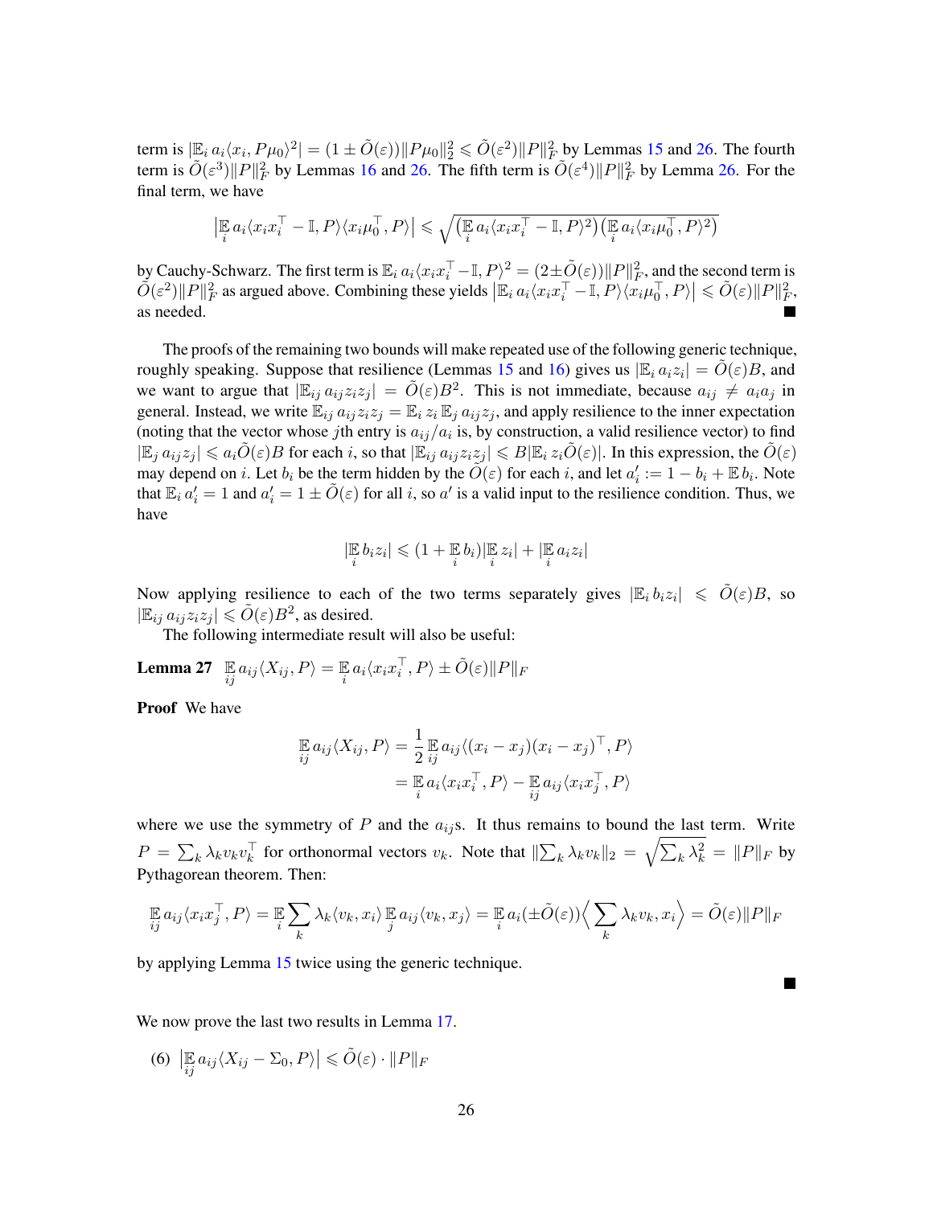term is $|\mathbb{E}_i a_i\langle x_i, P\mu_0\rangle^2| = (1 \pm \tilde{O}(\varepsilon))\|P\mu_0\|_2^2 \leqslant \tilde{O}(\varepsilon^2)\|P\|_F^2$ by Lemmas 15 and 26. The fourth term is $\tilde{O}(\varepsilon^3)\|P\|_F^2$ by Lemmas 16 and 26. The fifth term is $\tilde{O}(\varepsilon^4)\|P\|_F^2$ by Lemma 26. For the final term, we have

$$\big|\mathop{\mathbb{E}}_i a_i\langle x_i x_i^\top - \mathbb{I}, P\rangle\langle x_i\mu_0^\top, P\rangle\big| \leqslant \sqrt{\big(\mathop{\mathbb{E}}_i a_i\langle x_i x_i^\top - \mathbb{I}, P\rangle^2\big)\big(\mathop{\mathbb{E}}_i a_i\langle x_i\mu_0^\top, P\rangle^2\big)}$$

by Cauchy-Schwarz. The first term is $\mathbb{E}_i a_i\langle x_i x_i^\top - \mathbb{I}, P\rangle^2 = (2 \pm \tilde{O}(\varepsilon))\|P\|_F^2$, and the second term is $\tilde{O}(\varepsilon^2)\|P\|_F^2$ as argued above. Combining these yields $\big|\mathbb{E}_i a_i\langle x_i x_i^\top - \mathbb{I}, P\rangle\langle x_i\mu_0^\top, P\rangle\big| \leqslant \tilde{O}(\varepsilon)\|P\|_F^2$, as needed. ■

The proofs of the remaining two bounds will make repeated use of the following generic technique, roughly speaking. Suppose that resilience (Lemmas 15 and 16) gives us $|\mathbb{E}_i a_i z_i| = \tilde{O}(\varepsilon)B$, and we want to argue that $|\mathbb{E}_{ij} a_{ij} z_i z_j| = \tilde{O}(\varepsilon)B^2$. This is not immediate, because $a_{ij} \neq a_i a_j$ in general. Instead, we write $\mathbb{E}_{ij} a_{ij} z_i z_j = \mathbb{E}_i z_i \mathbb{E}_j a_{ij} z_j$, and apply resilience to the inner expectation (noting that the vector whose $j$th entry is $a_{ij}/a_i$ is, by construction, a valid resilience vector) to find $|\mathbb{E}_j a_{ij} z_j| \leqslant a_i \tilde{O}(\varepsilon)B$ for each $i$, so that $|\mathbb{E}_{ij} a_{ij} z_i z_j| \leqslant B|\mathbb{E}_i z_i \tilde{O}(\varepsilon)|$. In this expression, the $\tilde{O}(\varepsilon)$ may depend on $i$. Let $b_i$ be the term hidden by the $\tilde{O}(\varepsilon)$ for each $i$, and let $a_i' := 1 - b_i + \mathbb{E}\, b_i$. Note that $\mathbb{E}_i a_i' = 1$ and $a_i' = 1 \pm \tilde{O}(\varepsilon)$ for all $i$, so $a'$ is a valid input to the resilience condition. Thus, we have

$$|\mathop{\mathbb{E}}_i b_i z_i| \leqslant (1 + \mathop{\mathbb{E}}_i b_i)|\mathop{\mathbb{E}}_i z_i| + |\mathop{\mathbb{E}}_i a_i z_i|$$

Now applying resilience to each of the two terms separately gives $|\mathbb{E}_i b_i z_i| \leqslant \tilde{O}(\varepsilon)B$, so $|\mathbb{E}_{ij} a_{ij} z_i z_j| \leqslant \tilde{O}(\varepsilon)B^2$, as desired.

The following intermediate result will also be useful:

**Lemma 27** $\mathop{\mathbb{E}}_{ij} a_{ij}\langle X_{ij}, P\rangle = \mathop{\mathbb{E}}_i a_i\langle x_i x_i^\top, P\rangle \pm \tilde{O}(\varepsilon)\|P\|_F$

**Proof** We have

$$\begin{aligned}
\mathop{\mathbb{E}}_{ij} a_{ij}\langle X_{ij}, P\rangle &= \frac{1}{2}\mathop{\mathbb{E}}_{ij} a_{ij}\langle (x_i - x_j)(x_i - x_j)^\top, P\rangle \\
&= \mathop{\mathbb{E}}_i a_i\langle x_i x_i^\top, P\rangle - \mathop{\mathbb{E}}_{ij} a_{ij}\langle x_i x_j^\top, P\rangle
\end{aligned}$$

where we use the symmetry of $P$ and the $a_{ij}$s. It thus remains to bound the last term. Write $P = \sum_k \lambda_k v_k v_k^\top$ for orthonormal vectors $v_k$. Note that $\|\sum_k \lambda_k v_k\|_2 = \sqrt{\sum_k \lambda_k^2} = \|P\|_F$ by Pythagorean theorem. Then:

$$\mathop{\mathbb{E}}_{ij} a_{ij}\langle x_i x_j^\top, P\rangle = \mathop{\mathbb{E}}_i \sum_k \lambda_k\langle v_k, x_i\rangle \mathop{\mathbb{E}}_j a_{ij}\langle v_k, x_j\rangle = \mathop{\mathbb{E}}_i a_i(\pm\tilde{O}(\varepsilon))\Big\langle \sum_k \lambda_k v_k, x_i\Big\rangle = \tilde{O}(\varepsilon)\|P\|_F$$

by applying Lemma 15 twice using the generic technique. ■

We now prove the last two results in Lemma 17.

(6) $\big|\mathop{\mathbb{E}}_{ij} a_{ij}\langle X_{ij} - \Sigma_0, P\rangle\big| \leqslant \tilde{O}(\varepsilon)\cdot\|P\|_F$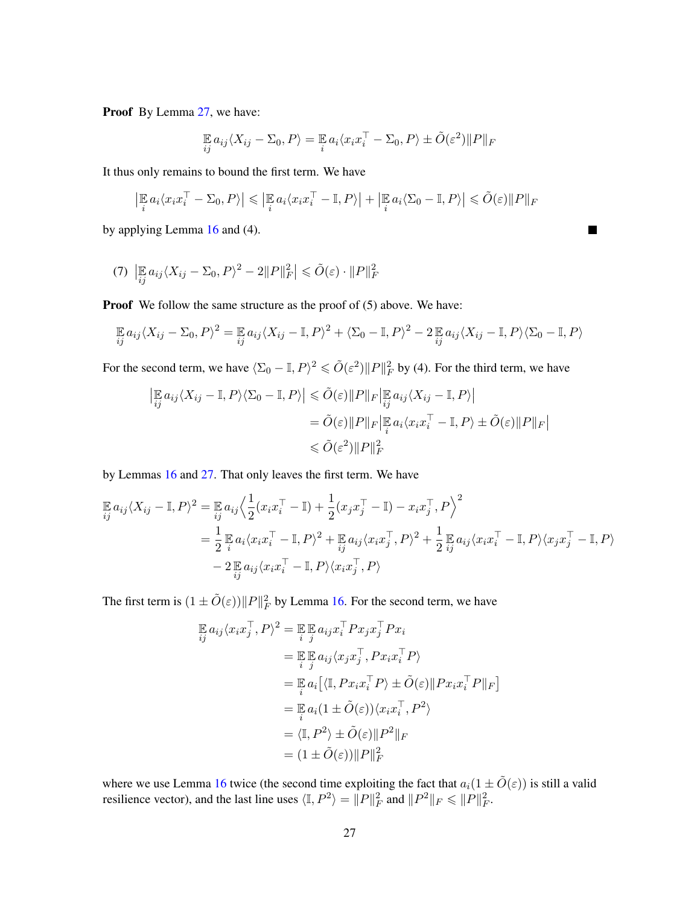**Proof** By Lemma 27, we have:

$$\mathop{\mathbb{E}}_{ij} a_{ij} \langle X_{ij} - \Sigma_0, P \rangle = \mathop{\mathbb{E}}_{i} a_i \langle x_i x_i^\top - \Sigma_0, P \rangle \pm \tilde{O}(\varepsilon^2) \|P\|_F$$

It thus only remains to bound the first term. We have

$$\big| \mathop{\mathbb{E}}_{i} a_i \langle x_i x_i^\top - \Sigma_0, P \rangle \big| \leqslant \big| \mathop{\mathbb{E}}_{i} a_i \langle x_i x_i^\top - \mathbb{I}, P \rangle \big| + \big| \mathop{\mathbb{E}}_{i} a_i \langle \Sigma_0 - \mathbb{I}, P \rangle \big| \leqslant \tilde{O}(\varepsilon) \|P\|_F$$

by applying Lemma 16 and (4). ∎

(7) $\big| \mathop{\mathbb{E}}_{ij} a_{ij} \langle X_{ij} - \Sigma_0, P \rangle^2 - 2\|P\|_F^2 \big| \leqslant \tilde{O}(\varepsilon) \cdot \|P\|_F^2$

**Proof** We follow the same structure as the proof of (5) above. We have:

$$\mathop{\mathbb{E}}_{ij} a_{ij} \langle X_{ij} - \Sigma_0, P \rangle^2 = \mathop{\mathbb{E}}_{ij} a_{ij} \langle X_{ij} - \mathbb{I}, P \rangle^2 + \langle \Sigma_0 - \mathbb{I}, P \rangle^2 - 2 \mathop{\mathbb{E}}_{ij} a_{ij} \langle X_{ij} - \mathbb{I}, P \rangle \langle \Sigma_0 - \mathbb{I}, P \rangle$$

For the second term, we have $\langle \Sigma_0 - \mathbb{I}, P \rangle^2 \leqslant \tilde{O}(\varepsilon^2) \|P\|_F^2$ by (4). For the third term, we have

$$\begin{aligned}
\big| \mathop{\mathbb{E}}_{ij} a_{ij} \langle X_{ij} - \mathbb{I}, P \rangle \langle \Sigma_0 - \mathbb{I}, P \rangle \big| &\leqslant \tilde{O}(\varepsilon) \|P\|_F \big| \mathop{\mathbb{E}}_{ij} a_{ij} \langle X_{ij} - \mathbb{I}, P \rangle \big| \\
&= \tilde{O}(\varepsilon) \|P\|_F \big| \mathop{\mathbb{E}}_{i} a_i \langle x_i x_i^\top - \mathbb{I}, P \rangle \pm \tilde{O}(\varepsilon) \|P\|_F \big| \\
&\leqslant \tilde{O}(\varepsilon^2) \|P\|_F^2
\end{aligned}$$

by Lemmas 16 and 27. That only leaves the first term. We have

$$\begin{aligned}
\mathop{\mathbb{E}}_{ij} a_{ij} \langle X_{ij} - \mathbb{I}, P \rangle^2 &= \mathop{\mathbb{E}}_{ij} a_{ij} \Big\langle \frac{1}{2}(x_i x_i^\top - \mathbb{I}) + \frac{1}{2}(x_j x_j^\top - \mathbb{I}) - x_i x_j^\top, P \Big\rangle^2 \\
&= \frac{1}{2} \mathop{\mathbb{E}}_{i} a_i \langle x_i x_i^\top - \mathbb{I}, P \rangle^2 + \mathop{\mathbb{E}}_{ij} a_{ij} \langle x_i x_j^\top, P \rangle^2 + \frac{1}{2} \mathop{\mathbb{E}}_{ij} a_{ij} \langle x_i x_i^\top - \mathbb{I}, P \rangle \langle x_j x_j^\top - \mathbb{I}, P \rangle \\
&\quad - 2 \mathop{\mathbb{E}}_{ij} a_{ij} \langle x_i x_i^\top - \mathbb{I}, P \rangle \langle x_i x_j^\top, P \rangle
\end{aligned}$$

The first term is $(1 \pm \tilde{O}(\varepsilon)) \|P\|_F^2$ by Lemma 16. For the second term, we have

$$\begin{aligned}
\mathop{\mathbb{E}}_{ij} a_{ij} \langle x_i x_j^\top, P \rangle^2 &= \mathop{\mathbb{E}}_{i} \mathop{\mathbb{E}}_{j} a_{ij} x_i^\top P x_j x_j^\top P x_i \\
&= \mathop{\mathbb{E}}_{i} \mathop{\mathbb{E}}_{j} a_{ij} \langle x_j x_j^\top, P x_i x_i^\top P \rangle \\
&= \mathop{\mathbb{E}}_{i} a_i \big[ \langle \mathbb{I}, P x_i x_i^\top P \rangle \pm \tilde{O}(\varepsilon) \|P x_i x_i^\top P\|_F \big] \\
&= \mathop{\mathbb{E}}_{i} a_i (1 \pm \tilde{O}(\varepsilon)) \langle x_i x_i^\top, P^2 \rangle \\
&= \langle \mathbb{I}, P^2 \rangle \pm \tilde{O}(\varepsilon) \|P^2\|_F \\
&= (1 \pm \tilde{O}(\varepsilon)) \|P\|_F^2
\end{aligned}$$

where we use Lemma 16 twice (the second time exploiting the fact that $a_i(1 \pm \tilde{O}(\varepsilon))$ is still a valid resilience vector), and the last line uses $\langle \mathbb{I}, P^2 \rangle = \|P\|_F^2$ and $\|P^2\|_F \leqslant \|P\|_F^2$.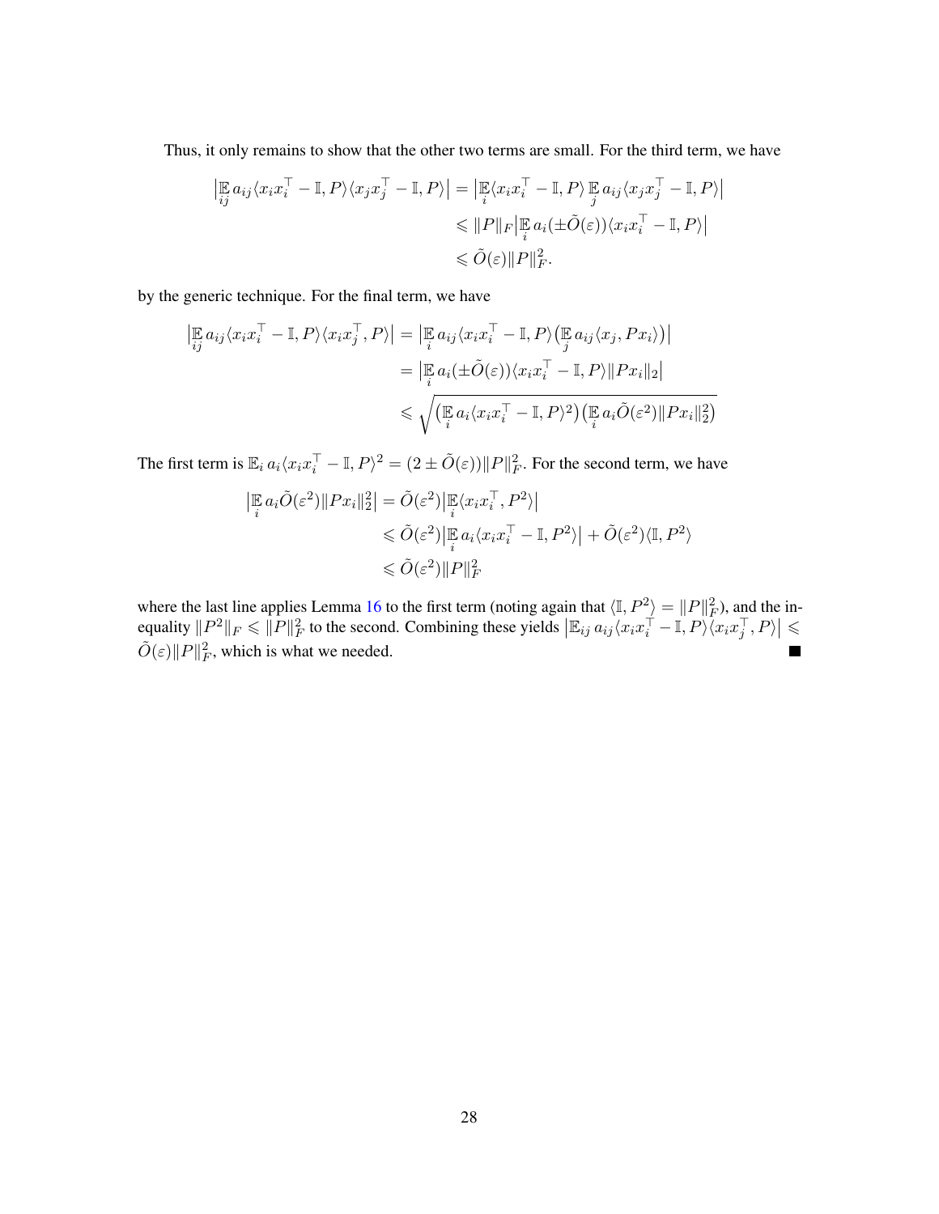Thus, it only remains to show that the other two terms are small. For the third term, we have

$$
\begin{aligned}
\big|\mathop{\mathbb{E}}_{ij} a_{ij}\langle x_i x_i^\top - \mathbb{I}, P\rangle\langle x_j x_j^\top - \mathbb{I}, P\rangle\big| &= \big|\mathop{\mathbb{E}}_{i}\langle x_i x_i^\top - \mathbb{I}, P\rangle \mathop{\mathbb{E}}_{j} a_{ij}\langle x_j x_j^\top - \mathbb{I}, P\rangle\big| \\
&\leqslant \|P\|_F\big|\mathop{\mathbb{E}}_{i} a_i(\pm\tilde{O}(\varepsilon))\langle x_i x_i^\top - \mathbb{I}, P\rangle\big| \\
&\leqslant \tilde{O}(\varepsilon)\|P\|_F^2.
\end{aligned}
$$

by the generic technique. For the final term, we have

$$
\begin{aligned}
\big|\mathop{\mathbb{E}}_{ij} a_{ij}\langle x_i x_i^\top - \mathbb{I}, P\rangle\langle x_i x_j^\top, P\rangle\big| &= \big|\mathop{\mathbb{E}}_{i} a_{ij}\langle x_i x_i^\top - \mathbb{I}, P\rangle\big(\mathop{\mathbb{E}}_{j} a_{ij}\langle x_j, P x_i\rangle\big)\big| \\
&= \big|\mathop{\mathbb{E}}_{i} a_i(\pm\tilde{O}(\varepsilon))\langle x_i x_i^\top - \mathbb{I}, P\rangle\|P x_i\|_2\big| \\
&\leqslant \sqrt{\big(\mathop{\mathbb{E}}_{i} a_i\langle x_i x_i^\top - \mathbb{I}, P\rangle^2\big)\big(\mathop{\mathbb{E}}_{i} a_i\tilde{O}(\varepsilon^2)\|P x_i\|_2^2\big)}
\end{aligned}
$$

The first term is $\mathbb{E}_i\, a_i\langle x_i x_i^\top - \mathbb{I}, P\rangle^2 = (2 \pm \tilde{O}(\varepsilon))\|P\|_F^2$. For the second term, we have

$$
\begin{aligned}
\big|\mathop{\mathbb{E}}_{i} a_i\tilde{O}(\varepsilon^2)\|P x_i\|_2^2\big| &= \tilde{O}(\varepsilon^2)\big|\mathop{\mathbb{E}}_{i}\langle x_i x_i^\top, P^2\rangle\big| \\
&\leqslant \tilde{O}(\varepsilon^2)\big|\mathop{\mathbb{E}}_{i} a_i\langle x_i x_i^\top - \mathbb{I}, P^2\rangle\big| + \tilde{O}(\varepsilon^2)\langle \mathbb{I}, P^2\rangle \\
&\leqslant \tilde{O}(\varepsilon^2)\|P\|_F^2
\end{aligned}
$$

where the last line applies Lemma 16 to the first term (noting again that $\langle \mathbb{I}, P^2\rangle = \|P\|_F^2$), and the inequality $\|P^2\|_F \leqslant \|P\|_F^2$ to the second. Combining these yields $\big|\mathbb{E}_{ij}\, a_{ij}\langle x_i x_i^\top - \mathbb{I}, P\rangle\langle x_i x_j^\top, P\rangle\big| \leqslant \tilde{O}(\varepsilon)\|P\|_F^2$, which is what we needed. ■